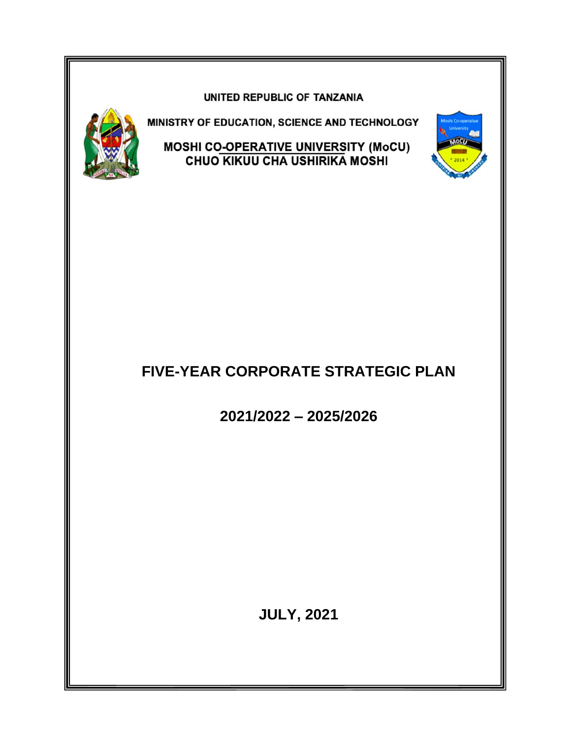**UNITED REPUBLIC OF TANZANIA**

**MINISTRY OF EDUCATION, SCIENCE AND TECHNOLOGY**

**MOSHI CO-OPERATIVE UNIVERSITY (MoCU)**
**CHUO KIKUU CHA USHIRIKA MOSHI**

# FIVE-YEAR CORPORATE STRATEGIC PLAN

## 2021/2022 – 2025/2026

**JULY, 2021**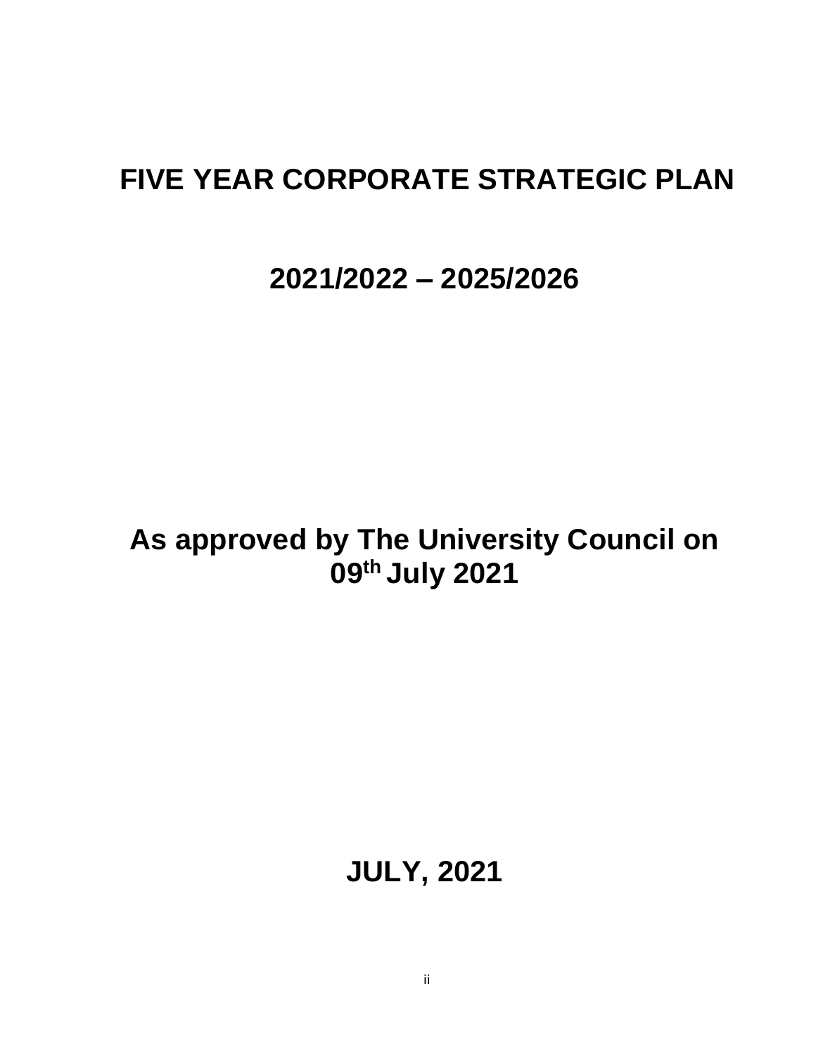# FIVE YEAR CORPORATE STRATEGIC PLAN

# 2021/2022 – 2025/2026

**As approved by The University Council on 09th July 2021**

**JULY, 2021**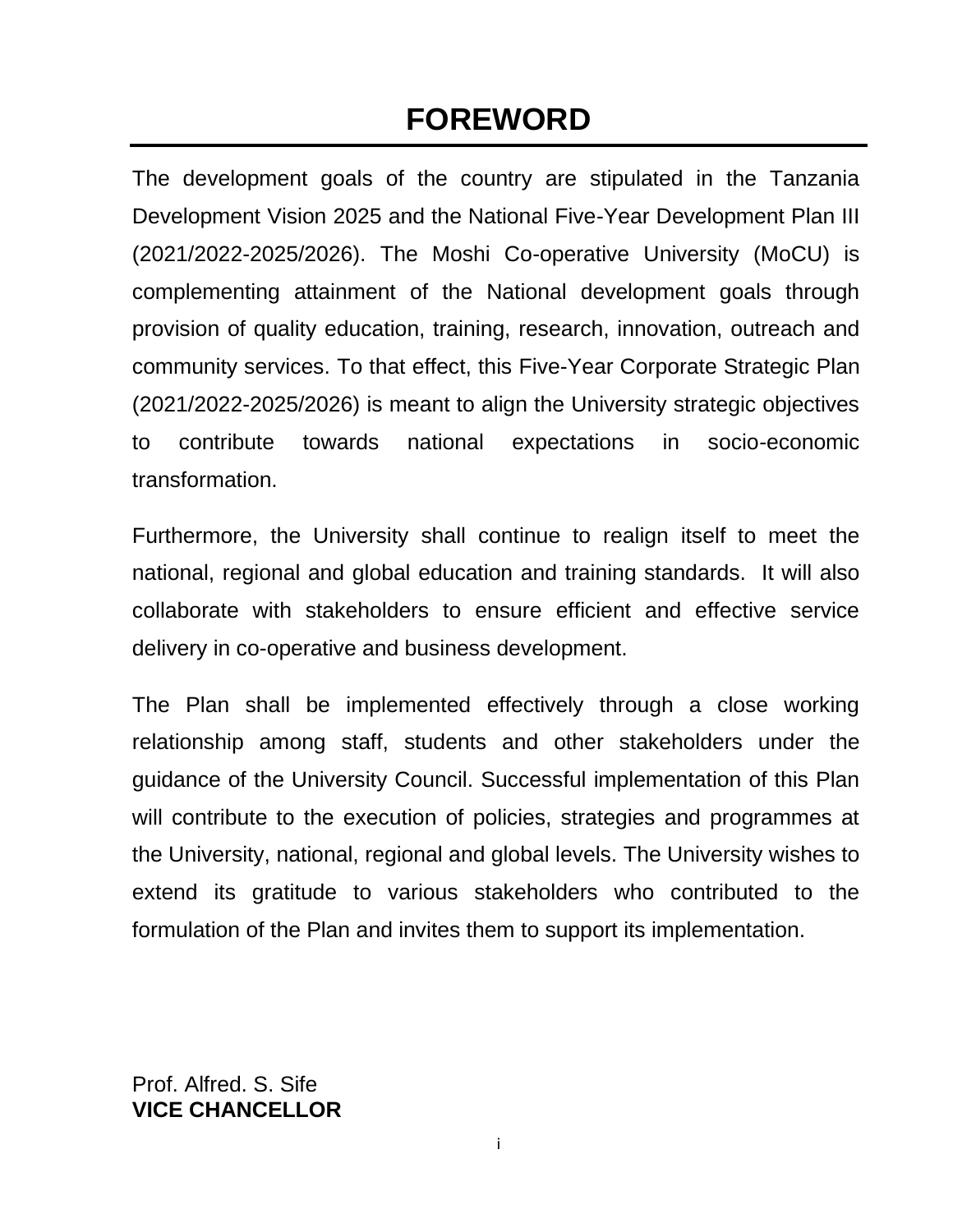# FOREWORD

The development goals of the country are stipulated in the Tanzania Development Vision 2025 and the National Five-Year Development Plan III (2021/2022-2025/2026). The Moshi Co-operative University (MoCU) is complementing attainment of the National development goals through provision of quality education, training, research, innovation, outreach and community services. To that effect, this Five-Year Corporate Strategic Plan (2021/2022-2025/2026) is meant to align the University strategic objectives to contribute towards national expectations in socio-economic transformation.

Furthermore, the University shall continue to realign itself to meet the national, regional and global education and training standards. It will also collaborate with stakeholders to ensure efficient and effective service delivery in co-operative and business development.

The Plan shall be implemented effectively through a close working relationship among staff, students and other stakeholders under the guidance of the University Council. Successful implementation of this Plan will contribute to the execution of policies, strategies and programmes at the University, national, regional and global levels. The University wishes to extend its gratitude to various stakeholders who contributed to the formulation of the Plan and invites them to support its implementation.

Prof. Alfred. S. Sife
**VICE CHANCELLOR**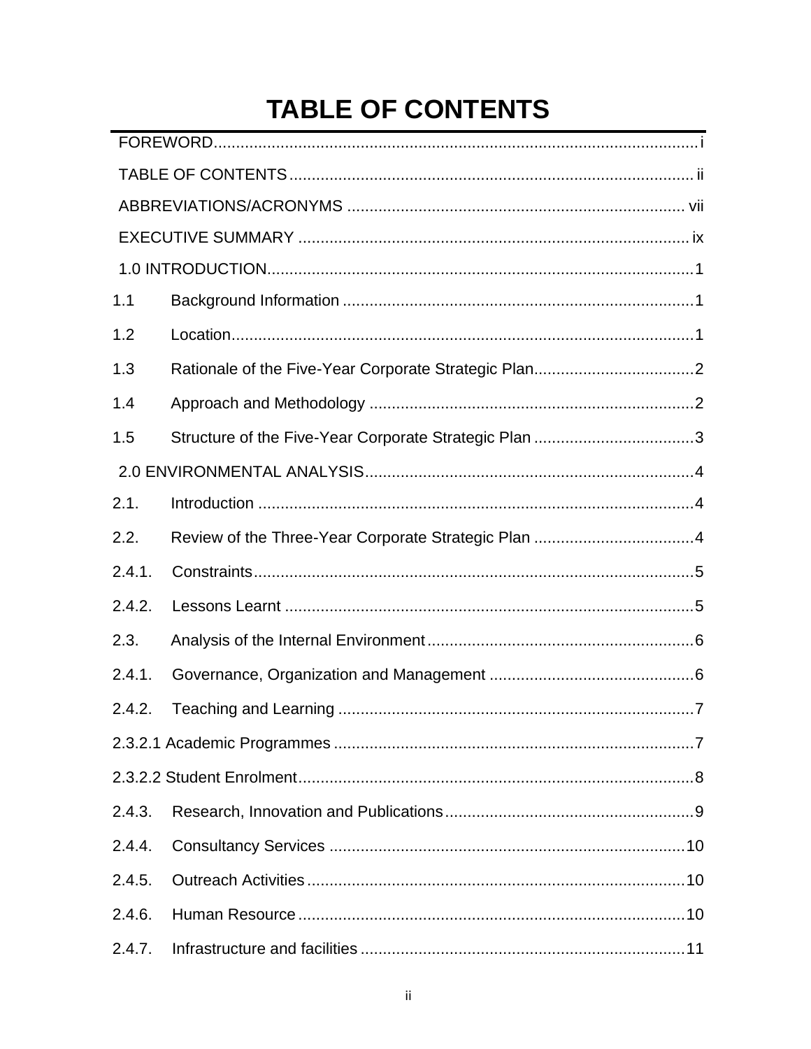# TABLE OF CONTENTS

FOREWORD...................................................................................................... i

TABLE OF CONTENTS.................................................................................... ii

ABBREVIATIONS/ACRONYMS ...................................................................... vii

EXECUTIVE SUMMARY ................................................................................. ix

1.0 INTRODUCTION........................................................................................ 1

1.1 Background Information .............................................................................. 1

1.2 Location....................................................................................................... 1

1.3 Rationale of the Five-Year Corporate Strategic Plan.................................... 2

1.4 Approach and Methodology ........................................................................ 2

1.5 Structure of the Five-Year Corporate Strategic Plan .................................... 3

2.0 ENVIRONMENTAL ANALYSIS.................................................................. 4

2.1. Introduction ................................................................................................ 4

2.2. Review of the Three-Year Corporate Strategic Plan .................................... 4

2.4.1. Constraints............................................................................................... 5

2.4.2. Lessons Learnt ........................................................................................ 5

2.3. Analysis of the Internal Environment............................................................ 6

2.4.1. Governance, Organization and Management .......................................... 6

2.4.2. Teaching and Learning ............................................................................ 7

2.3.2.1 Academic Programmes ......................................................................... 7

2.3.2.2 Student Enrolment................................................................................. 8

2.4.3. Research, Innovation and Publications.................................................... 9

2.4.4. Consultancy Services ............................................................................. 10

2.4.5. Outreach Activities.................................................................................. 10

2.4.6. Human Resource.................................................................................... 10

2.4.7. Infrastructure and facilities ...................................................................... 11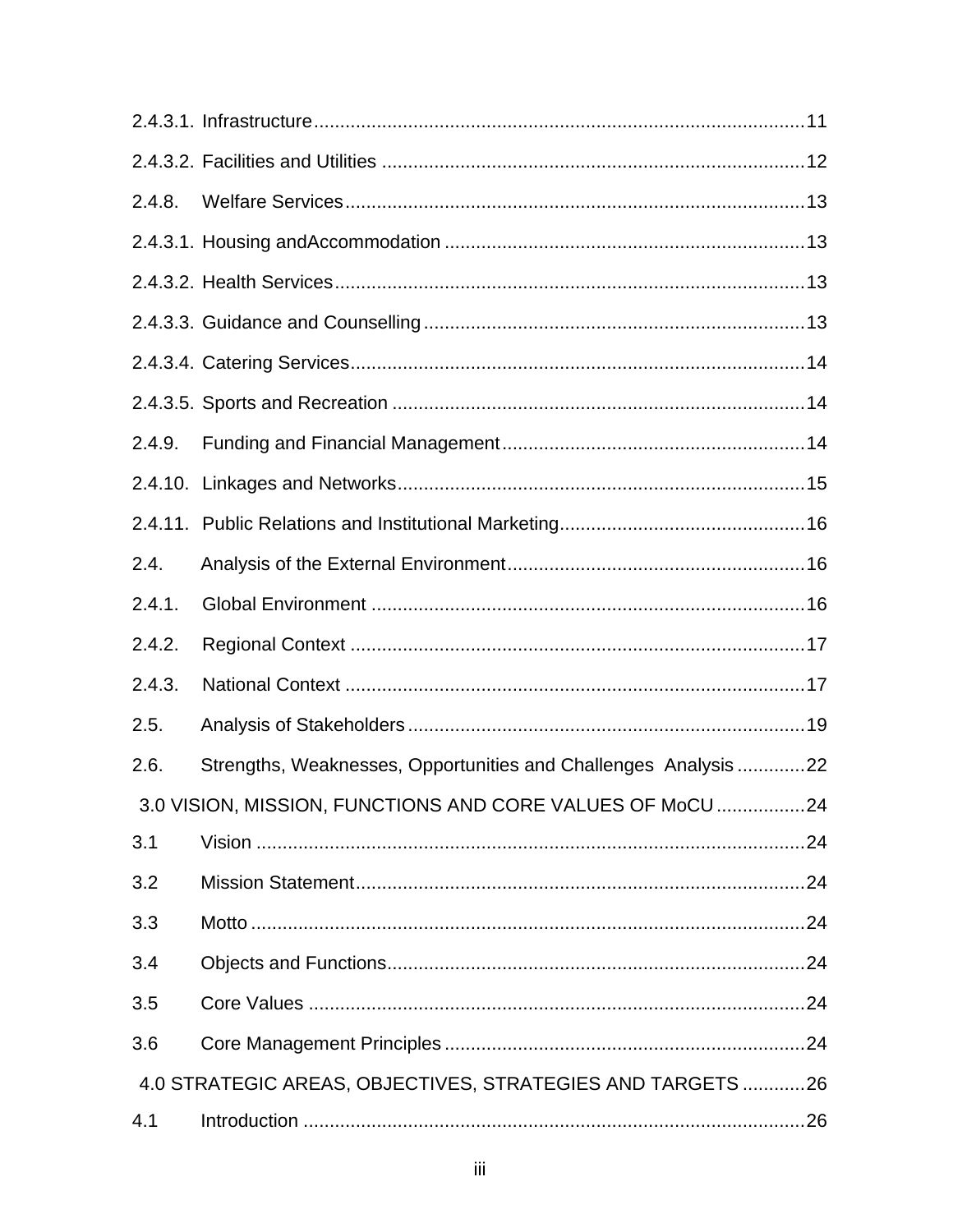2.4.3.1. Infrastructure ........................................................................................ 11

2.4.3.2. Facilities and Utilities ............................................................................... 12

2.4.8. Welfare Services ...................................................................................... 13

2.4.3.1. Housing andAccommodation .................................................................. 13

2.4.3.2. Health Services ........................................................................................ 13

2.4.3.3. Guidance and Counselling ....................................................................... 13

2.4.3.4. Catering Services ..................................................................................... 14

2.4.3.5. Sports and Recreation ............................................................................. 14

2.4.9. Funding and Financial Management ......................................................... 14

2.4.10. Linkages and Networks ............................................................................ 15

2.4.11. Public Relations and Institutional Marketing .............................................. 16

2.4. Analysis of the External Environment ........................................................ 16

2.4.1. Global Environment ................................................................................. 16

2.4.2. Regional Context ..................................................................................... 17

2.4.3. National Context ...................................................................................... 17

2.5. Analysis of Stakeholders .......................................................................... 19

2.6. Strengths, Weaknesses, Opportunities and Challenges Analysis ............. 22

3.0 VISION, MISSION, FUNCTIONS AND CORE VALUES OF MoCU ................. 24

3.1 Vision ........................................................................................................ 24

3.2 Mission Statement ..................................................................................... 24

3.3 Motto ......................................................................................................... 24

3.4 Objects and Functions ............................................................................... 24

3.5 Core Values .............................................................................................. 24

3.6 Core Management Principles .................................................................... 24

4.0 STRATEGIC AREAS, OBJECTIVES, STRATEGIES AND TARGETS ............ 26

4.1 Introduction ............................................................................................... 26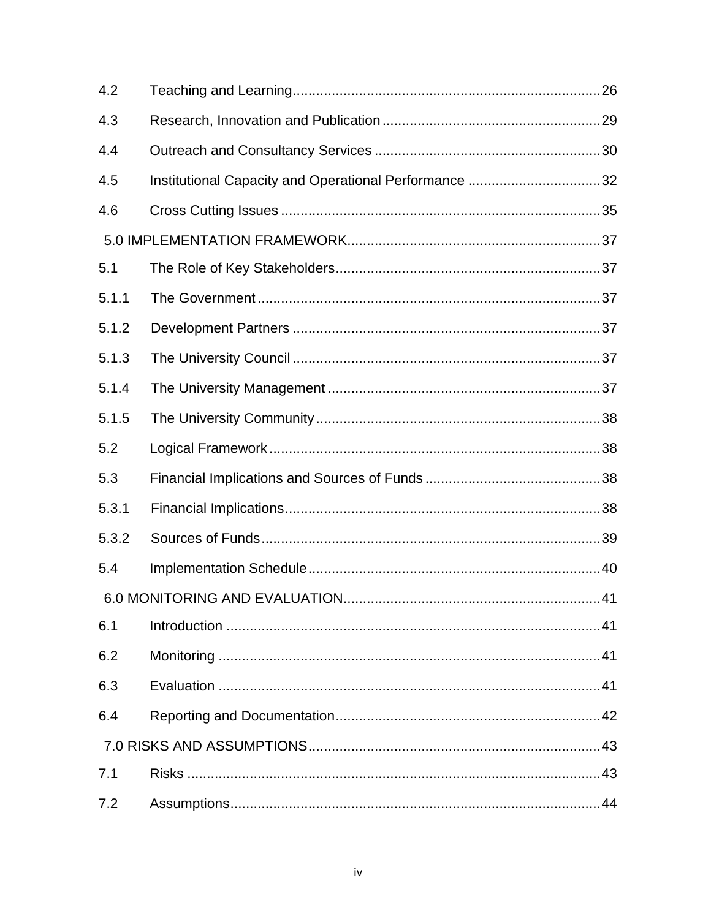4.2 Teaching and Learning ............................................................................. 26

4.3 Research, Innovation and Publication ....................................................... 29

4.4 Outreach and Consultancy Services ......................................................... 30

4.5 Institutional Capacity and Operational Performance .................................. 32

4.6 Cross Cutting Issues ................................................................................. 35

5.0 IMPLEMENTATION FRAMEWORK ............................................................... 37

5.1 The Role of Key Stakeholders ................................................................... 37

5.1.1 The Government ...................................................................................... 37

5.1.2 Development Partners ............................................................................. 37

5.1.3 The University Council ............................................................................. 37

5.1.4 The University Management .................................................................... 37

5.1.5 The University Community ....................................................................... 38

5.2 Logical Framework .................................................................................... 38

5.3 Financial Implications and Sources of Funds ............................................ 38

5.3.1 Financial Implications ............................................................................... 38

5.3.2 Sources of Funds ..................................................................................... 39

5.4 Implementation Schedule .......................................................................... 40

6.0 MONITORING AND EVALUATION ................................................................ 41

6.1 Introduction ............................................................................................... 41

6.2 Monitoring ................................................................................................. 41

6.3 Evaluation ................................................................................................. 41

6.4 Reporting and Documentation ................................................................... 42

7.0 RISKS AND ASSUMPTIONS ......................................................................... 43

7.1 Risks ......................................................................................................... 43

7.2 Assumptions .............................................................................................. 44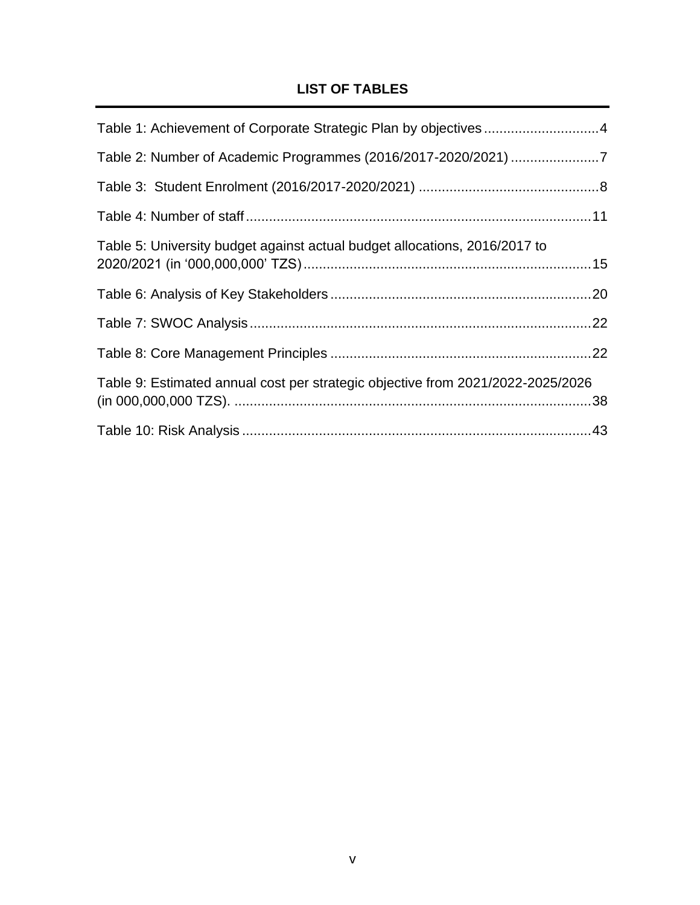# LIST OF TABLES

Table 1: Achievement of Corporate Strategic Plan by objectives ..............................4

Table 2: Number of Academic Programmes (2016/2017-2020/2021) .......................7

Table 3: Student Enrolment (2016/2017-2020/2021) ...............................................8

Table 4: Number of staff ..........................................................................................11

Table 5: University budget against actual budget allocations, 2016/2017 to 2020/2021 (in '000,000,000' TZS) ..........................................................................15

Table 6: Analysis of Key Stakeholders ....................................................................20

Table 7: SWOC Analysis .........................................................................................22

Table 8: Core Management Principles ....................................................................22

Table 9: Estimated annual cost per strategic objective from 2021/2022-2025/2026 (in 000,000,000 TZS). .............................................................................................38

Table 10: Risk Analysis ...........................................................................................43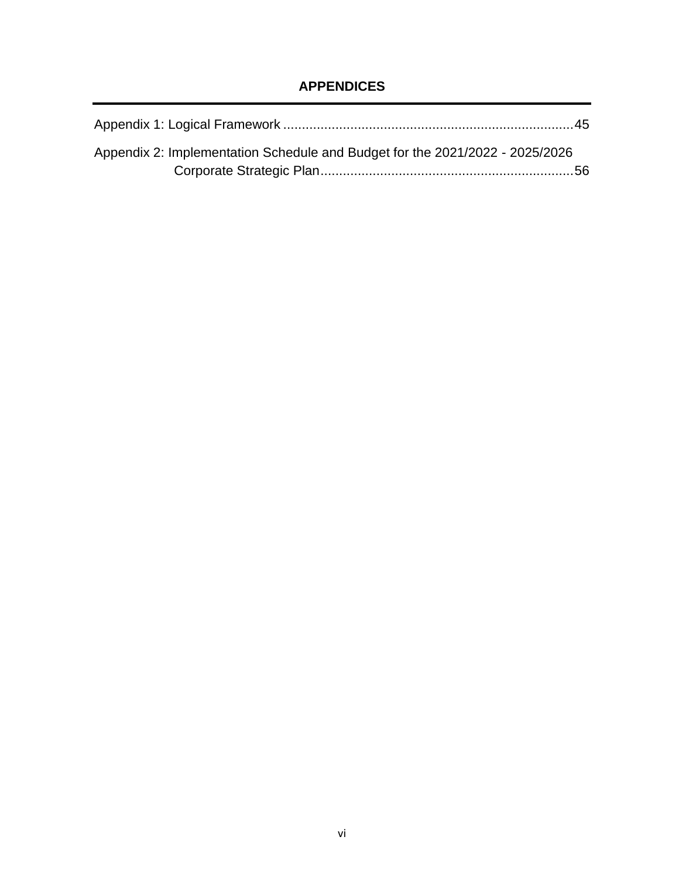# APPENDICES

Appendix 1: Logical Framework ............................................................................ 45

Appendix 2: Implementation Schedule and Budget for the 2021/2022 - 2025/2026 Corporate Strategic Plan .................................................................... 56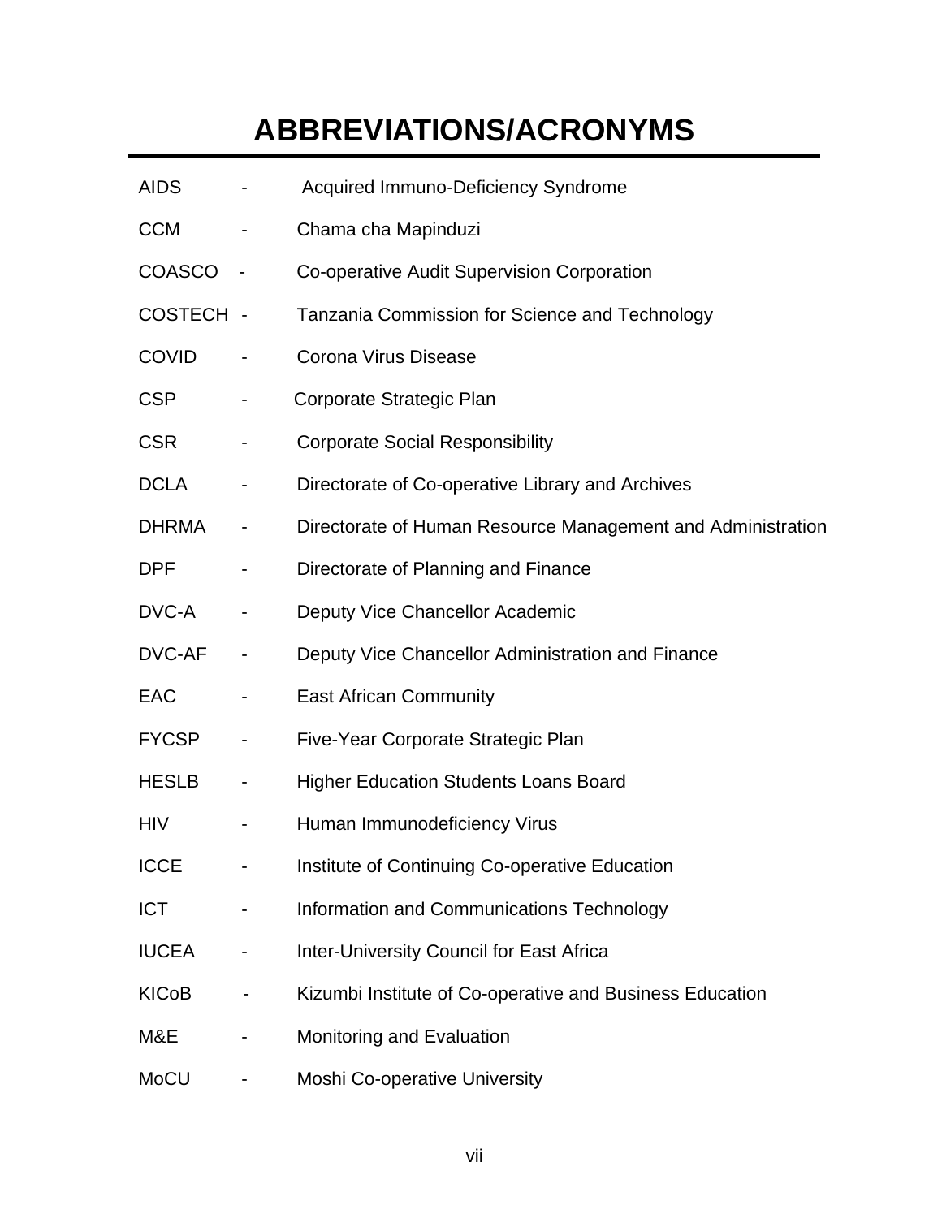# ABBREVIATIONS/ACRONYMS

| | | |
|---|---|---|
| AIDS | - | Acquired Immuno-Deficiency Syndrome |
| CCM | - | Chama cha Mapinduzi |
| COASCO | - | Co-operative Audit Supervision Corporation |
| COSTECH | - | Tanzania Commission for Science and Technology |
| COVID | - | Corona Virus Disease |
| CSP | - | Corporate Strategic Plan |
| CSR | - | Corporate Social Responsibility |
| DCLA | - | Directorate of Co-operative Library and Archives |
| DHRMA | - | Directorate of Human Resource Management and Administration |
| DPF | - | Directorate of Planning and Finance |
| DVC-A | - | Deputy Vice Chancellor Academic |
| DVC-AF | - | Deputy Vice Chancellor Administration and Finance |
| EAC | - | East African Community |
| FYCSP | - | Five-Year Corporate Strategic Plan |
| HESLB | - | Higher Education Students Loans Board |
| HIV | - | Human Immunodeficiency Virus |
| ICCE | - | Institute of Continuing Co-operative Education |
| ICT | - | Information and Communications Technology |
| IUCEA | - | Inter-University Council for East Africa |
| KICoB | - | Kizumbi Institute of Co-operative and Business Education |
| M&E | - | Monitoring and Evaluation |
| MoCU | - | Moshi Co-operative University |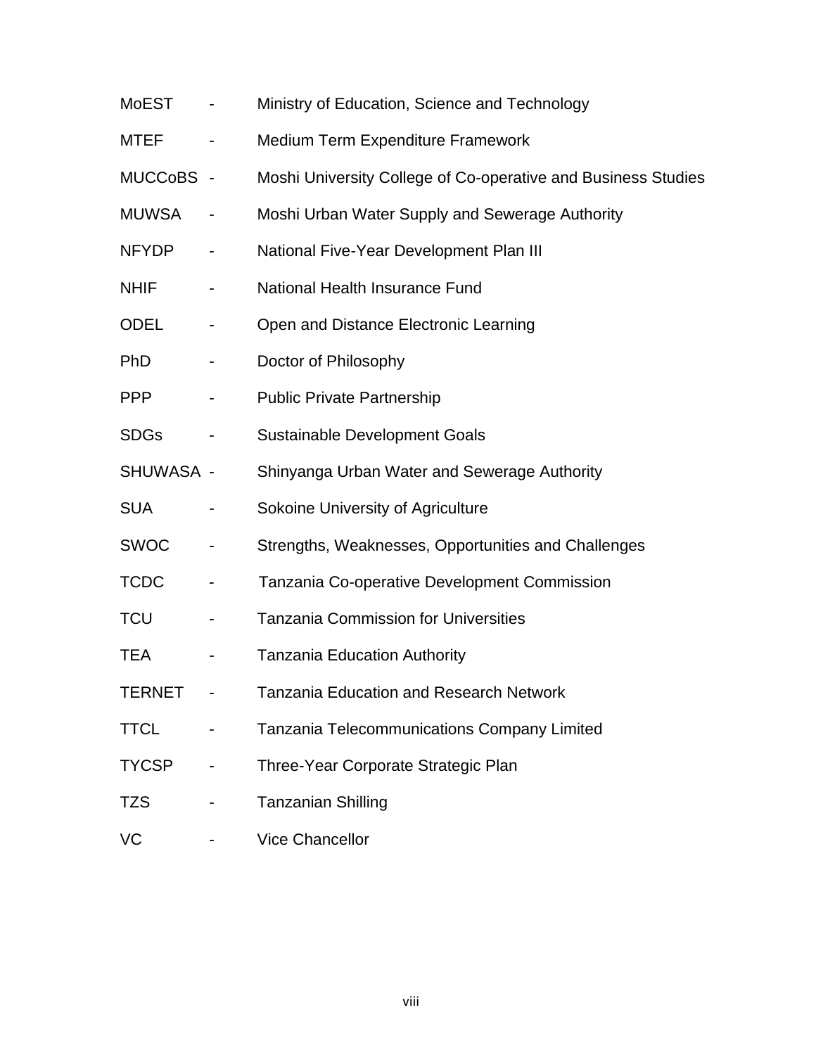| | | |
|---|---|---|
| MoEST | - | Ministry of Education, Science and Technology |
| MTEF | - | Medium Term Expenditure Framework |
| MUCCoBS | - | Moshi University College of Co-operative and Business Studies |
| MUWSA | - | Moshi Urban Water Supply and Sewerage Authority |
| NFYDP | - | National Five-Year Development Plan III |
| NHIF | - | National Health Insurance Fund |
| ODEL | - | Open and Distance Electronic Learning |
| PhD | - | Doctor of Philosophy |
| PPP | - | Public Private Partnership |
| SDGs | - | Sustainable Development Goals |
| SHUWASA | - | Shinyanga Urban Water and Sewerage Authority |
| SUA | - | Sokoine University of Agriculture |
| SWOC | - | Strengths, Weaknesses, Opportunities and Challenges |
| TCDC | - | Tanzania Co-operative Development Commission |
| TCU | - | Tanzania Commission for Universities |
| TEA | - | Tanzania Education Authority |
| TERNET | - | Tanzania Education and Research Network |
| TTCL | - | Tanzania Telecommunications Company Limited |
| TYCSP | - | Three-Year Corporate Strategic Plan |
| TZS | - | Tanzanian Shilling |
| VC | - | Vice Chancellor |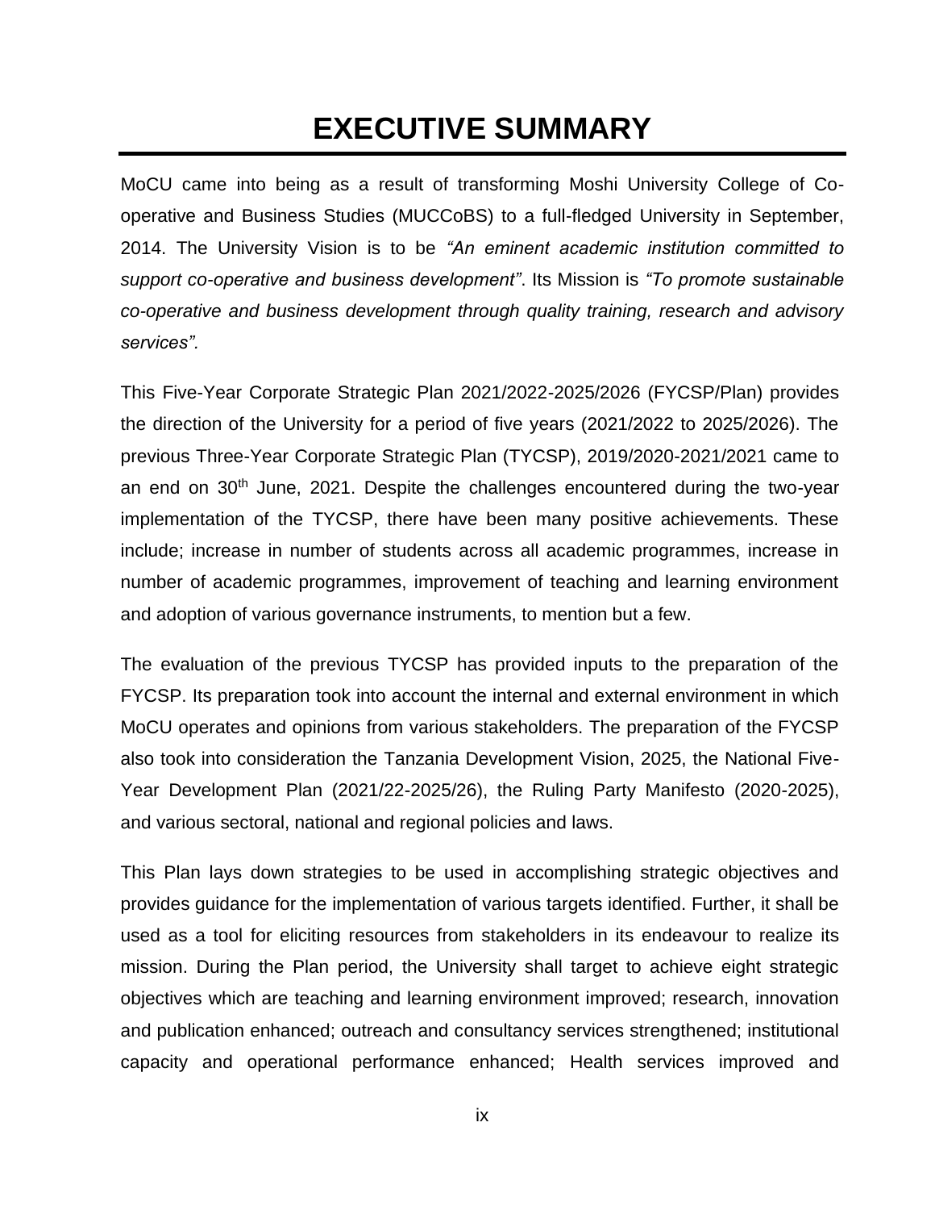# EXECUTIVE SUMMARY

MoCU came into being as a result of transforming Moshi University College of Co-operative and Business Studies (MUCCoBS) to a full-fledged University in September, 2014. The University Vision is to be *"An eminent academic institution committed to support co-operative and business development"*. Its Mission is *"To promote sustainable co-operative and business development through quality training, research and advisory services".*

This Five-Year Corporate Strategic Plan 2021/2022-2025/2026 (FYCSP/Plan) provides the direction of the University for a period of five years (2021/2022 to 2025/2026). The previous Three-Year Corporate Strategic Plan (TYCSP), 2019/2020-2021/2021 came to an end on 30th June, 2021. Despite the challenges encountered during the two-year implementation of the TYCSP, there have been many positive achievements. These include; increase in number of students across all academic programmes, increase in number of academic programmes, improvement of teaching and learning environment and adoption of various governance instruments, to mention but a few.

The evaluation of the previous TYCSP has provided inputs to the preparation of the FYCSP. Its preparation took into account the internal and external environment in which MoCU operates and opinions from various stakeholders. The preparation of the FYCSP also took into consideration the Tanzania Development Vision, 2025, the National Five-Year Development Plan (2021/22-2025/26), the Ruling Party Manifesto (2020-2025), and various sectoral, national and regional policies and laws.

This Plan lays down strategies to be used in accomplishing strategic objectives and provides guidance for the implementation of various targets identified. Further, it shall be used as a tool for eliciting resources from stakeholders in its endeavour to realize its mission. During the Plan period, the University shall target to achieve eight strategic objectives which are teaching and learning environment improved; research, innovation and publication enhanced; outreach and consultancy services strengthened; institutional capacity and operational performance enhanced; Health services improved and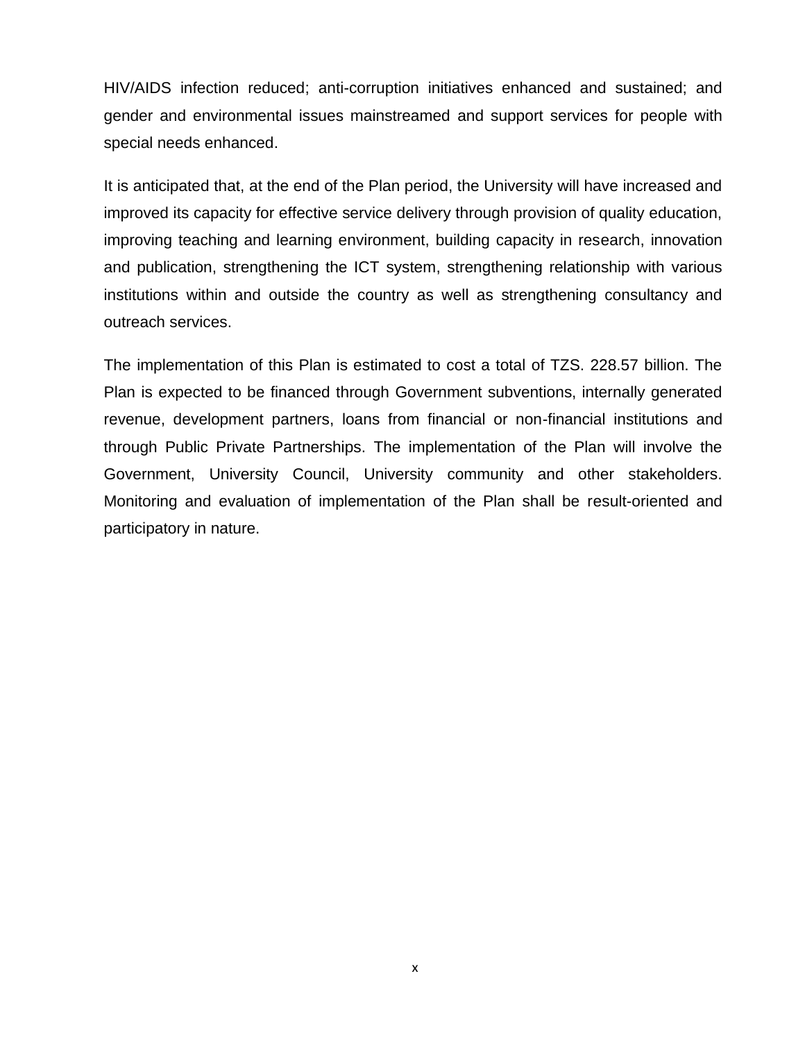HIV/AIDS infection reduced; anti-corruption initiatives enhanced and sustained; and gender and environmental issues mainstreamed and support services for people with special needs enhanced.

It is anticipated that, at the end of the Plan period, the University will have increased and improved its capacity for effective service delivery through provision of quality education, improving teaching and learning environment, building capacity in research, innovation and publication, strengthening the ICT system, strengthening relationship with various institutions within and outside the country as well as strengthening consultancy and outreach services.

The implementation of this Plan is estimated to cost a total of TZS. 228.57 billion. The Plan is expected to be financed through Government subventions, internally generated revenue, development partners, loans from financial or non-financial institutions and through Public Private Partnerships. The implementation of the Plan will involve the Government, University Council, University community and other stakeholders. Monitoring and evaluation of implementation of the Plan shall be result-oriented and participatory in nature.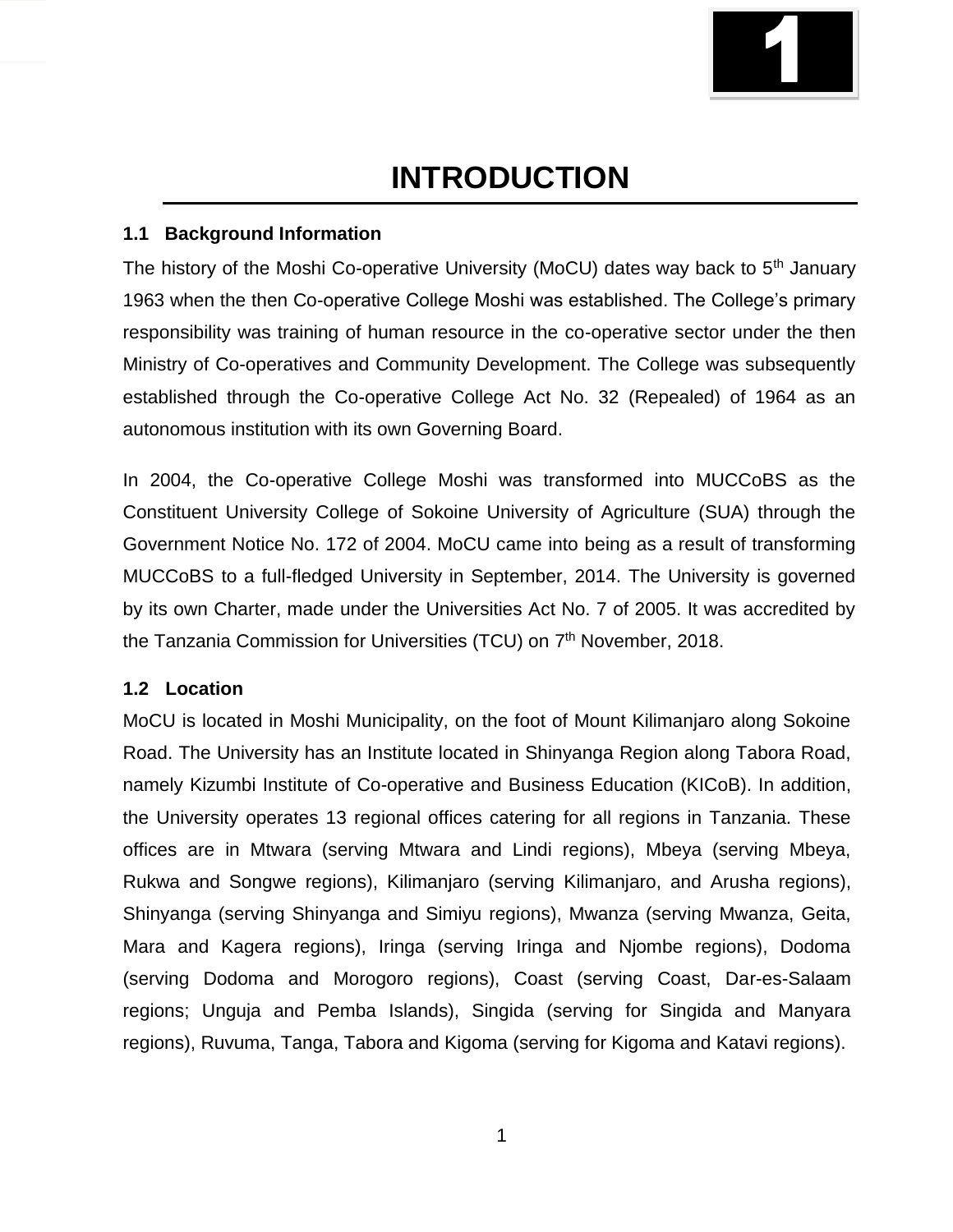# 1

# INTRODUCTION

## 1.1 Background Information

The history of the Moshi Co-operative University (MoCU) dates way back to 5th January 1963 when the then Co-operative College Moshi was established. The College's primary responsibility was training of human resource in the co-operative sector under the then Ministry of Co-operatives and Community Development. The College was subsequently established through the Co-operative College Act No. 32 (Repealed) of 1964 as an autonomous institution with its own Governing Board.

In 2004, the Co-operative College Moshi was transformed into MUCCoBS as the Constituent University College of Sokoine University of Agriculture (SUA) through the Government Notice No. 172 of 2004. MoCU came into being as a result of transforming MUCCoBS to a full-fledged University in September, 2014. The University is governed by its own Charter, made under the Universities Act No. 7 of 2005. It was accredited by the Tanzania Commission for Universities (TCU) on 7th November, 2018.

## 1.2 Location

MoCU is located in Moshi Municipality, on the foot of Mount Kilimanjaro along Sokoine Road. The University has an Institute located in Shinyanga Region along Tabora Road, namely Kizumbi Institute of Co-operative and Business Education (KICoB). In addition, the University operates 13 regional offices catering for all regions in Tanzania. These offices are in Mtwara (serving Mtwara and Lindi regions), Mbeya (serving Mbeya, Rukwa and Songwe regions), Kilimanjaro (serving Kilimanjaro, and Arusha regions), Shinyanga (serving Shinyanga and Simiyu regions), Mwanza (serving Mwanza, Geita, Mara and Kagera regions), Iringa (serving Iringa and Njombe regions), Dodoma (serving Dodoma and Morogoro regions), Coast (serving Coast, Dar-es-Salaam regions; Unguja and Pemba Islands), Singida (serving for Singida and Manyara regions), Ruvuma, Tanga, Tabora and Kigoma (serving for Kigoma and Katavi regions).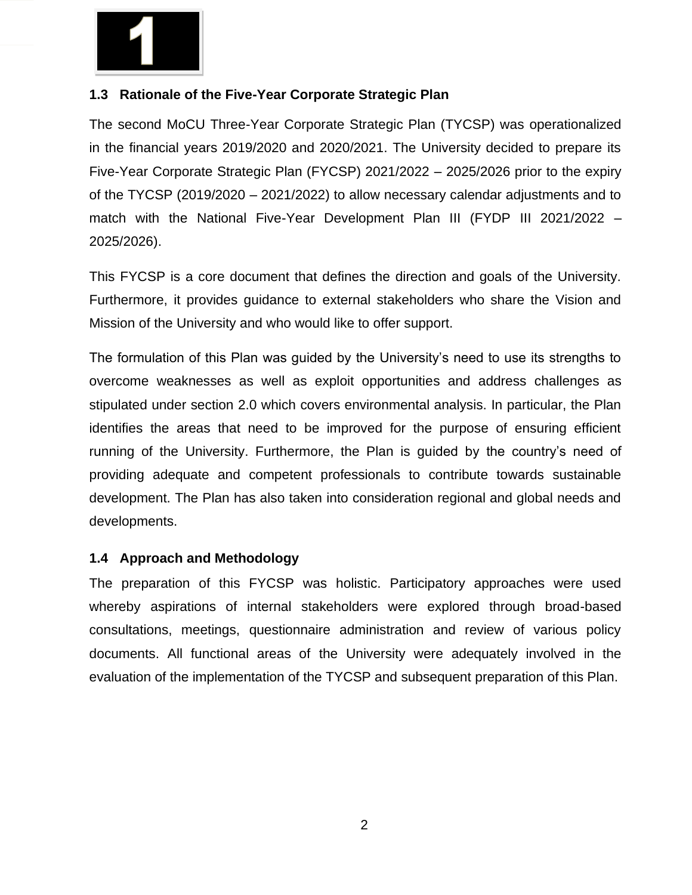## 1.3 Rationale of the Five-Year Corporate Strategic Plan

The second MoCU Three-Year Corporate Strategic Plan (TYCSP) was operationalized in the financial years 2019/2020 and 2020/2021. The University decided to prepare its Five-Year Corporate Strategic Plan (FYCSP) 2021/2022 – 2025/2026 prior to the expiry of the TYCSP (2019/2020 – 2021/2022) to allow necessary calendar adjustments and to match with the National Five-Year Development Plan III (FYDP III 2021/2022 – 2025/2026).

This FYCSP is a core document that defines the direction and goals of the University. Furthermore, it provides guidance to external stakeholders who share the Vision and Mission of the University and who would like to offer support.

The formulation of this Plan was guided by the University's need to use its strengths to overcome weaknesses as well as exploit opportunities and address challenges as stipulated under section 2.0 which covers environmental analysis. In particular, the Plan identifies the areas that need to be improved for the purpose of ensuring efficient running of the University. Furthermore, the Plan is guided by the country's need of providing adequate and competent professionals to contribute towards sustainable development. The Plan has also taken into consideration regional and global needs and developments.

## 1.4 Approach and Methodology

The preparation of this FYCSP was holistic. Participatory approaches were used whereby aspirations of internal stakeholders were explored through broad-based consultations, meetings, questionnaire administration and review of various policy documents. All functional areas of the University were adequately involved in the evaluation of the implementation of the TYCSP and subsequent preparation of this Plan.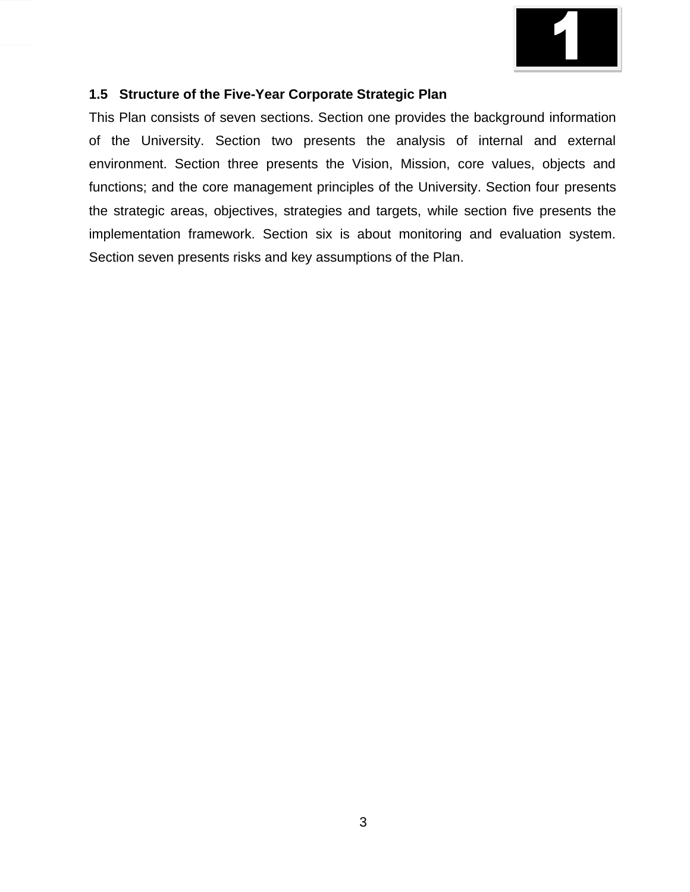### 1.5 Structure of the Five-Year Corporate Strategic Plan

This Plan consists of seven sections. Section one provides the background information of the University. Section two presents the analysis of internal and external environment. Section three presents the Vision, Mission, core values, objects and functions; and the core management principles of the University. Section four presents the strategic areas, objectives, strategies and targets, while section five presents the implementation framework. Section six is about monitoring and evaluation system. Section seven presents risks and key assumptions of the Plan.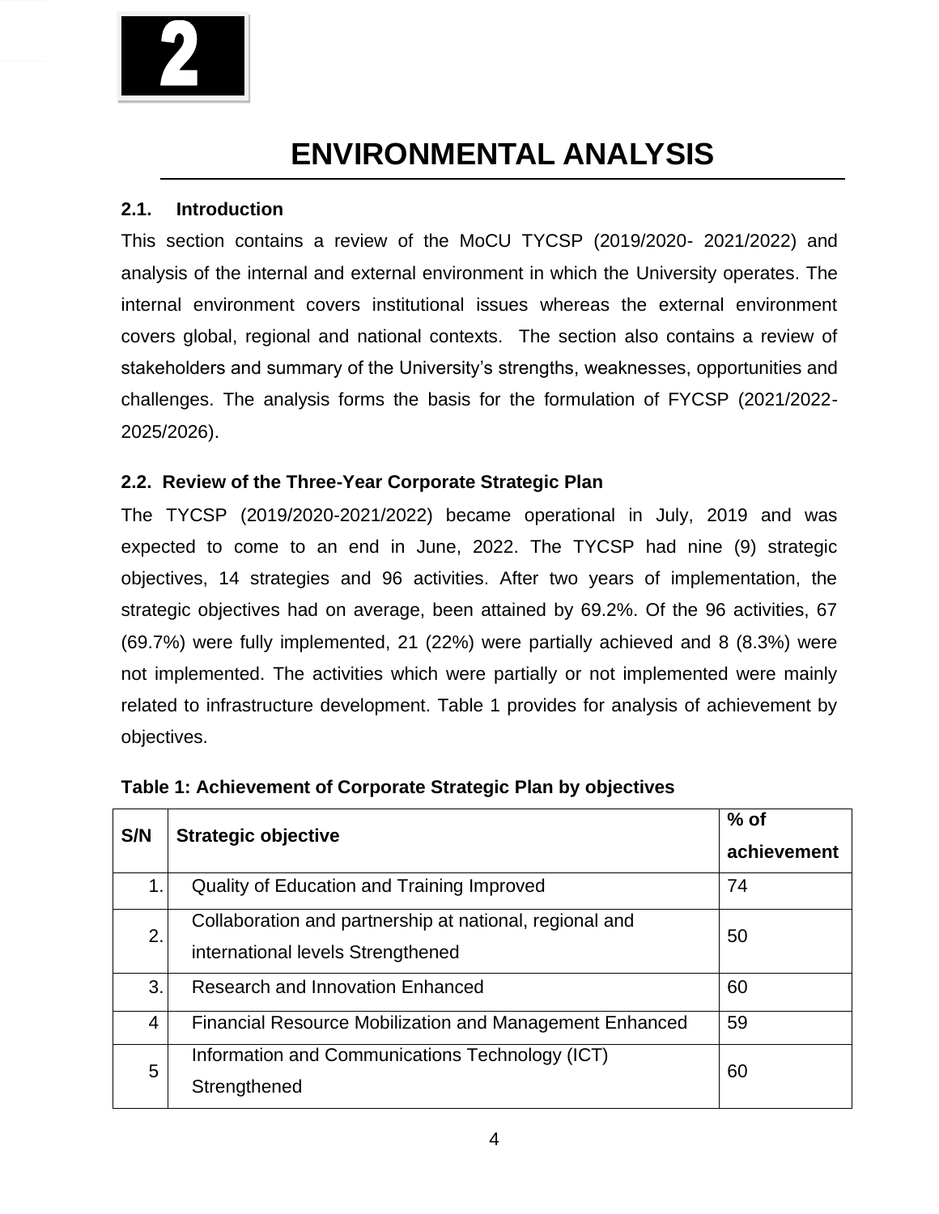# 2

# ENVIRONMENTAL ANALYSIS

## 2.1. Introduction

This section contains a review of the MoCU TYCSP (2019/2020- 2021/2022) and analysis of the internal and external environment in which the University operates. The internal environment covers institutional issues whereas the external environment covers global, regional and national contexts. The section also contains a review of stakeholders and summary of the University's strengths, weaknesses, opportunities and challenges. The analysis forms the basis for the formulation of FYCSP (2021/2022-2025/2026).

## 2.2. Review of the Three-Year Corporate Strategic Plan

The TYCSP (2019/2020-2021/2022) became operational in July, 2019 and was expected to come to an end in June, 2022. The TYCSP had nine (9) strategic objectives, 14 strategies and 96 activities. After two years of implementation, the strategic objectives had on average, been attained by 69.2%. Of the 96 activities, 67 (69.7%) were fully implemented, 21 (22%) were partially achieved and 8 (8.3%) were not implemented. The activities which were partially or not implemented were mainly related to infrastructure development. Table 1 provides for analysis of achievement by objectives.

**Table 1: Achievement of Corporate Strategic Plan by objectives**

| S/N | Strategic objective | % of achievement |
|---|---|---|
| 1. | Quality of Education and Training Improved | 74 |
| 2. | Collaboration and partnership at national, regional and international levels Strengthened | 50 |
| 3. | Research and Innovation Enhanced | 60 |
| 4 | Financial Resource Mobilization and Management Enhanced | 59 |
| 5 | Information and Communications Technology (ICT) Strengthened | 60 |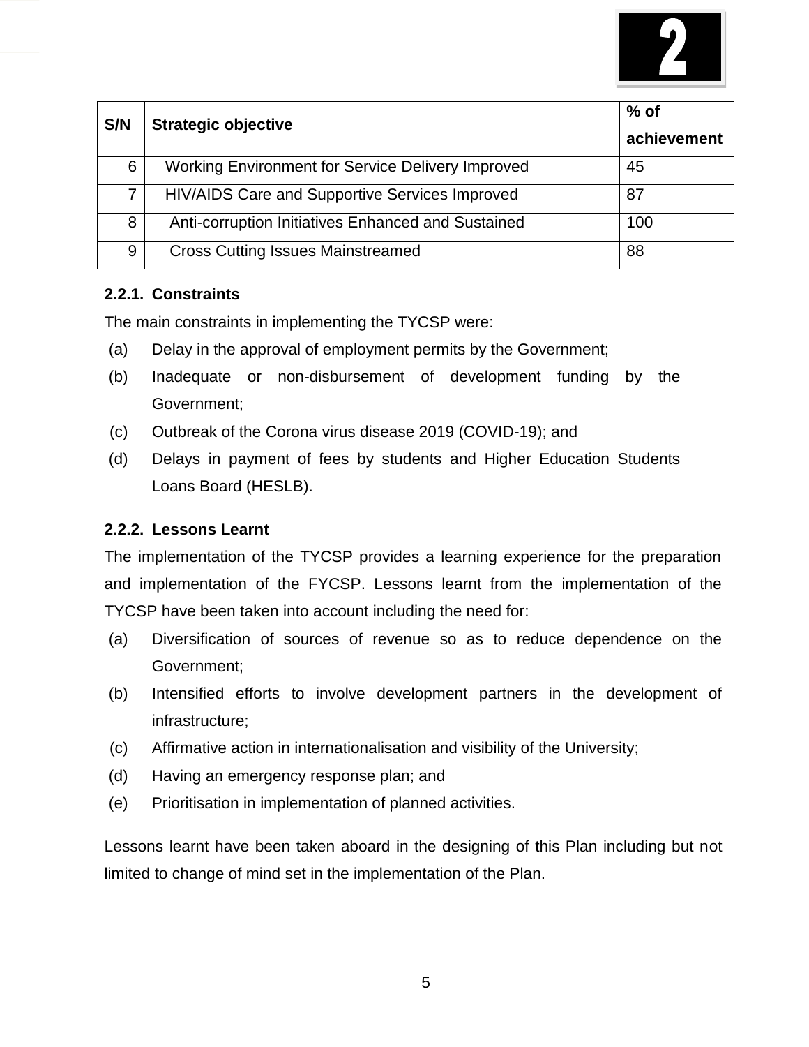| S/N | Strategic objective | % of achievement |
|---|---|---|
| 6 | Working Environment for Service Delivery Improved | 45 |
| 7 | HIV/AIDS Care and Supportive Services Improved | 87 |
| 8 | Anti-corruption Initiatives Enhanced and Sustained | 100 |
| 9 | Cross Cutting Issues Mainstreamed | 88 |

#### 2.2.1. Constraints

The main constraints in implementing the TYCSP were:

(a) Delay in the approval of employment permits by the Government;

(b) Inadequate or non-disbursement of development funding by the Government;

(c) Outbreak of the Corona virus disease 2019 (COVID-19); and

(d) Delays in payment of fees by students and Higher Education Students Loans Board (HESLB).

#### 2.2.2. Lessons Learnt

The implementation of the TYCSP provides a learning experience for the preparation and implementation of the FYCSP. Lessons learnt from the implementation of the TYCSP have been taken into account including the need for:

(a) Diversification of sources of revenue so as to reduce dependence on the Government;

(b) Intensified efforts to involve development partners in the development of infrastructure;

(c) Affirmative action in internationalisation and visibility of the University;

(d) Having an emergency response plan; and

(e) Prioritisation in implementation of planned activities.

Lessons learnt have been taken aboard in the designing of this Plan including but not limited to change of mind set in the implementation of the Plan.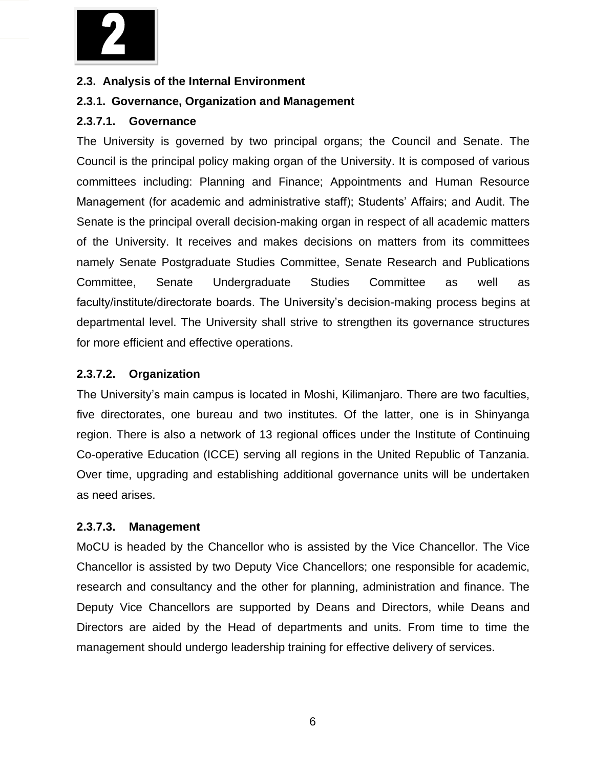**2**

## 2.3. Analysis of the Internal Environment

### 2.3.1. Governance, Organization and Management

#### 2.3.7.1. Governance

The University is governed by two principal organs; the Council and Senate. The Council is the principal policy making organ of the University. It is composed of various committees including: Planning and Finance; Appointments and Human Resource Management (for academic and administrative staff); Students' Affairs; and Audit. The Senate is the principal overall decision-making organ in respect of all academic matters of the University. It receives and makes decisions on matters from its committees namely Senate Postgraduate Studies Committee, Senate Research and Publications Committee, Senate Undergraduate Studies Committee as well as faculty/institute/directorate boards. The University's decision-making process begins at departmental level. The University shall strive to strengthen its governance structures for more efficient and effective operations.

#### 2.3.7.2. Organization

The University's main campus is located in Moshi, Kilimanjaro. There are two faculties, five directorates, one bureau and two institutes. Of the latter, one is in Shinyanga region. There is also a network of 13 regional offices under the Institute of Continuing Co-operative Education (ICCE) serving all regions in the United Republic of Tanzania. Over time, upgrading and establishing additional governance units will be undertaken as need arises.

#### 2.3.7.3. Management

MoCU is headed by the Chancellor who is assisted by the Vice Chancellor. The Vice Chancellor is assisted by two Deputy Vice Chancellors; one responsible for academic, research and consultancy and the other for planning, administration and finance. The Deputy Vice Chancellors are supported by Deans and Directors, while Deans and Directors are aided by the Head of departments and units. From time to time the management should undergo leadership training for effective delivery of services.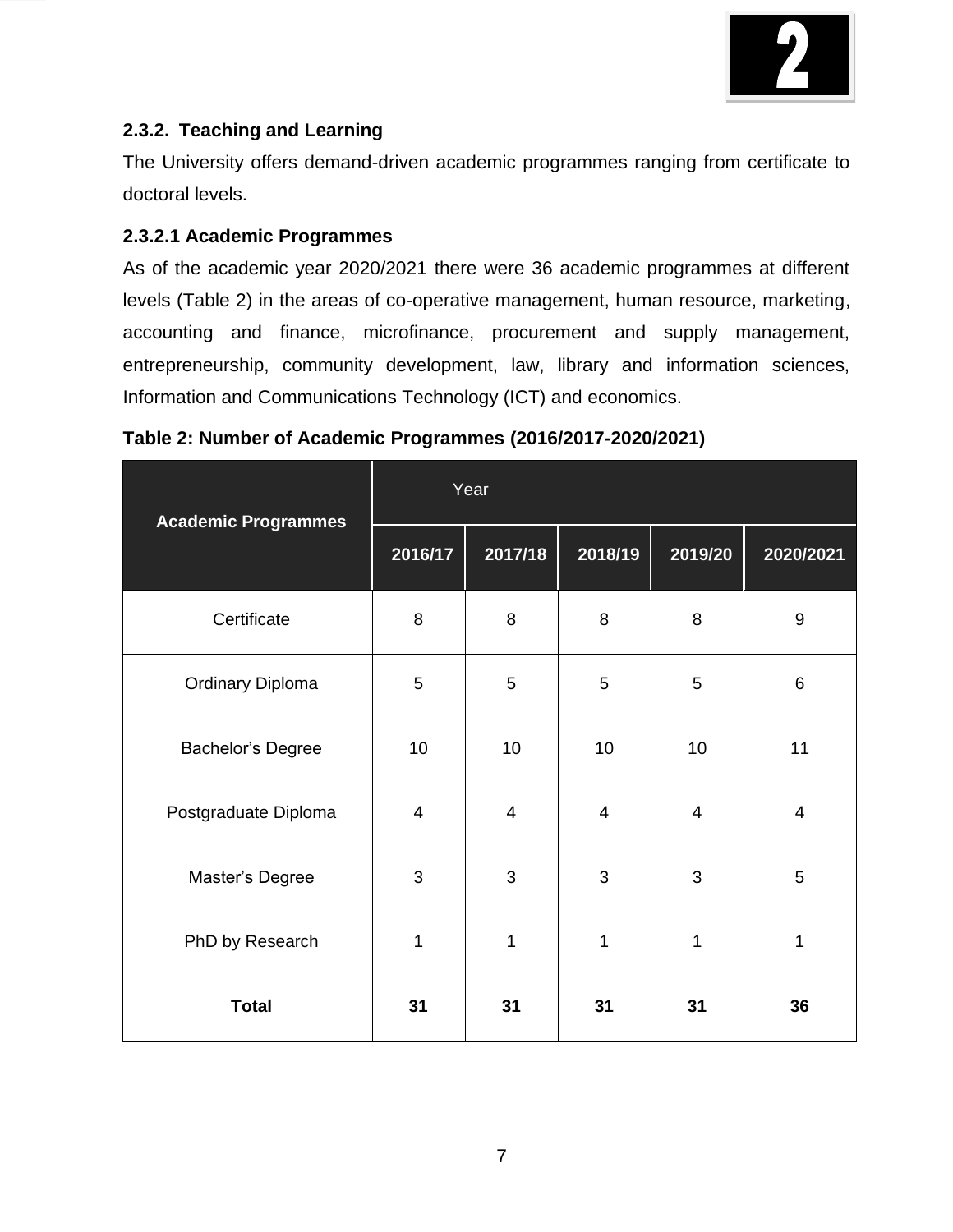### 2.3.2. Teaching and Learning

The University offers demand-driven academic programmes ranging from certificate to doctoral levels.

#### 2.3.2.1 Academic Programmes

As of the academic year 2020/2021 there were 36 academic programmes at different levels (Table 2) in the areas of co-operative management, human resource, marketing, accounting and finance, microfinance, procurement and supply management, entrepreneurship, community development, law, library and information sciences, Information and Communications Technology (ICT) and economics.

**Table 2: Number of Academic Programmes (2016/2017-2020/2021)**

| Academic Programmes | Year | | | | |
|---|---|---|---|---|---|
| | 2016/17 | 2017/18 | 2018/19 | 2019/20 | 2020/2021 |
| Certificate | 8 | 8 | 8 | 8 | 9 |
| Ordinary Diploma | 5 | 5 | 5 | 5 | 6 |
| Bachelor's Degree | 10 | 10 | 10 | 10 | 11 |
| Postgraduate Diploma | 4 | 4 | 4 | 4 | 4 |
| Master's Degree | 3 | 3 | 3 | 3 | 5 |
| PhD by Research | 1 | 1 | 1 | 1 | 1 |
| **Total** | **31** | **31** | **31** | **31** | **36** |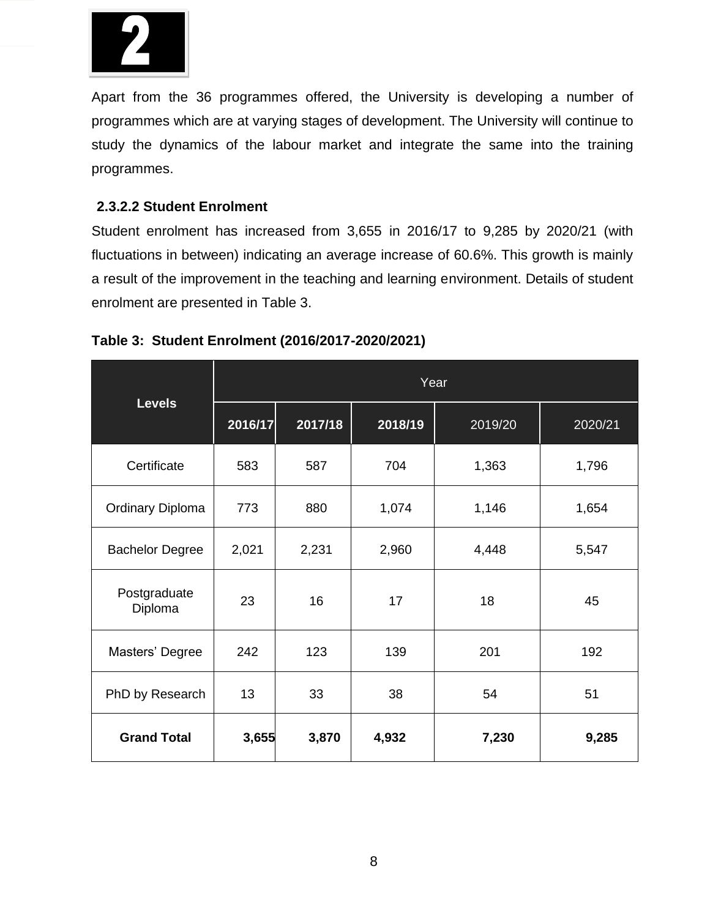Apart from the 36 programmes offered, the University is developing a number of programmes which are at varying stages of development. The University will continue to study the dynamics of the labour market and integrate the same into the training programmes.

#### 2.3.2.2 Student Enrolment

Student enrolment has increased from 3,655 in 2016/17 to 9,285 by 2020/21 (with fluctuations in between) indicating an average increase of 60.6%. This growth is mainly a result of the improvement in the teaching and learning environment. Details of student enrolment are presented in Table 3.

**Table 3: Student Enrolment (2016/2017-2020/2021)**

| Levels | Year | | | | |
|---|---|---|---|---|---|
| | 2016/17 | 2017/18 | 2018/19 | 2019/20 | 2020/21 |
| Certificate | 583 | 587 | 704 | 1,363 | 1,796 |
| Ordinary Diploma | 773 | 880 | 1,074 | 1,146 | 1,654 |
| Bachelor Degree | 2,021 | 2,231 | 2,960 | 4,448 | 5,547 |
| Postgraduate Diploma | 23 | 16 | 17 | 18 | 45 |
| Masters' Degree | 242 | 123 | 139 | 201 | 192 |
| PhD by Research | 13 | 33 | 38 | 54 | 51 |
| **Grand Total** | **3,655** | **3,870** | **4,932** | **7,230** | **9,285** |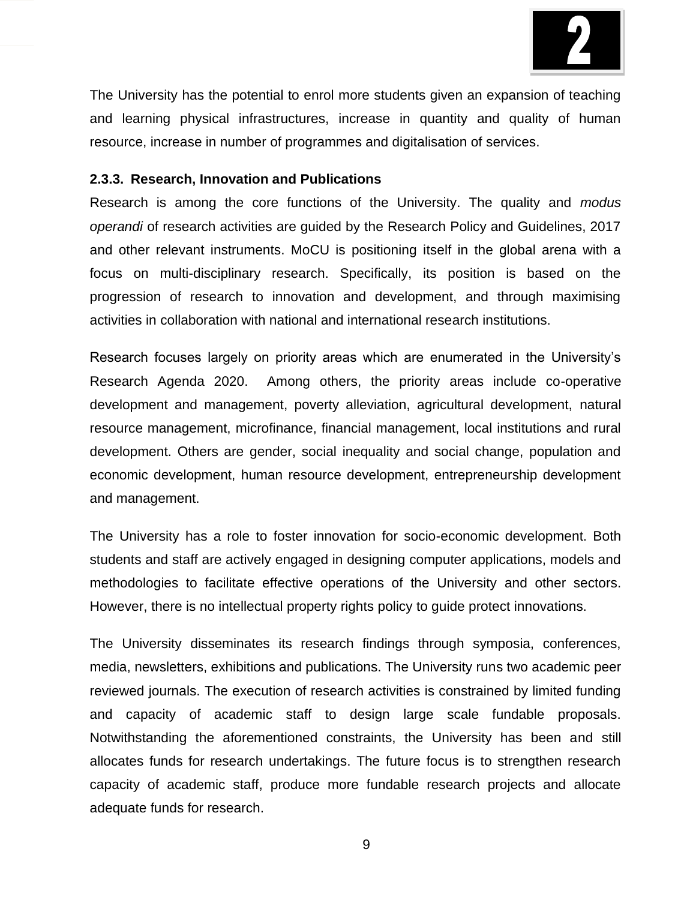The University has the potential to enrol more students given an expansion of teaching and learning physical infrastructures, increase in quantity and quality of human resource, increase in number of programmes and digitalisation of services.

### 2.3.3. Research, Innovation and Publications

Research is among the core functions of the University. The quality and *modus operandi* of research activities are guided by the Research Policy and Guidelines, 2017 and other relevant instruments. MoCU is positioning itself in the global arena with a focus on multi-disciplinary research. Specifically, its position is based on the progression of research to innovation and development, and through maximising activities in collaboration with national and international research institutions.

Research focuses largely on priority areas which are enumerated in the University's Research Agenda 2020. Among others, the priority areas include co-operative development and management, poverty alleviation, agricultural development, natural resource management, microfinance, financial management, local institutions and rural development. Others are gender, social inequality and social change, population and economic development, human resource development, entrepreneurship development and management.

The University has a role to foster innovation for socio-economic development. Both students and staff are actively engaged in designing computer applications, models and methodologies to facilitate effective operations of the University and other sectors. However, there is no intellectual property rights policy to guide protect innovations.

The University disseminates its research findings through symposia, conferences, media, newsletters, exhibitions and publications. The University runs two academic peer reviewed journals. The execution of research activities is constrained by limited funding and capacity of academic staff to design large scale fundable proposals. Notwithstanding the aforementioned constraints, the University has been and still allocates funds for research undertakings. The future focus is to strengthen research capacity of academic staff, produce more fundable research projects and allocate adequate funds for research.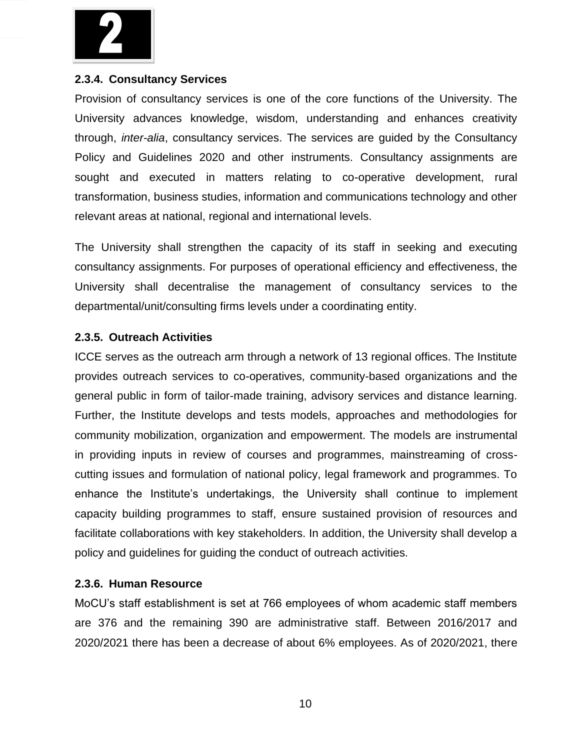### 2.3.4. Consultancy Services

Provision of consultancy services is one of the core functions of the University. The University advances knowledge, wisdom, understanding and enhances creativity through, *inter-alia*, consultancy services. The services are guided by the Consultancy Policy and Guidelines 2020 and other instruments. Consultancy assignments are sought and executed in matters relating to co-operative development, rural transformation, business studies, information and communications technology and other relevant areas at national, regional and international levels.

The University shall strengthen the capacity of its staff in seeking and executing consultancy assignments. For purposes of operational efficiency and effectiveness, the University shall decentralise the management of consultancy services to the departmental/unit/consulting firms levels under a coordinating entity.

### 2.3.5. Outreach Activities

ICCE serves as the outreach arm through a network of 13 regional offices. The Institute provides outreach services to co-operatives, community-based organizations and the general public in form of tailor-made training, advisory services and distance learning. Further, the Institute develops and tests models, approaches and methodologies for community mobilization, organization and empowerment. The models are instrumental in providing inputs in review of courses and programmes, mainstreaming of cross-cutting issues and formulation of national policy, legal framework and programmes. To enhance the Institute's undertakings, the University shall continue to implement capacity building programmes to staff, ensure sustained provision of resources and facilitate collaborations with key stakeholders. In addition, the University shall develop a policy and guidelines for guiding the conduct of outreach activities.

### 2.3.6. Human Resource

MoCU's staff establishment is set at 766 employees of whom academic staff members are 376 and the remaining 390 are administrative staff. Between 2016/2017 and 2020/2021 there has been a decrease of about 6% employees. As of 2020/2021, there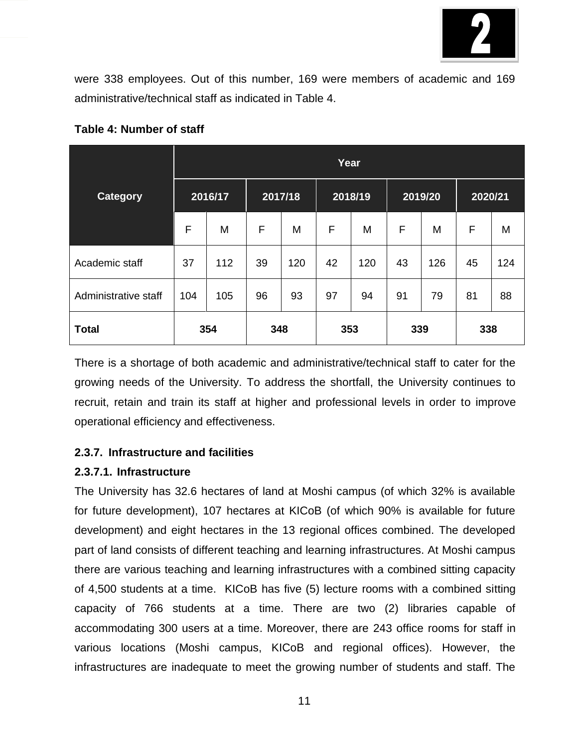were 338 employees. Out of this number, 169 were members of academic and 169 administrative/technical staff as indicated in Table 4.

**Table 4: Number of staff**

| Category | Year | | | | | | | | | |
|---|---|---|---|---|---|---|---|---|---|---|
| | 2016/17 | | 2017/18 | | 2018/19 | | 2019/20 | | 2020/21 | |
| | F | M | F | M | F | M | F | M | F | M |
| Academic staff | 37 | 112 | 39 | 120 | 42 | 120 | 43 | 126 | 45 | 124 |
| Administrative staff | 104 | 105 | 96 | 93 | 97 | 94 | 91 | 79 | 81 | 88 |
| **Total** | **354** | | **348** | | **353** | | **339** | | **338** | |

There is a shortage of both academic and administrative/technical staff to cater for the growing needs of the University. To address the shortfall, the University continues to recruit, retain and train its staff at higher and professional levels in order to improve operational efficiency and effectiveness.

### 2.3.7. Infrastructure and facilities

#### 2.3.7.1. Infrastructure

The University has 32.6 hectares of land at Moshi campus (of which 32% is available for future development), 107 hectares at KICoB (of which 90% is available for future development) and eight hectares in the 13 regional offices combined. The developed part of land consists of different teaching and learning infrastructures. At Moshi campus there are various teaching and learning infrastructures with a combined sitting capacity of 4,500 students at a time. KICoB has five (5) lecture rooms with a combined sitting capacity of 766 students at a time. There are two (2) libraries capable of accommodating 300 users at a time. Moreover, there are 243 office rooms for staff in various locations (Moshi campus, KICoB and regional offices). However, the infrastructures are inadequate to meet the growing number of students and staff. The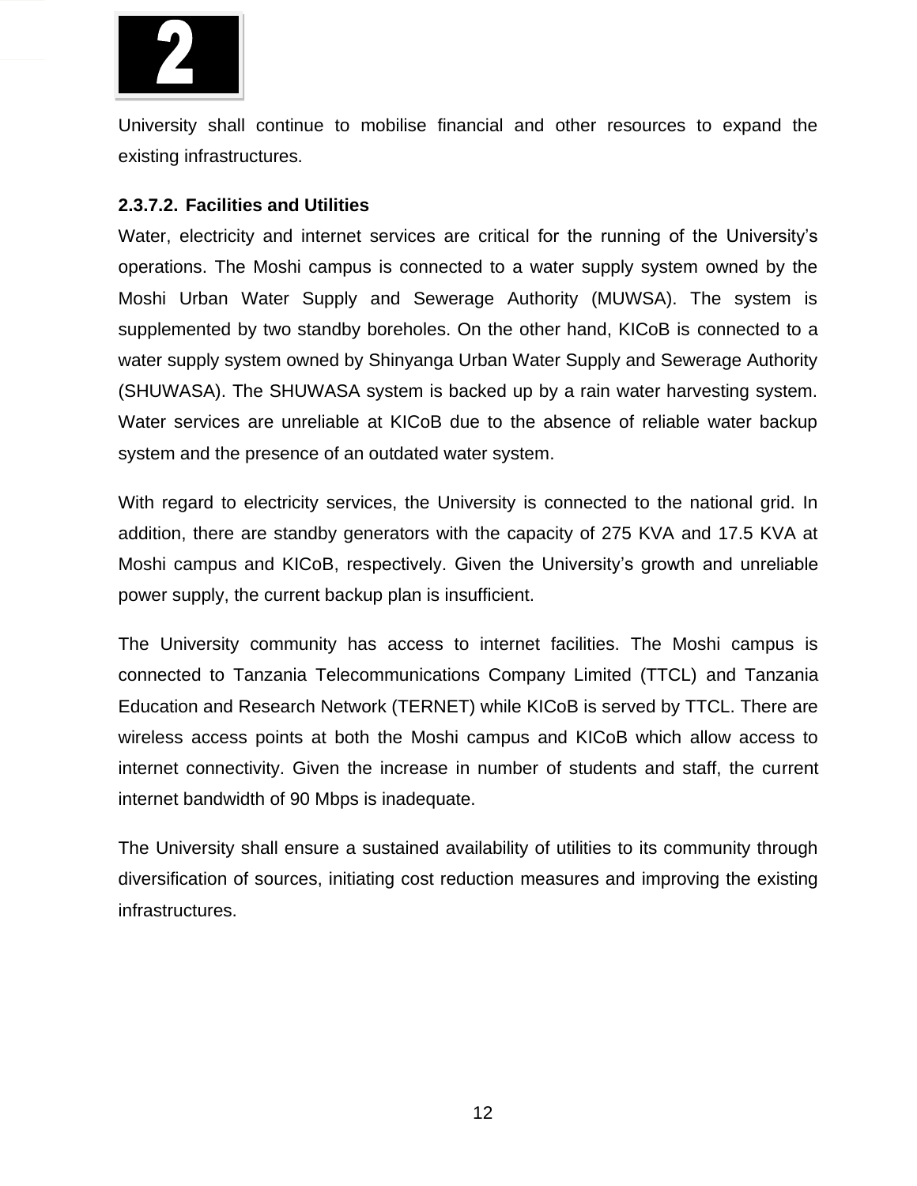University shall continue to mobilise financial and other resources to expand the existing infrastructures.

#### 2.3.7.2. Facilities and Utilities

Water, electricity and internet services are critical for the running of the University's operations. The Moshi campus is connected to a water supply system owned by the Moshi Urban Water Supply and Sewerage Authority (MUWSA). The system is supplemented by two standby boreholes. On the other hand, KICoB is connected to a water supply system owned by Shinyanga Urban Water Supply and Sewerage Authority (SHUWASA). The SHUWASA system is backed up by a rain water harvesting system. Water services are unreliable at KICoB due to the absence of reliable water backup system and the presence of an outdated water system.

With regard to electricity services, the University is connected to the national grid. In addition, there are standby generators with the capacity of 275 KVA and 17.5 KVA at Moshi campus and KICoB, respectively. Given the University's growth and unreliable power supply, the current backup plan is insufficient.

The University community has access to internet facilities. The Moshi campus is connected to Tanzania Telecommunications Company Limited (TTCL) and Tanzania Education and Research Network (TERNET) while KICoB is served by TTCL. There are wireless access points at both the Moshi campus and KICoB which allow access to internet connectivity. Given the increase in number of students and staff, the current internet bandwidth of 90 Mbps is inadequate.

The University shall ensure a sustained availability of utilities to its community through diversification of sources, initiating cost reduction measures and improving the existing infrastructures.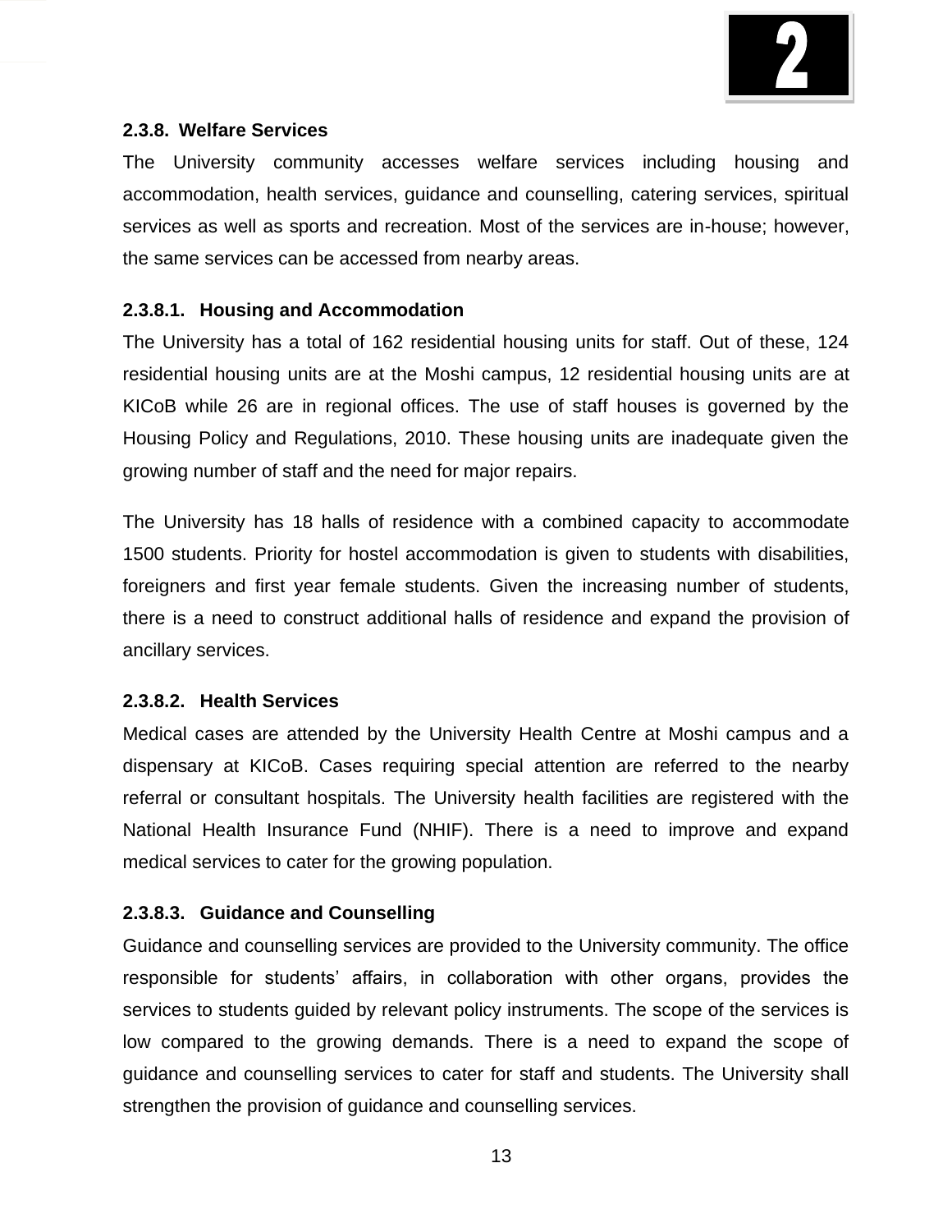### 2.3.8. Welfare Services

The University community accesses welfare services including housing and accommodation, health services, guidance and counselling, catering services, spiritual services as well as sports and recreation. Most of the services are in-house; however, the same services can be accessed from nearby areas.

#### 2.3.8.1. Housing and Accommodation

The University has a total of 162 residential housing units for staff. Out of these, 124 residential housing units are at the Moshi campus, 12 residential housing units are at KICoB while 26 are in regional offices. The use of staff houses is governed by the Housing Policy and Regulations, 2010. These housing units are inadequate given the growing number of staff and the need for major repairs.

The University has 18 halls of residence with a combined capacity to accommodate 1500 students. Priority for hostel accommodation is given to students with disabilities, foreigners and first year female students. Given the increasing number of students, there is a need to construct additional halls of residence and expand the provision of ancillary services.

#### 2.3.8.2. Health Services

Medical cases are attended by the University Health Centre at Moshi campus and a dispensary at KICoB. Cases requiring special attention are referred to the nearby referral or consultant hospitals. The University health facilities are registered with the National Health Insurance Fund (NHIF). There is a need to improve and expand medical services to cater for the growing population.

#### 2.3.8.3. Guidance and Counselling

Guidance and counselling services are provided to the University community. The office responsible for students' affairs, in collaboration with other organs, provides the services to students guided by relevant policy instruments. The scope of the services is low compared to the growing demands. There is a need to expand the scope of guidance and counselling services to cater for staff and students. The University shall strengthen the provision of guidance and counselling services.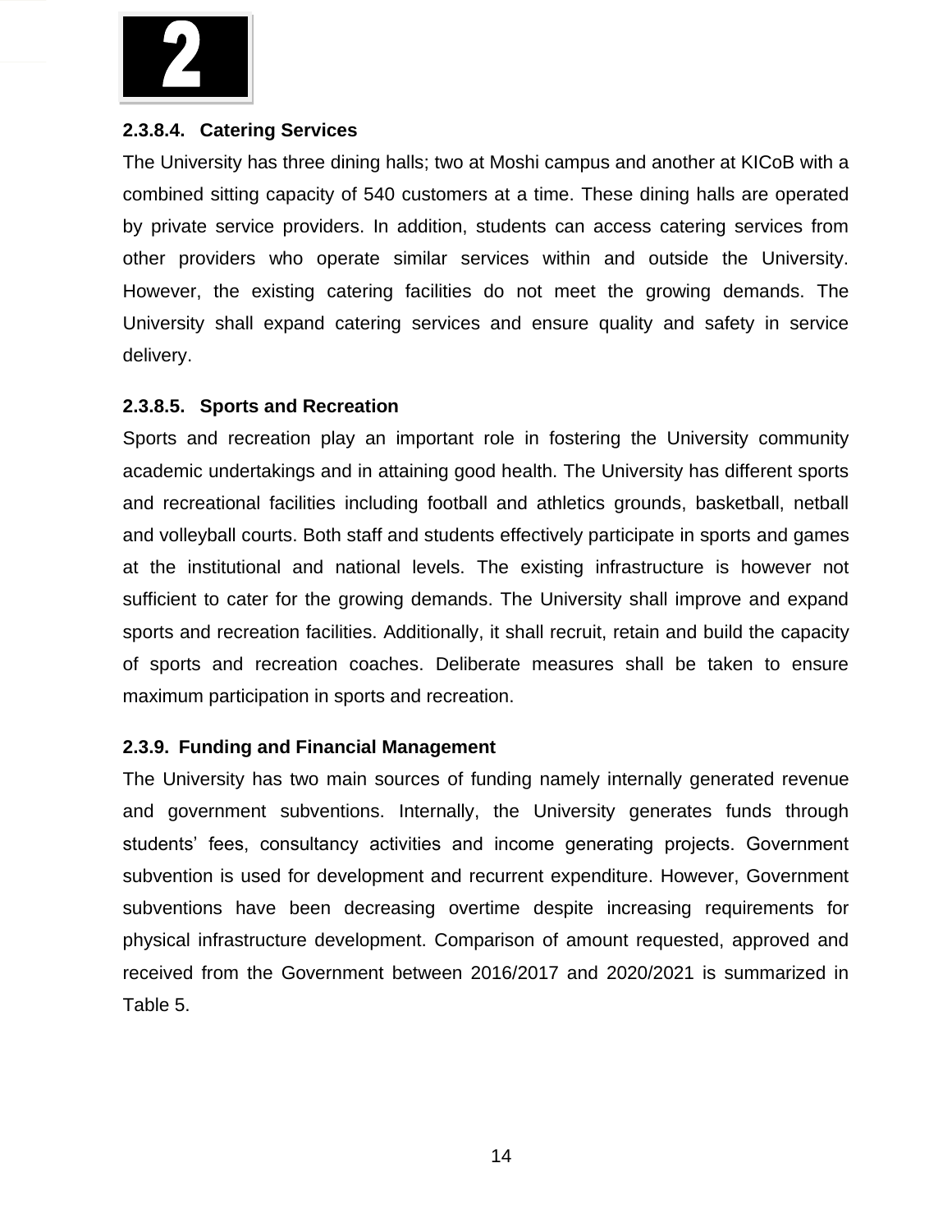#### 2.3.8.4. Catering Services

The University has three dining halls; two at Moshi campus and another at KICoB with a combined sitting capacity of 540 customers at a time. These dining halls are operated by private service providers. In addition, students can access catering services from other providers who operate similar services within and outside the University. However, the existing catering facilities do not meet the growing demands. The University shall expand catering services and ensure quality and safety in service delivery.

#### 2.3.8.5. Sports and Recreation

Sports and recreation play an important role in fostering the University community academic undertakings and in attaining good health. The University has different sports and recreational facilities including football and athletics grounds, basketball, netball and volleyball courts. Both staff and students effectively participate in sports and games at the institutional and national levels. The existing infrastructure is however not sufficient to cater for the growing demands. The University shall improve and expand sports and recreation facilities. Additionally, it shall recruit, retain and build the capacity of sports and recreation coaches. Deliberate measures shall be taken to ensure maximum participation in sports and recreation.

### 2.3.9. Funding and Financial Management

The University has two main sources of funding namely internally generated revenue and government subventions. Internally, the University generates funds through students' fees, consultancy activities and income generating projects. Government subvention is used for development and recurrent expenditure. However, Government subventions have been decreasing overtime despite increasing requirements for physical infrastructure development. Comparison of amount requested, approved and received from the Government between 2016/2017 and 2020/2021 is summarized in Table 5.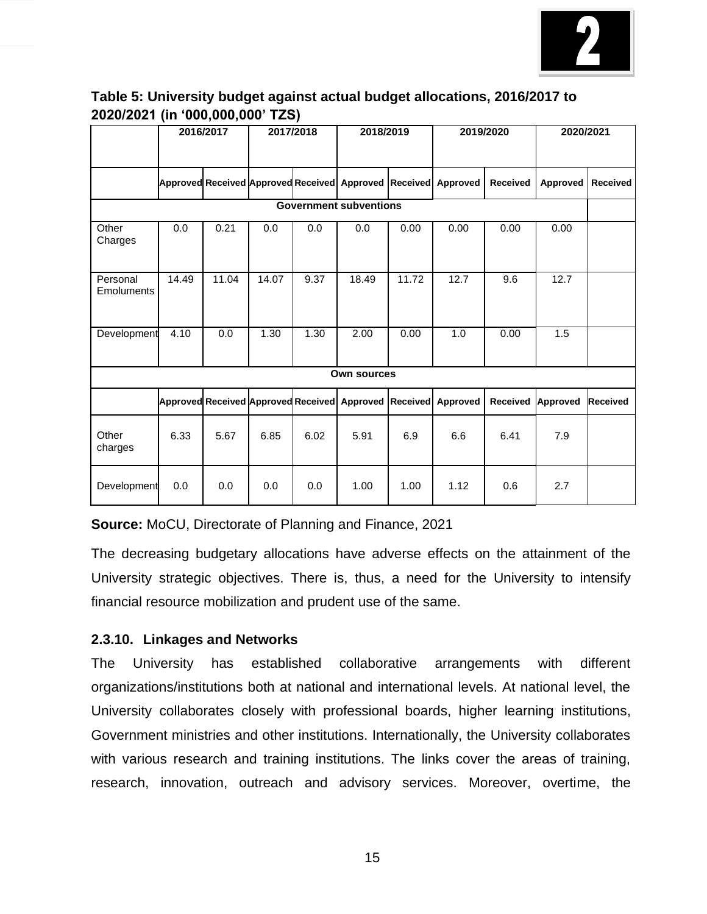**Table 5: University budget against actual budget allocations, 2016/2017 to 2020/2021 (in '000,000,000' TZS)**

| | 2016/2017 | | 2017/2018 | | 2018/2019 | | 2019/2020 | | 2020/2021 | |
|---|---|---|---|---|---|---|---|---|---|---|
| | Approved | Received | Approved | Received | Approved | Received | Approved | Received | Approved | Received |
| **Government subventions** | | | | | | | | | | |
| Other Charges | 0.0 | 0.21 | 0.0 | 0.0 | 0.0 | 0.00 | 0.00 | 0.00 | 0.00 | |
| Personal Emoluments | 14.49 | 11.04 | 14.07 | 9.37 | 18.49 | 11.72 | 12.7 | 9.6 | 12.7 | |
| Development | 4.10 | 0.0 | 1.30 | 1.30 | 2.00 | 0.00 | 1.0 | 0.00 | 1.5 | |
| **Own sources** | | | | | | | | | | |
| | Approved | Received | Approved | Received | Approved | Received | Approved | Received | Approved | Received |
| Other charges | 6.33 | 5.67 | 6.85 | 6.02 | 5.91 | 6.9 | 6.6 | 6.41 | 7.9 | |
| Development | 0.0 | 0.0 | 0.0 | 0.0 | 1.00 | 1.00 | 1.12 | 0.6 | 2.7 | |

**Source:** MoCU, Directorate of Planning and Finance, 2021

The decreasing budgetary allocations have adverse effects on the attainment of the University strategic objectives. There is, thus, a need for the University to intensify financial resource mobilization and prudent use of the same.

### 2.3.10. Linkages and Networks

The University has established collaborative arrangements with different organizations/institutions both at national and international levels. At national level, the University collaborates closely with professional boards, higher learning institutions, Government ministries and other institutions. Internationally, the University collaborates with various research and training institutions. The links cover the areas of training, research, innovation, outreach and advisory services. Moreover, overtime, the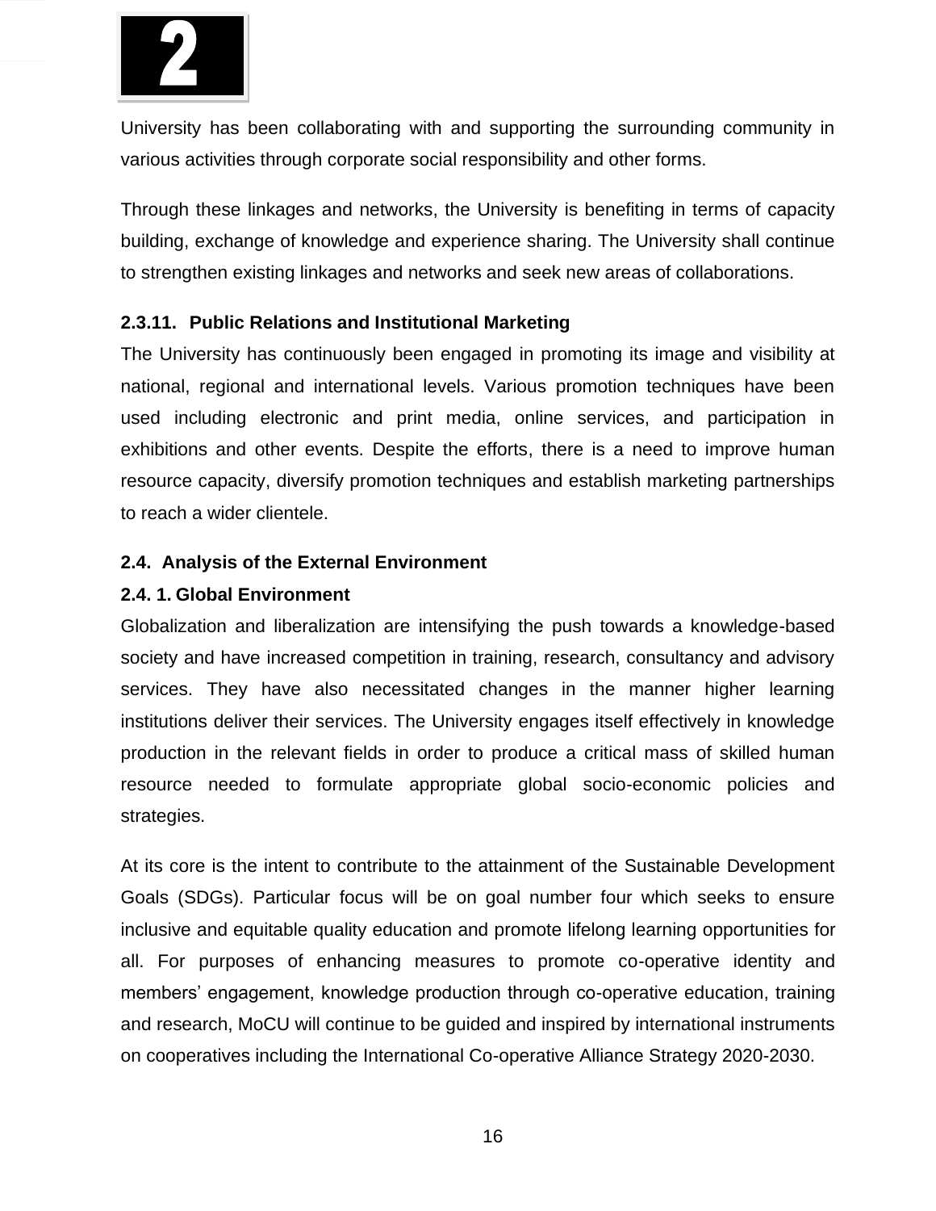University has been collaborating with and supporting the surrounding community in various activities through corporate social responsibility and other forms.

Through these linkages and networks, the University is benefiting in terms of capacity building, exchange of knowledge and experience sharing. The University shall continue to strengthen existing linkages and networks and seek new areas of collaborations.

#### 2.3.11. Public Relations and Institutional Marketing

The University has continuously been engaged in promoting its image and visibility at national, regional and international levels. Various promotion techniques have been used including electronic and print media, online services, and participation in exhibitions and other events. Despite the efforts, there is a need to improve human resource capacity, diversify promotion techniques and establish marketing partnerships to reach a wider clientele.

### 2.4. Analysis of the External Environment

#### 2.4. 1. Global Environment

Globalization and liberalization are intensifying the push towards a knowledge-based society and have increased competition in training, research, consultancy and advisory services. They have also necessitated changes in the manner higher learning institutions deliver their services. The University engages itself effectively in knowledge production in the relevant fields in order to produce a critical mass of skilled human resource needed to formulate appropriate global socio-economic policies and strategies.

At its core is the intent to contribute to the attainment of the Sustainable Development Goals (SDGs). Particular focus will be on goal number four which seeks to ensure inclusive and equitable quality education and promote lifelong learning opportunities for all. For purposes of enhancing measures to promote co-operative identity and members' engagement, knowledge production through co-operative education, training and research, MoCU will continue to be guided and inspired by international instruments on cooperatives including the International Co-operative Alliance Strategy 2020-2030.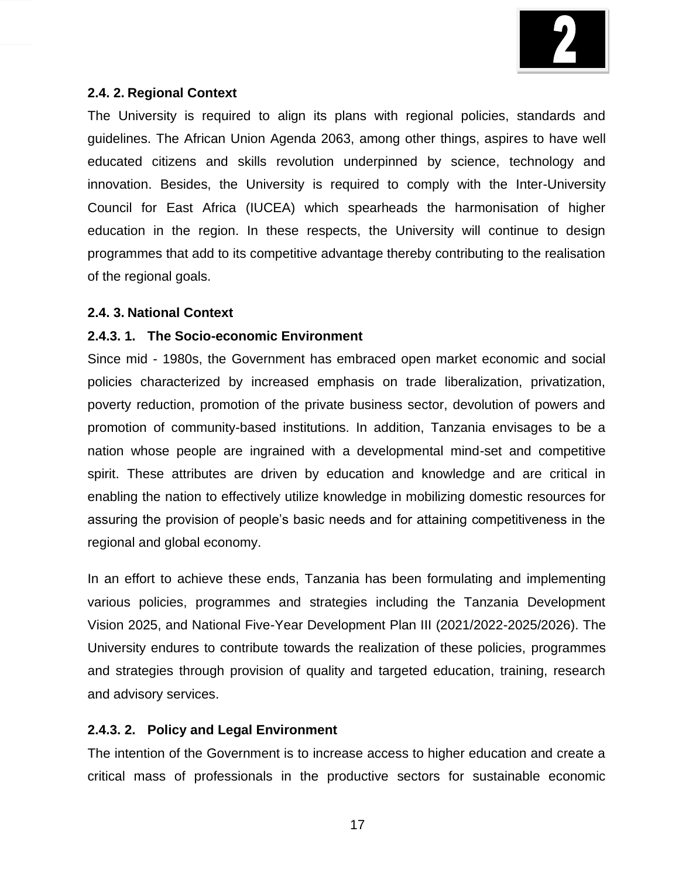### 2.4. 2. Regional Context

The University is required to align its plans with regional policies, standards and guidelines. The African Union Agenda 2063, among other things, aspires to have well educated citizens and skills revolution underpinned by science, technology and innovation. Besides, the University is required to comply with the Inter-University Council for East Africa (IUCEA) which spearheads the harmonisation of higher education in the region. In these respects, the University will continue to design programmes that add to its competitive advantage thereby contributing to the realisation of the regional goals.

### 2.4. 3. National Context

#### 2.4.3. 1. The Socio-economic Environment

Since mid - 1980s, the Government has embraced open market economic and social policies characterized by increased emphasis on trade liberalization, privatization, poverty reduction, promotion of the private business sector, devolution of powers and promotion of community-based institutions. In addition, Tanzania envisages to be a nation whose people are ingrained with a developmental mind-set and competitive spirit. These attributes are driven by education and knowledge and are critical in enabling the nation to effectively utilize knowledge in mobilizing domestic resources for assuring the provision of people's basic needs and for attaining competitiveness in the regional and global economy.

In an effort to achieve these ends, Tanzania has been formulating and implementing various policies, programmes and strategies including the Tanzania Development Vision 2025, and National Five-Year Development Plan III (2021/2022-2025/2026). The University endures to contribute towards the realization of these policies, programmes and strategies through provision of quality and targeted education, training, research and advisory services.

#### 2.4.3. 2. Policy and Legal Environment

The intention of the Government is to increase access to higher education and create a critical mass of professionals in the productive sectors for sustainable economic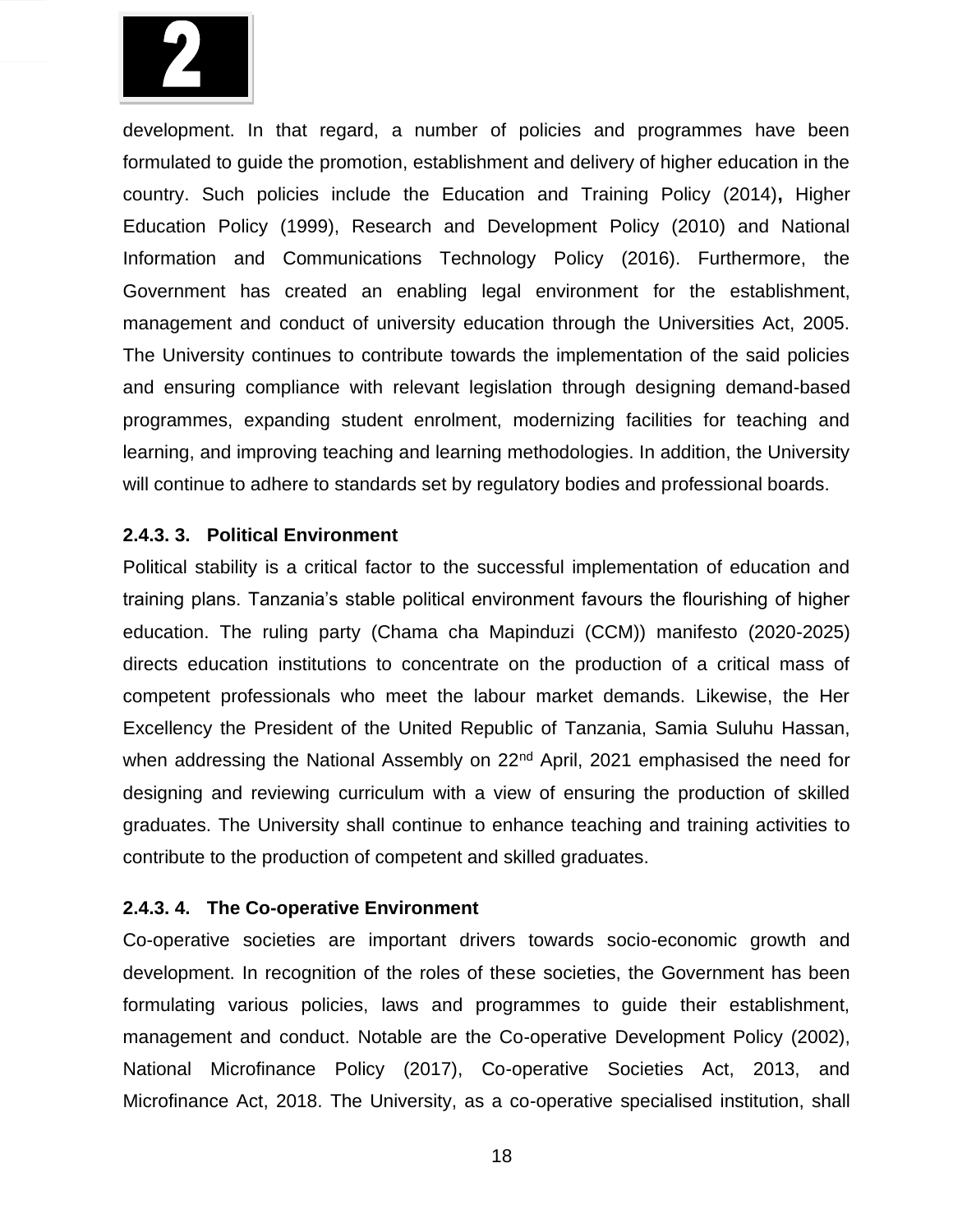development. In that regard, a number of policies and programmes have been formulated to guide the promotion, establishment and delivery of higher education in the country. Such policies include the Education and Training Policy (2014)**,** Higher Education Policy (1999), Research and Development Policy (2010) and National Information and Communications Technology Policy (2016). Furthermore, the Government has created an enabling legal environment for the establishment, management and conduct of university education through the Universities Act, 2005. The University continues to contribute towards the implementation of the said policies and ensuring compliance with relevant legislation through designing demand-based programmes, expanding student enrolment, modernizing facilities for teaching and learning, and improving teaching and learning methodologies. In addition, the University will continue to adhere to standards set by regulatory bodies and professional boards.

#### 2.4.3. 3. Political Environment

Political stability is a critical factor to the successful implementation of education and training plans. Tanzania's stable political environment favours the flourishing of higher education. The ruling party (Chama cha Mapinduzi (CCM)) manifesto (2020-2025) directs education institutions to concentrate on the production of a critical mass of competent professionals who meet the labour market demands. Likewise, the Her Excellency the President of the United Republic of Tanzania, Samia Suluhu Hassan, when addressing the National Assembly on 22nd April, 2021 emphasised the need for designing and reviewing curriculum with a view of ensuring the production of skilled graduates. The University shall continue to enhance teaching and training activities to contribute to the production of competent and skilled graduates.

#### 2.4.3. 4. The Co-operative Environment

Co-operative societies are important drivers towards socio-economic growth and development. In recognition of the roles of these societies, the Government has been formulating various policies, laws and programmes to guide their establishment, management and conduct. Notable are the Co-operative Development Policy (2002), National Microfinance Policy (2017), Co-operative Societies Act, 2013, and Microfinance Act, 2018. The University, as a co-operative specialised institution, shall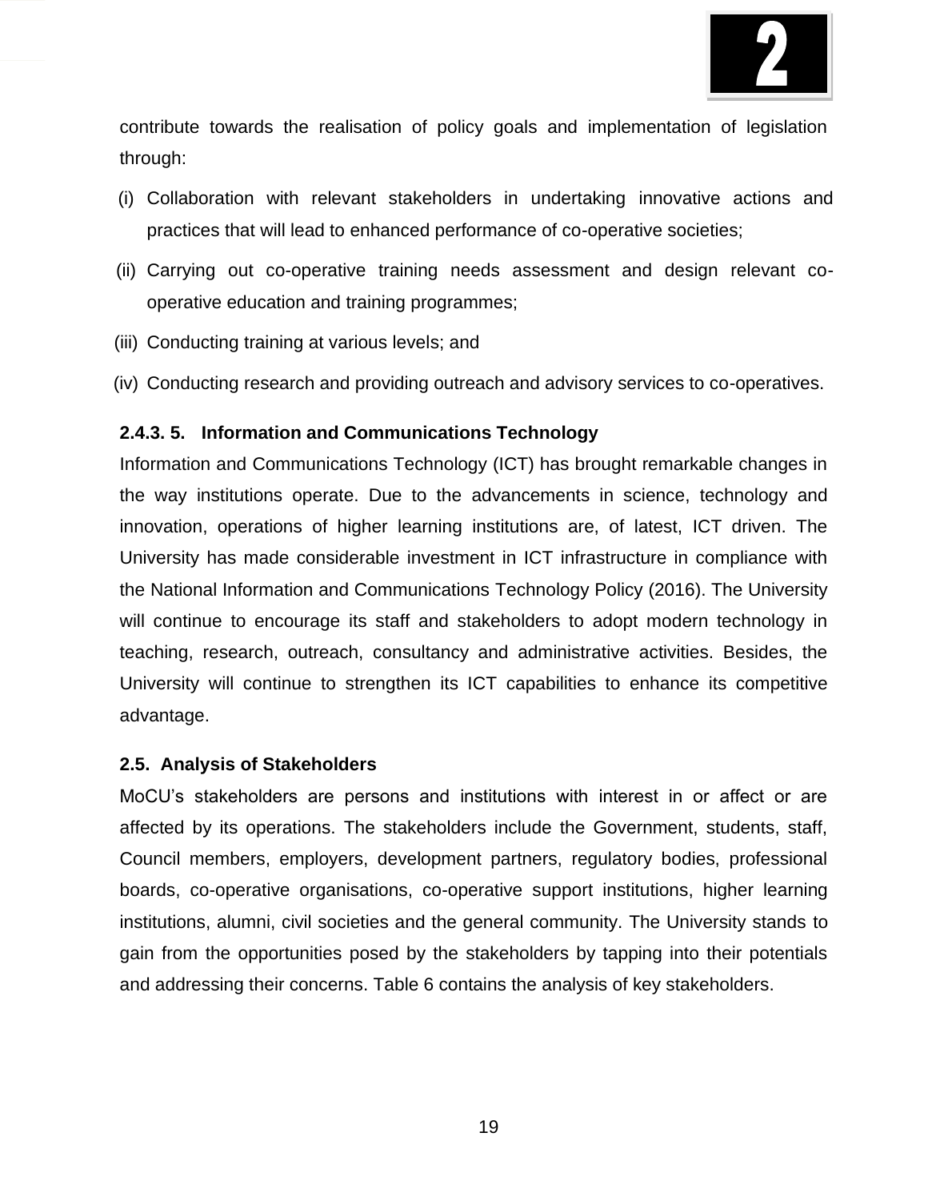contribute towards the realisation of policy goals and implementation of legislation through:

(i) Collaboration with relevant stakeholders in undertaking innovative actions and practices that will lead to enhanced performance of co-operative societies;

(ii) Carrying out co-operative training needs assessment and design relevant co-operative education and training programmes;

(iii) Conducting training at various levels; and

(iv) Conducting research and providing outreach and advisory services to co-operatives.

#### 2.4.3. 5. Information and Communications Technology

Information and Communications Technology (ICT) has brought remarkable changes in the way institutions operate. Due to the advancements in science, technology and innovation, operations of higher learning institutions are, of latest, ICT driven. The University has made considerable investment in ICT infrastructure in compliance with the National Information and Communications Technology Policy (2016). The University will continue to encourage its staff and stakeholders to adopt modern technology in teaching, research, outreach, consultancy and administrative activities. Besides, the University will continue to strengthen its ICT capabilities to enhance its competitive advantage.

### 2.5. Analysis of Stakeholders

MoCU's stakeholders are persons and institutions with interest in or affect or are affected by its operations. The stakeholders include the Government, students, staff, Council members, employers, development partners, regulatory bodies, professional boards, co-operative organisations, co-operative support institutions, higher learning institutions, alumni, civil societies and the general community. The University stands to gain from the opportunities posed by the stakeholders by tapping into their potentials and addressing their concerns. Table 6 contains the analysis of key stakeholders.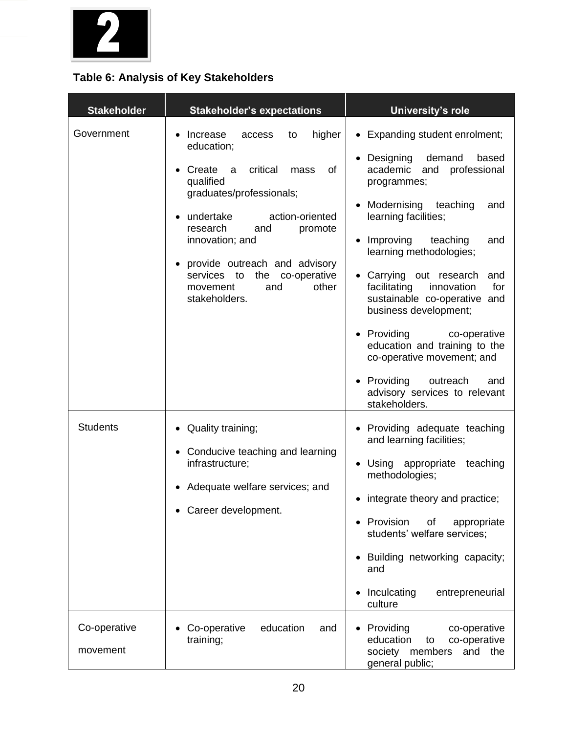**Table 6: Analysis of Key Stakeholders**

| Stakeholder | Stakeholder's expectations | University's role |
|---|---|---|
| Government | • Increase access to higher education;<br><br>• Create a critical mass of qualified graduates/professionals;<br><br>• undertake action-oriented research and promote innovation; and<br><br>• provide outreach and advisory services to the co-operative movement and other stakeholders. | • Expanding student enrolment;<br><br>• Designing demand based academic and professional programmes;<br><br>• Modernising teaching and learning facilities;<br><br>• Improving teaching and learning methodologies;<br><br>• Carrying out research and facilitating innovation for sustainable co-operative and business development;<br><br>• Providing co-operative education and training to the co-operative movement; and<br><br>• Providing outreach and advisory services to relevant stakeholders. |
| Students | • Quality training;<br><br>• Conducive teaching and learning infrastructure;<br><br>• Adequate welfare services; and<br><br>• Career development. | • Providing adequate teaching and learning facilities;<br><br>• Using appropriate teaching methodologies;<br><br>• integrate theory and practice;<br><br>• Provision of appropriate students' welfare services;<br><br>• Building networking capacity; and<br><br>• Inculcating entrepreneurial culture |
| Co-operative movement | • Co-operative education and training; | • Providing co-operative education to co-operative society members and the general public; |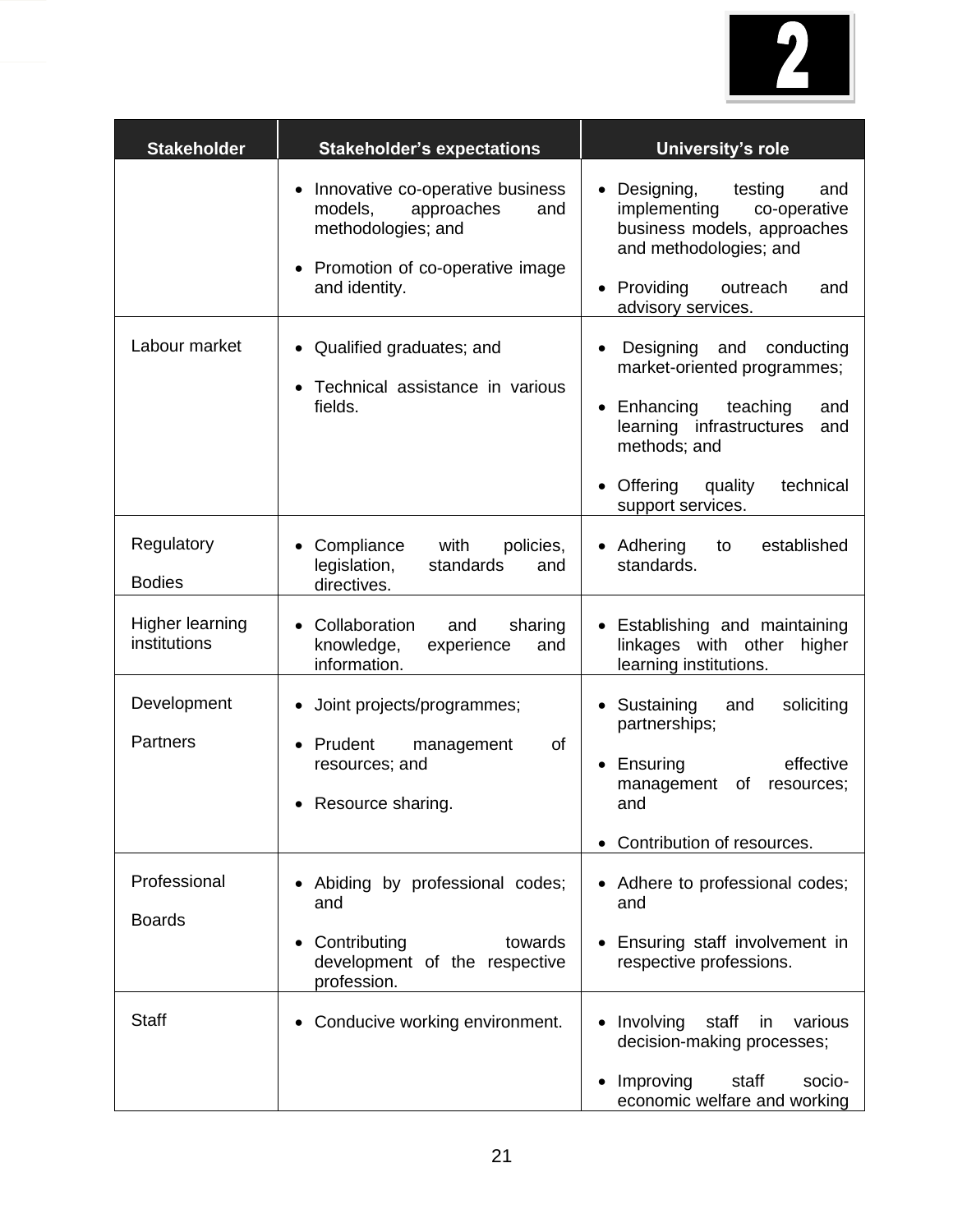| Stakeholder | Stakeholder's expectations | University's role |
|---|---|---|
| | • Innovative co-operative business models, approaches and methodologies; and<br>• Promotion of co-operative image and identity. | • Designing, testing and implementing co-operative business models, approaches and methodologies; and<br>• Providing outreach and advisory services. |
| Labour market | • Qualified graduates; and<br>• Technical assistance in various fields. | • Designing and conducting market-oriented programmes;<br>• Enhancing teaching and learning infrastructures and methods; and<br>• Offering quality technical support services. |
| Regulatory Bodies | • Compliance with policies, legislation, standards and directives. | • Adhering to established standards. |
| Higher learning institutions | • Collaboration and sharing knowledge, experience and information. | • Establishing and maintaining linkages with other higher learning institutions. |
| Development Partners | • Joint projects/programmes;<br>• Prudent management of resources; and<br>• Resource sharing. | • Sustaining and soliciting partnerships;<br>• Ensuring effective management of resources; and<br>• Contribution of resources. |
| Professional Boards | • Abiding by professional codes; and<br>• Contributing towards development of the respective profession. | • Adhere to professional codes; and<br>• Ensuring staff involvement in respective professions. |
| Staff | • Conducive working environment. | • Involving staff in various decision-making processes;<br>• Improving staff socio-economic welfare and working |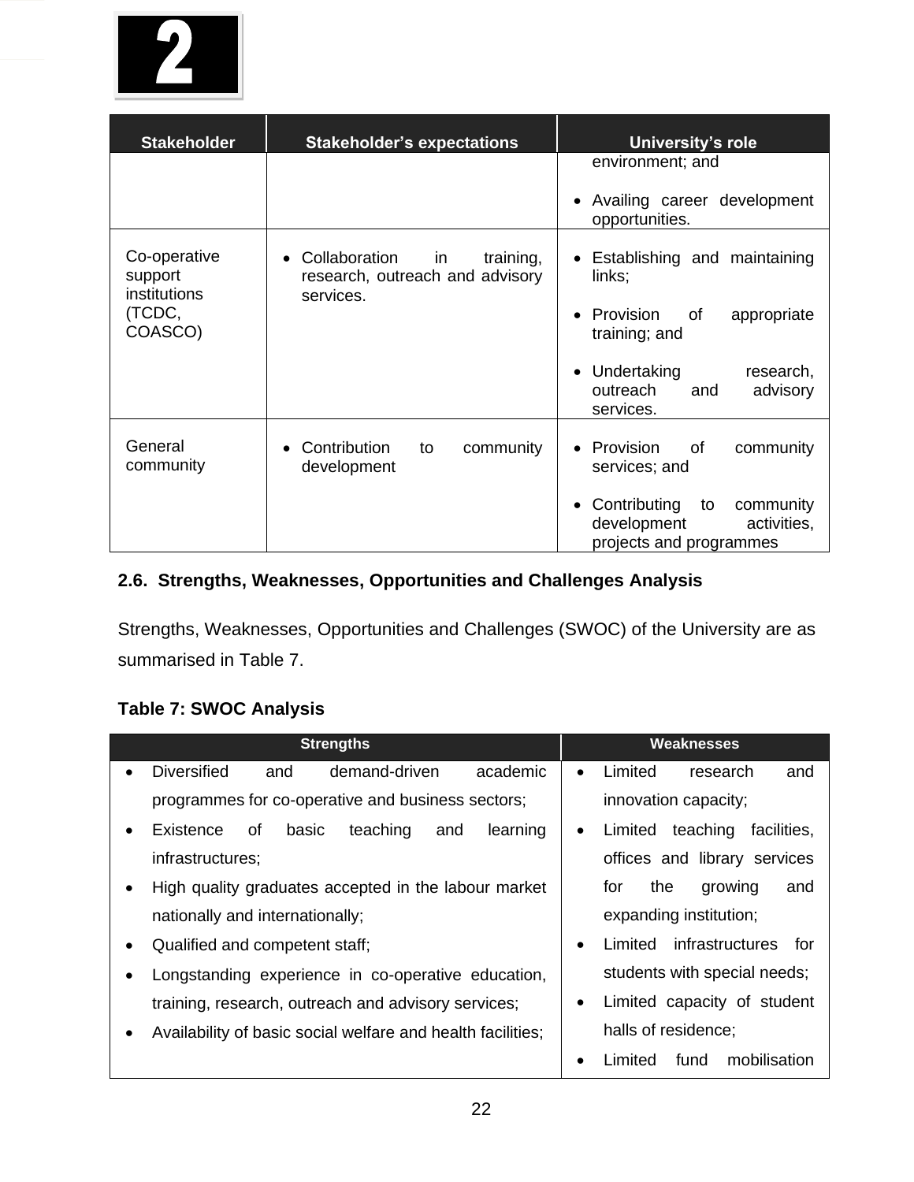| Stakeholder | Stakeholder's expectations | University's role |
|---|---|---|
| | | environment; and<br>• Availing career development opportunities. |
| Co-operative support institutions (TCDC, COASCO) | • Collaboration in training, research, outreach and advisory services. | • Establishing and maintaining links;<br>• Provision of appropriate training; and<br>• Undertaking research, outreach and advisory services. |
| General community | • Contribution to community development | • Provision of community services; and<br>• Contributing to community development activities, projects and programmes |

### 2.6. Strengths, Weaknesses, Opportunities and Challenges Analysis

Strengths, Weaknesses, Opportunities and Challenges (SWOC) of the University are as summarised in Table 7.

**Table 7: SWOC Analysis**

| Strengths | Weaknesses |
|---|---|
| • Diversified and demand-driven academic programmes for co-operative and business sectors;<br>• Existence of basic teaching and learning infrastructures;<br>• High quality graduates accepted in the labour market nationally and internationally;<br>• Qualified and competent staff;<br>• Longstanding experience in co-operative education, training, research, outreach and advisory services;<br>• Availability of basic social welfare and health facilities; | • Limited research and innovation capacity;<br>• Limited teaching facilities, offices and library services for the growing and expanding institution;<br>• Limited infrastructures for students with special needs;<br>• Limited capacity of student halls of residence;<br>• Limited fund mobilisation |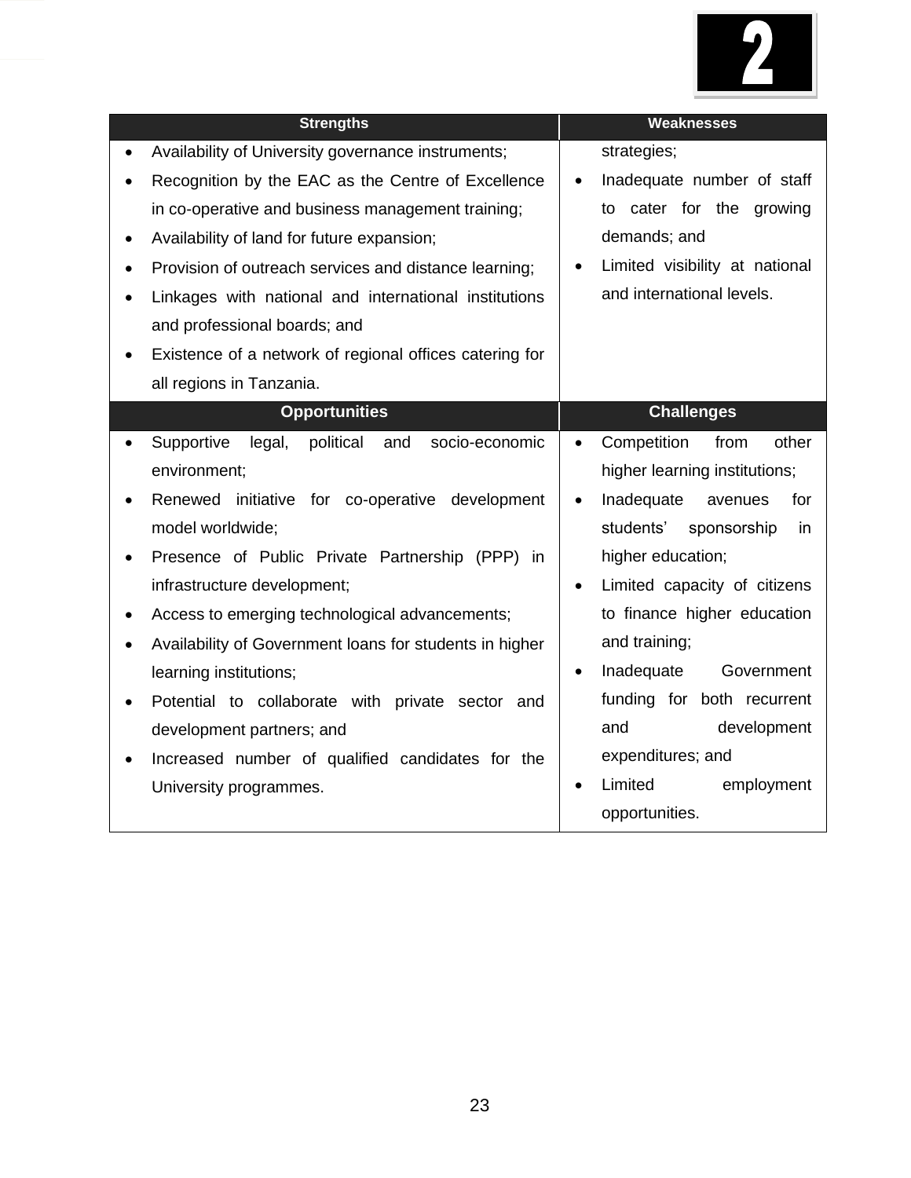| Strengths | Weaknesses |
| --- | --- |
| • Availability of University governance instruments;<br>• Recognition by the EAC as the Centre of Excellence in co-operative and business management training;<br>• Availability of land for future expansion;<br>• Provision of outreach services and distance learning;<br>• Linkages with national and international institutions and professional boards; and<br>• Existence of a network of regional offices catering for all regions in Tanzania. | strategies;<br>• Inadequate number of staff to cater for the growing demands; and<br>• Limited visibility at national and international levels. |
| **Opportunities** | **Challenges** |
| • Supportive legal, political and socio-economic environment;<br>• Renewed initiative for co-operative development model worldwide;<br>• Presence of Public Private Partnership (PPP) in infrastructure development;<br>• Access to emerging technological advancements;<br>• Availability of Government loans for students in higher learning institutions;<br>• Potential to collaborate with private sector and development partners; and<br>• Increased number of qualified candidates for the University programmes. | • Competition from other higher learning institutions;<br>• Inadequate avenues for students' sponsorship in higher education;<br>• Limited capacity of citizens to finance higher education and training;<br>• Inadequate Government funding for both recurrent and development expenditures; and<br>• Limited employment opportunities. |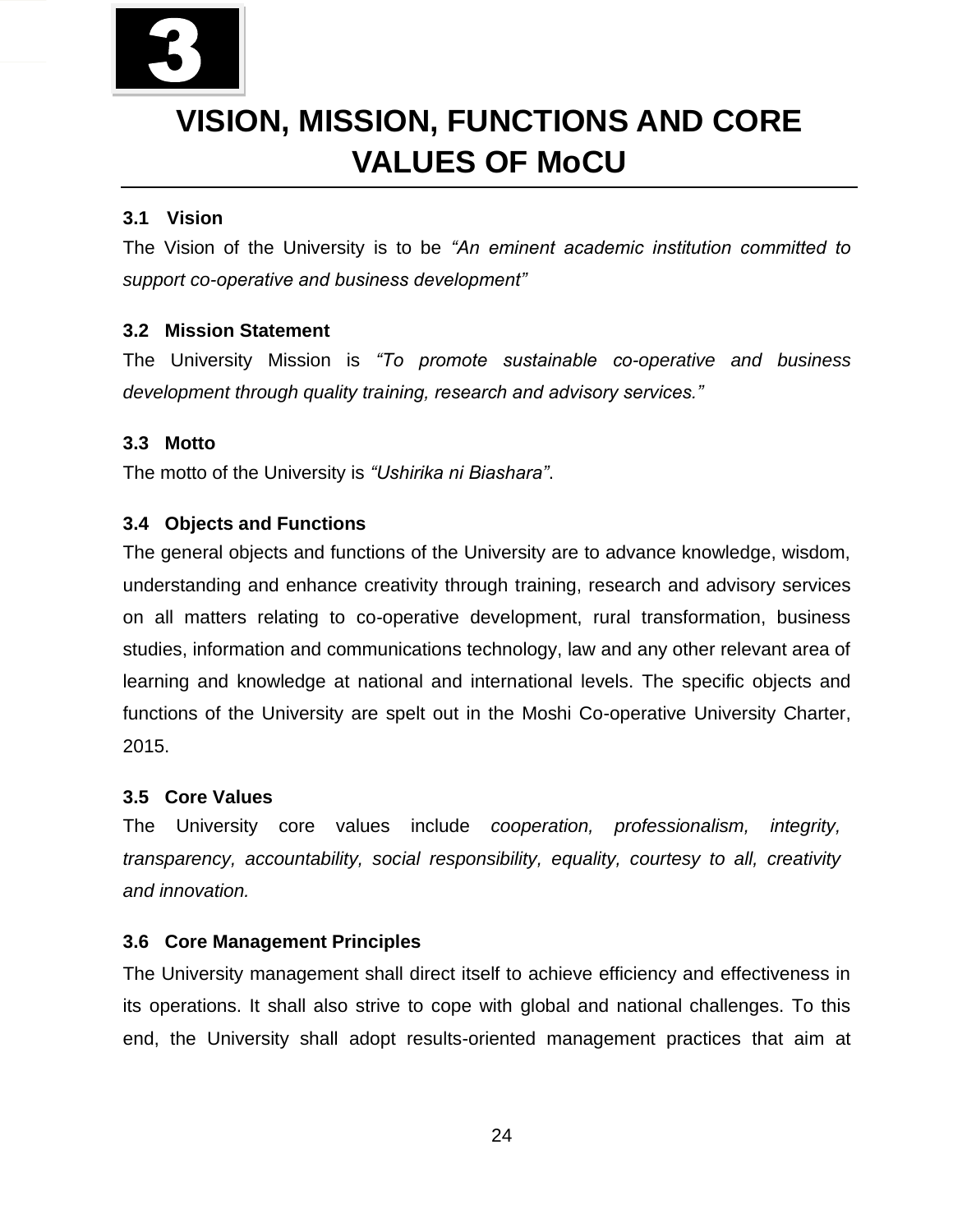# 3

# VISION, MISSION, FUNCTIONS AND CORE VALUES OF MoCU

### 3.1 Vision

The Vision of the University is to be *"An eminent academic institution committed to support co-operative and business development"*

### 3.2 Mission Statement

The University Mission is *"To promote sustainable co-operative and business development through quality training, research and advisory services."*

### 3.3 Motto

The motto of the University is *"Ushirika ni Biashara"*.

### 3.4 Objects and Functions

The general objects and functions of the University are to advance knowledge, wisdom, understanding and enhance creativity through training, research and advisory services on all matters relating to co-operative development, rural transformation, business studies, information and communications technology, law and any other relevant area of learning and knowledge at national and international levels. The specific objects and functions of the University are spelt out in the Moshi Co-operative University Charter, 2015.

### 3.5 Core Values

The University core values include *cooperation, professionalism, integrity, transparency, accountability, social responsibility, equality, courtesy to all, creativity and innovation.*

### 3.6 Core Management Principles

The University management shall direct itself to achieve efficiency and effectiveness in its operations. It shall also strive to cope with global and national challenges. To this end, the University shall adopt results-oriented management practices that aim at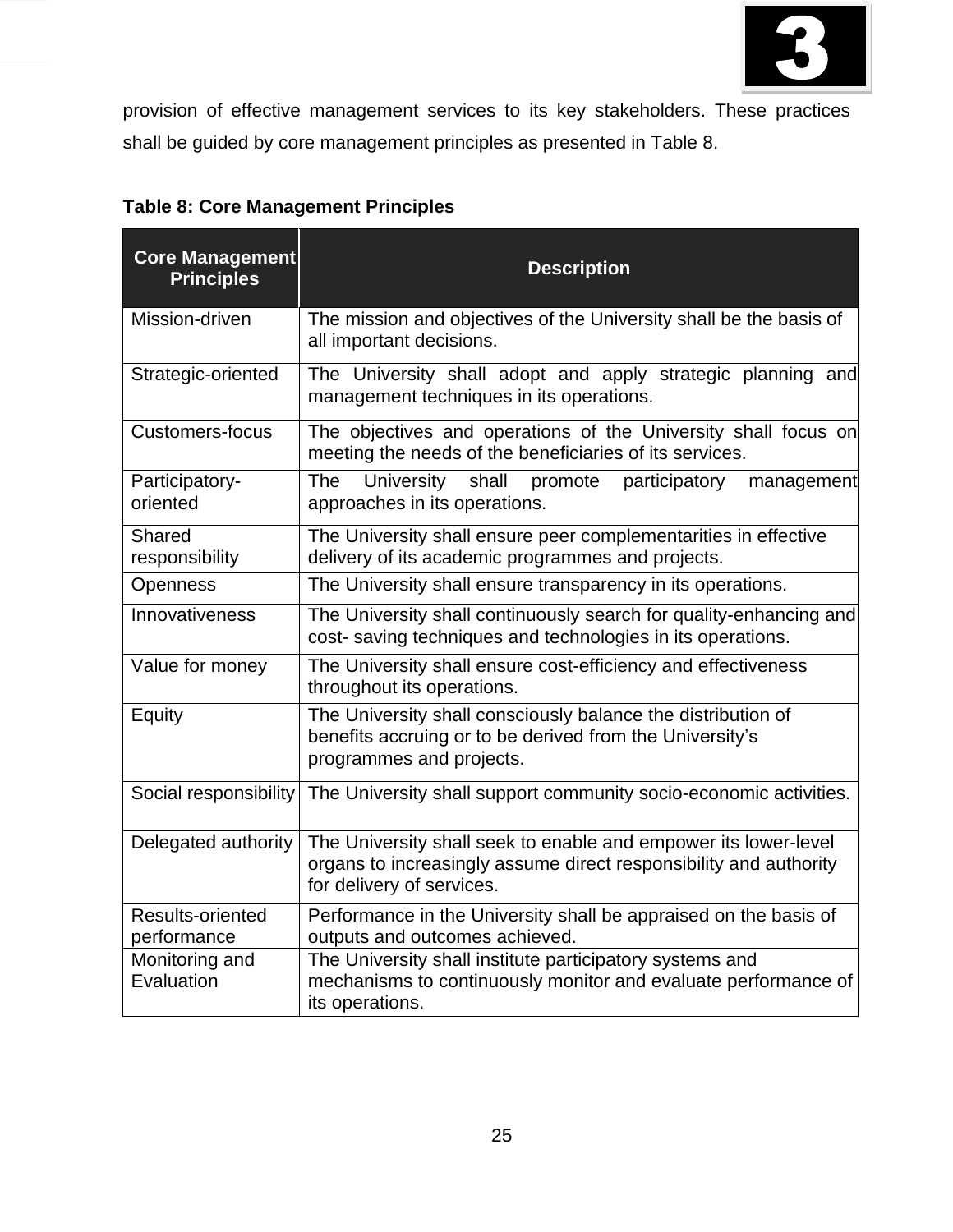provision of effective management services to its key stakeholders. These practices shall be guided by core management principles as presented in Table 8.

**Table 8: Core Management Principles**

| Core Management Principles | Description |
|---|---|
| Mission-driven | The mission and objectives of the University shall be the basis of all important decisions. |
| Strategic-oriented | The University shall adopt and apply strategic planning and management techniques in its operations. |
| Customers-focus | The objectives and operations of the University shall focus on meeting the needs of the beneficiaries of its services. |
| Participatory-oriented | The University shall promote participatory management approaches in its operations. |
| Shared responsibility | The University shall ensure peer complementarities in effective delivery of its academic programmes and projects. |
| Openness | The University shall ensure transparency in its operations. |
| Innovativeness | The University shall continuously search for quality-enhancing and cost- saving techniques and technologies in its operations. |
| Value for money | The University shall ensure cost-efficiency and effectiveness throughout its operations. |
| Equity | The University shall consciously balance the distribution of benefits accruing or to be derived from the University's programmes and projects. |
| Social responsibility | The University shall support community socio-economic activities. |
| Delegated authority | The University shall seek to enable and empower its lower-level organs to increasingly assume direct responsibility and authority for delivery of services. |
| Results-oriented performance | Performance in the University shall be appraised on the basis of outputs and outcomes achieved. |
| Monitoring and Evaluation | The University shall institute participatory systems and mechanisms to continuously monitor and evaluate performance of its operations. |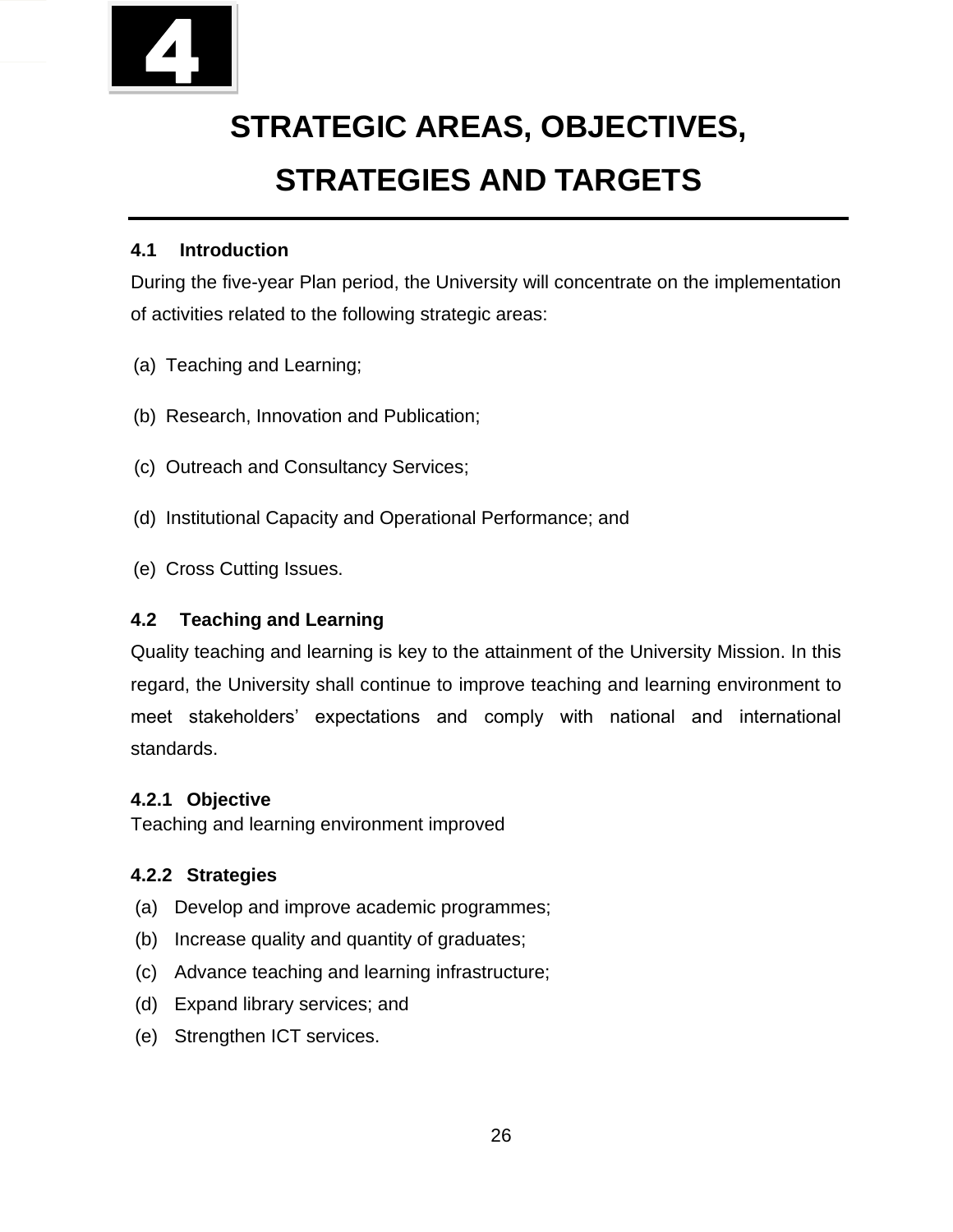# 4

# STRATEGIC AREAS, OBJECTIVES, STRATEGIES AND TARGETS

## 4.1 Introduction

During the five-year Plan period, the University will concentrate on the implementation of activities related to the following strategic areas:

(a) Teaching and Learning;

(b) Research, Innovation and Publication;

(c) Outreach and Consultancy Services;

(d) Institutional Capacity and Operational Performance; and

(e) Cross Cutting Issues.

## 4.2 Teaching and Learning

Quality teaching and learning is key to the attainment of the University Mission. In this regard, the University shall continue to improve teaching and learning environment to meet stakeholders' expectations and comply with national and international standards.

### 4.2.1 Objective

Teaching and learning environment improved

### 4.2.2 Strategies

(a) Develop and improve academic programmes;
(b) Increase quality and quantity of graduates;
(c) Advance teaching and learning infrastructure;
(d) Expand library services; and
(e) Strengthen ICT services.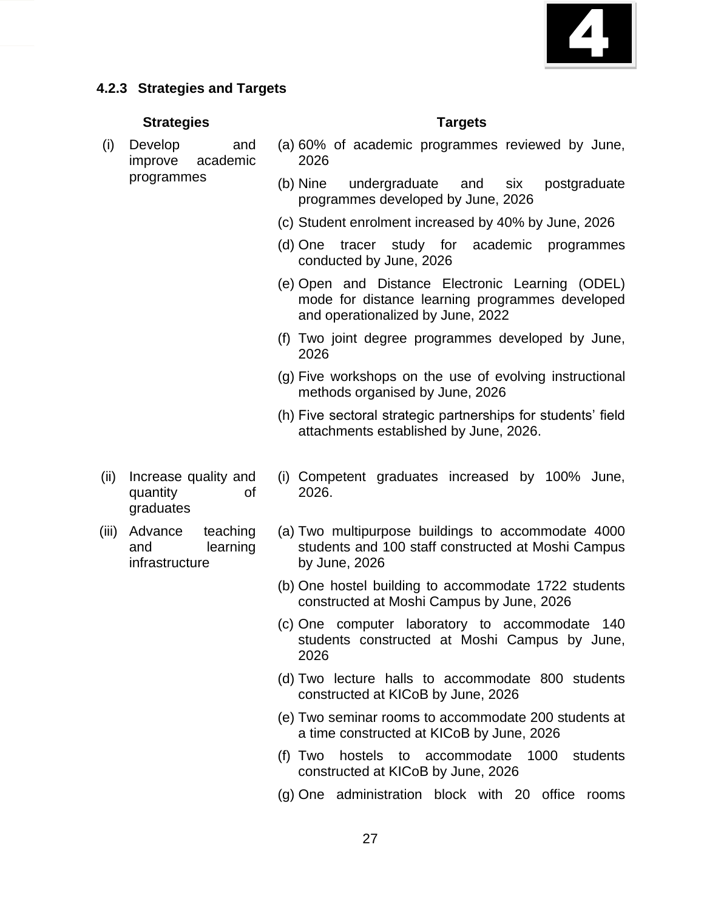#### 4.2.3 Strategies and Targets

| Strategies | Targets |
|---|---|
| (i) Develop and improve academic programmes | (a) 60% of academic programmes reviewed by June, 2026<br>(b) Nine undergraduate and six postgraduate programmes developed by June, 2026<br>(c) Student enrolment increased by 40% by June, 2026<br>(d) One tracer study for academic programmes conducted by June, 2026<br>(e) Open and Distance Electronic Learning (ODEL) mode for distance learning programmes developed and operationalized by June, 2022<br>(f) Two joint degree programmes developed by June, 2026<br>(g) Five workshops on the use of evolving instructional methods organised by June, 2026<br>(h) Five sectoral strategic partnerships for students' field attachments established by June, 2026. |
| (ii) Increase quality and quantity of graduates | (i) Competent graduates increased by 100% June, 2026. |
| (iii) Advance teaching and learning infrastructure | (a) Two multipurpose buildings to accommodate 4000 students and 100 staff constructed at Moshi Campus by June, 2026<br>(b) One hostel building to accommodate 1722 students constructed at Moshi Campus by June, 2026<br>(c) One computer laboratory to accommodate 140 students constructed at Moshi Campus by June, 2026<br>(d) Two lecture halls to accommodate 800 students constructed at KICoB by June, 2026<br>(e) Two seminar rooms to accommodate 200 students at a time constructed at KICoB by June, 2026<br>(f) Two hostels to accommodate 1000 students constructed at KICoB by June, 2026<br>(g) One administration block with 20 office rooms |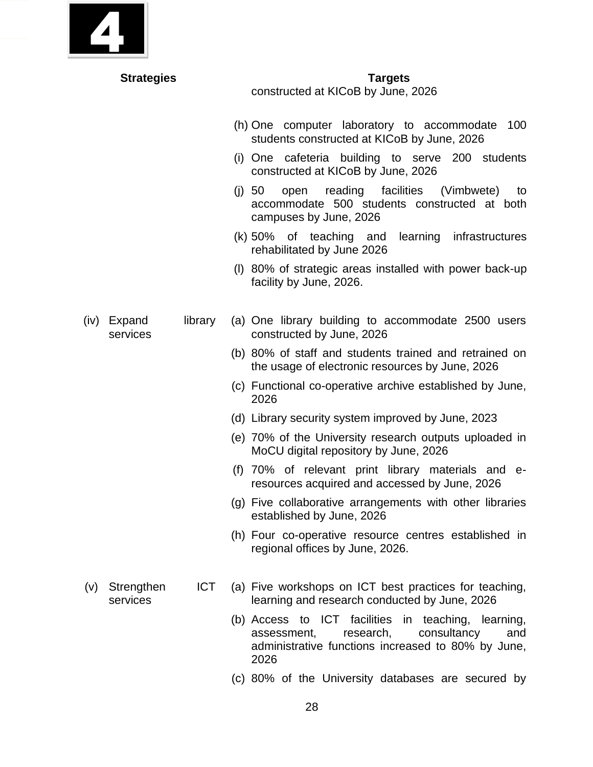| Strategies | Targets |
|---|---|
| | constructed at KICoB by June, 2026 |
| | (h) One computer laboratory to accommodate 100 students constructed at KICoB by June, 2026 |
| | (i) One cafeteria building to serve 200 students constructed at KICoB by June, 2026 |
| | (j) 50 open reading facilities (Vimbwete) to accommodate 500 students constructed at both campuses by June, 2026 |
| | (k) 50% of teaching and learning infrastructures rehabilitated by June 2026 |
| | (l) 80% of strategic areas installed with power back-up facility by June, 2026. |
| (iv) Expand library services | (a) One library building to accommodate 2500 users constructed by June, 2026 |
| | (b) 80% of staff and students trained and retrained on the usage of electronic resources by June, 2026 |
| | (c) Functional co-operative archive established by June, 2026 |
| | (d) Library security system improved by June, 2023 |
| | (e) 70% of the University research outputs uploaded in MoCU digital repository by June, 2026 |
| | (f) 70% of relevant print library materials and e-resources acquired and accessed by June, 2026 |
| | (g) Five collaborative arrangements with other libraries established by June, 2026 |
| | (h) Four co-operative resource centres established in regional offices by June, 2026. |
| (v) Strengthen ICT services | (a) Five workshops on ICT best practices for teaching, learning and research conducted by June, 2026 |
| | (b) Access to ICT facilities in teaching, learning, assessment, research, consultancy and administrative functions increased to 80% by June, 2026 |
| | (c) 80% of the University databases are secured by |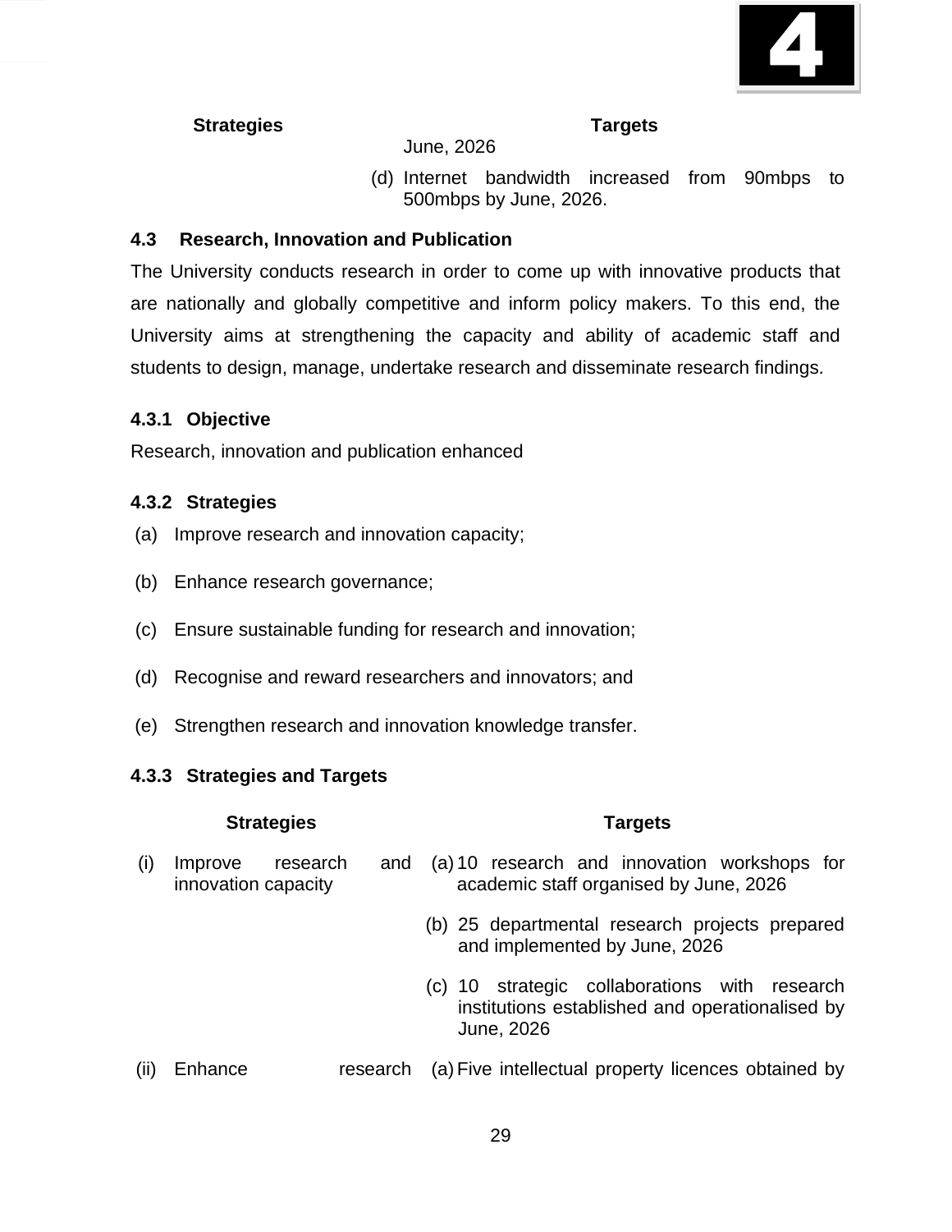| Strategies | Targets |
|---|---|
| | June, 2026 |
| | (d) Internet bandwidth increased from 90mbps to 500mbps by June, 2026. |

### 4.3 Research, Innovation and Publication

The University conducts research in order to come up with innovative products that are nationally and globally competitive and inform policy makers. To this end, the University aims at strengthening the capacity and ability of academic staff and students to design, manage, undertake research and disseminate research findings.

#### 4.3.1 Objective

Research, innovation and publication enhanced

#### 4.3.2 Strategies

(a) Improve research and innovation capacity;

(b) Enhance research governance;

(c) Ensure sustainable funding for research and innovation;

(d) Recognise and reward researchers and innovators; and

(e) Strengthen research and innovation knowledge transfer.

#### 4.3.3 Strategies and Targets

| Strategies | Targets |
|---|---|
| (i) Improve research and innovation capacity | (a) 10 research and innovation workshops for academic staff organised by June, 2026 |
| | (b) 25 departmental research projects prepared and implemented by June, 2026 |
| | (c) 10 strategic collaborations with research institutions established and operationalised by June, 2026 |
| (ii) Enhance research | (a) Five intellectual property licences obtained by |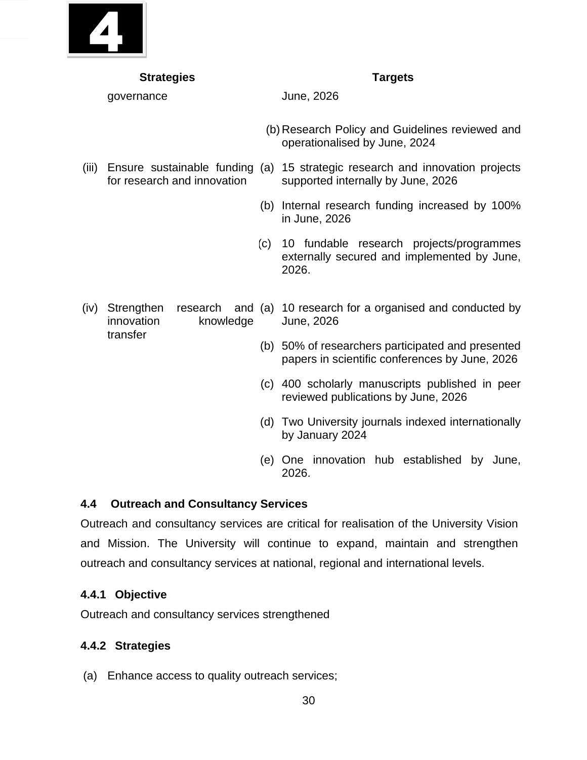| Strategies | Targets |
|---|---|
| governance | June, 2026 |
| | (b) Research Policy and Guidelines reviewed and operationalised by June, 2024 |
| (iii) Ensure sustainable funding for research and innovation | (a) 15 strategic research and innovation projects supported internally by June, 2026 |
| | (b) Internal research funding increased by 100% in June, 2026 |
| | (c) 10 fundable research projects/programmes externally secured and implemented by June, 2026. |
| (iv) Strengthen research and innovation knowledge transfer | (a) 10 research for a organised and conducted by June, 2026 |
| | (b) 50% of researchers participated and presented papers in scientific conferences by June, 2026 |
| | (c) 400 scholarly manuscripts published in peer reviewed publications by June, 2026 |
| | (d) Two University journals indexed internationally by January 2024 |
| | (e) One innovation hub established by June, 2026. |

## 4.4 Outreach and Consultancy Services

Outreach and consultancy services are critical for realisation of the University Vision and Mission. The University will continue to expand, maintain and strengthen outreach and consultancy services at national, regional and international levels.

### 4.4.1 Objective

Outreach and consultancy services strengthened

### 4.4.2 Strategies

(a) Enhance access to quality outreach services;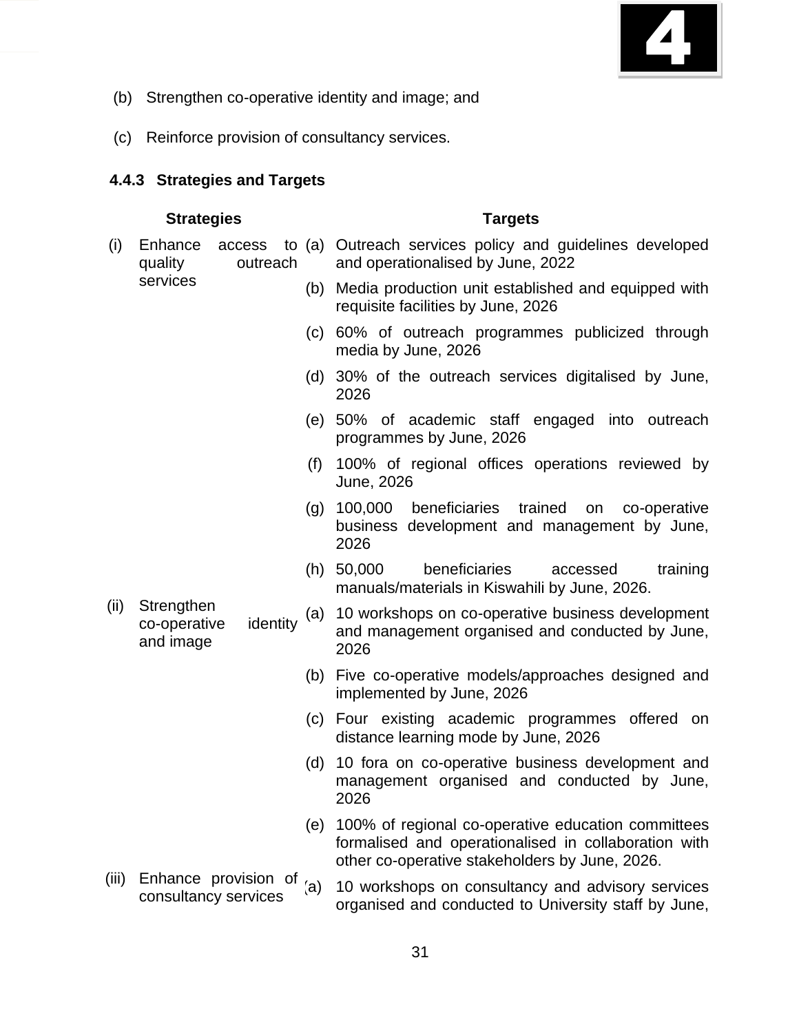(b) Strengthen co-operative identity and image; and

(c) Reinforce provision of consultancy services.

### 4.4.3 Strategies and Targets

| Strategies | Targets |
|---|---|
| (i) Enhance access to quality outreach services | (a) Outreach services policy and guidelines developed and operationalised by June, 2022 |
| | (b) Media production unit established and equipped with requisite facilities by June, 2026 |
| | (c) 60% of outreach programmes publicized through media by June, 2026 |
| | (d) 30% of the outreach services digitalised by June, 2026 |
| | (e) 50% of academic staff engaged into outreach programmes by June, 2026 |
| | (f) 100% of regional offices operations reviewed by June, 2026 |
| | (g) 100,000 beneficiaries trained on co-operative business development and management by June, 2026 |
| | (h) 50,000 beneficiaries accessed training manuals/materials in Kiswahili by June, 2026. |
| (ii) Strengthen co-operative identity and image | (a) 10 workshops on co-operative business development and management organised and conducted by June, 2026 |
| | (b) Five co-operative models/approaches designed and implemented by June, 2026 |
| | (c) Four existing academic programmes offered on distance learning mode by June, 2026 |
| | (d) 10 fora on co-operative business development and management organised and conducted by June, 2026 |
| | (e) 100% of regional co-operative education committees formalised and operationalised in collaboration with other co-operative stakeholders by June, 2026. |
| (iii) Enhance provision of consultancy services | (a) 10 workshops on consultancy and advisory services organised and conducted to University staff by June, |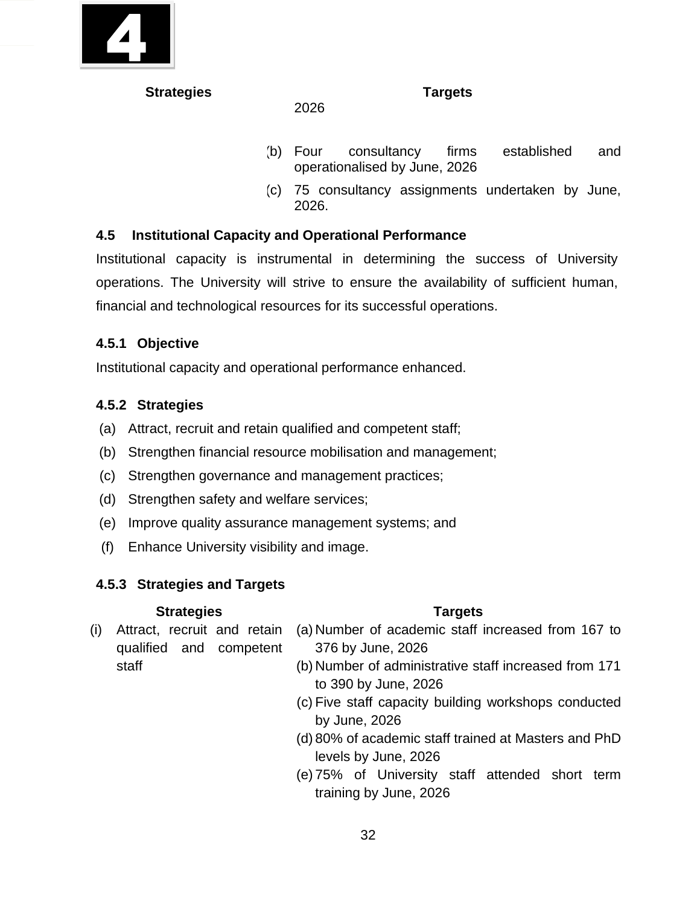| Strategies | Targets |
|---|---|
| | 2026 |
| | (b) Four consultancy firms established and operationalised by June, 2026 |
| | (c) 75 consultancy assignments undertaken by June, 2026. |

## 4.5 Institutional Capacity and Operational Performance

Institutional capacity is instrumental in determining the success of University operations. The University will strive to ensure the availability of sufficient human, financial and technological resources for its successful operations.

### 4.5.1 Objective

Institutional capacity and operational performance enhanced.

### 4.5.2 Strategies

(a) Attract, recruit and retain qualified and competent staff;

(b) Strengthen financial resource mobilisation and management;

(c) Strengthen governance and management practices;

(d) Strengthen safety and welfare services;

(e) Improve quality assurance management systems; and

(f) Enhance University visibility and image.

### 4.5.3 Strategies and Targets

| Strategies | Targets |
|---|---|
| (i) Attract, recruit and retain qualified and competent staff | (a) Number of academic staff increased from 167 to 376 by June, 2026<br>(b) Number of administrative staff increased from 171 to 390 by June, 2026<br>(c) Five staff capacity building workshops conducted by June, 2026<br>(d) 80% of academic staff trained at Masters and PhD levels by June, 2026<br>(e) 75% of University staff attended short term training by June, 2026 |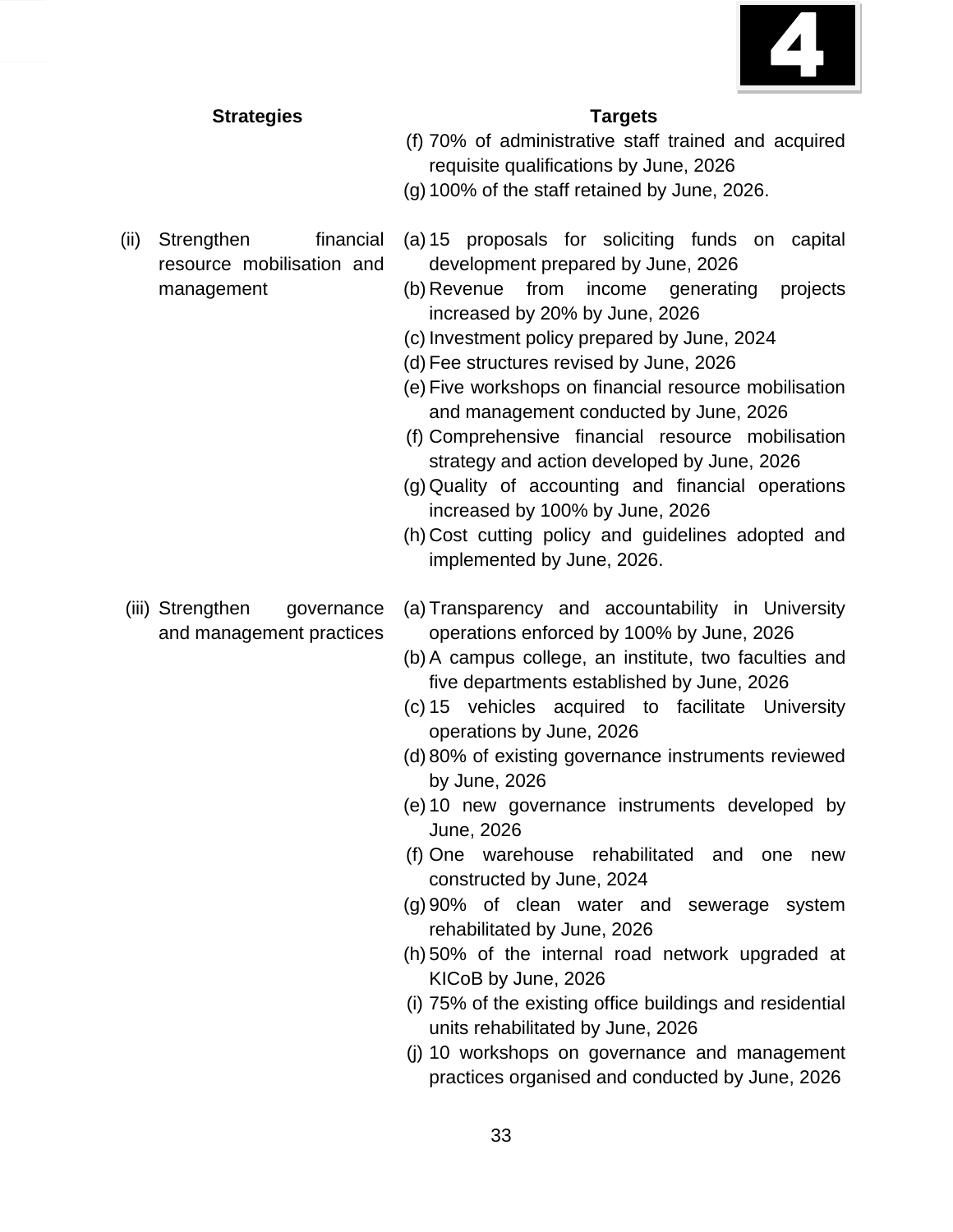| Strategies | Targets |
|---|---|
| | (f) 70% of administrative staff trained and acquired requisite qualifications by June, 2026<br>(g) 100% of the staff retained by June, 2026. |
| (ii) Strengthen financial resource mobilisation and management | (a) 15 proposals for soliciting funds on capital development prepared by June, 2026<br>(b) Revenue from income generating projects increased by 20% by June, 2026<br>(c) Investment policy prepared by June, 2024<br>(d) Fee structures revised by June, 2026<br>(e) Five workshops on financial resource mobilisation and management conducted by June, 2026<br>(f) Comprehensive financial resource mobilisation strategy and action developed by June, 2026<br>(g) Quality of accounting and financial operations increased by 100% by June, 2026<br>(h) Cost cutting policy and guidelines adopted and implemented by June, 2026. |
| (iii) Strengthen governance and management practices | (a) Transparency and accountability in University operations enforced by 100% by June, 2026<br>(b) A campus college, an institute, two faculties and five departments established by June, 2026<br>(c) 15 vehicles acquired to facilitate University operations by June, 2026<br>(d) 80% of existing governance instruments reviewed by June, 2026<br>(e) 10 new governance instruments developed by June, 2026<br>(f) One warehouse rehabilitated and one new constructed by June, 2024<br>(g) 90% of clean water and sewerage system rehabilitated by June, 2026<br>(h) 50% of the internal road network upgraded at KICoB by June, 2026<br>(i) 75% of the existing office buildings and residential units rehabilitated by June, 2026<br>(j) 10 workshops on governance and management practices organised and conducted by June, 2026 |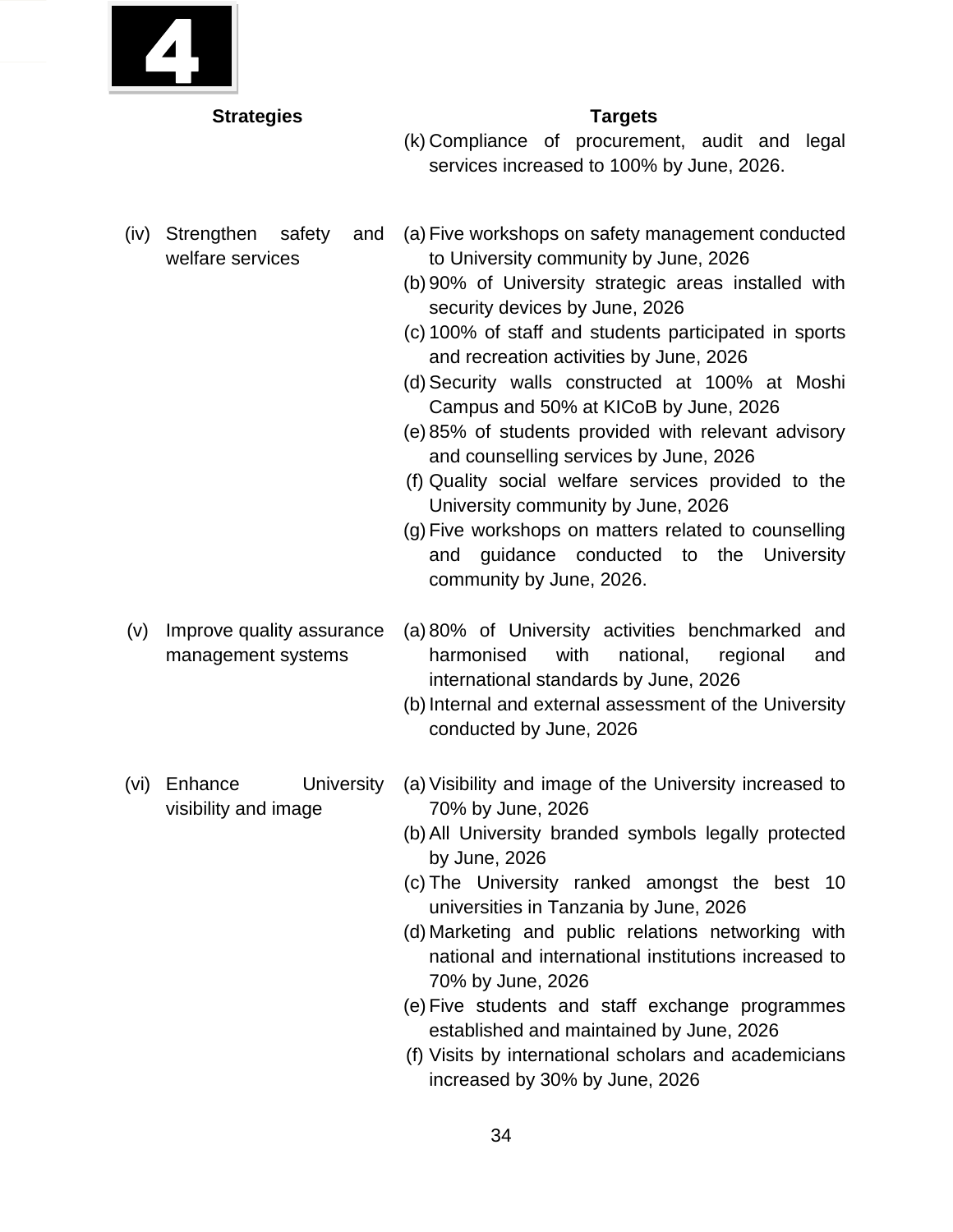| Strategies | Targets |
|---|---|
| | (k) Compliance of procurement, audit and legal services increased to 100% by June, 2026. |
| (iv) Strengthen safety and welfare services | (a) Five workshops on safety management conducted to University community by June, 2026<br>(b) 90% of University strategic areas installed with security devices by June, 2026<br>(c) 100% of staff and students participated in sports and recreation activities by June, 2026<br>(d) Security walls constructed at 100% at Moshi Campus and 50% at KICoB by June, 2026<br>(e) 85% of students provided with relevant advisory and counselling services by June, 2026<br>(f) Quality social welfare services provided to the University community by June, 2026<br>(g) Five workshops on matters related to counselling and guidance conducted to the University community by June, 2026. |
| (v) Improve quality assurance management systems | (a) 80% of University activities benchmarked and harmonised with national, regional and international standards by June, 2026<br>(b) Internal and external assessment of the University conducted by June, 2026 |
| (vi) Enhance University visibility and image | (a) Visibility and image of the University increased to 70% by June, 2026<br>(b) All University branded symbols legally protected by June, 2026<br>(c) The University ranked amongst the best 10 universities in Tanzania by June, 2026<br>(d) Marketing and public relations networking with national and international institutions increased to 70% by June, 2026<br>(e) Five students and staff exchange programmes established and maintained by June, 2026<br>(f) Visits by international scholars and academicians increased by 30% by June, 2026 |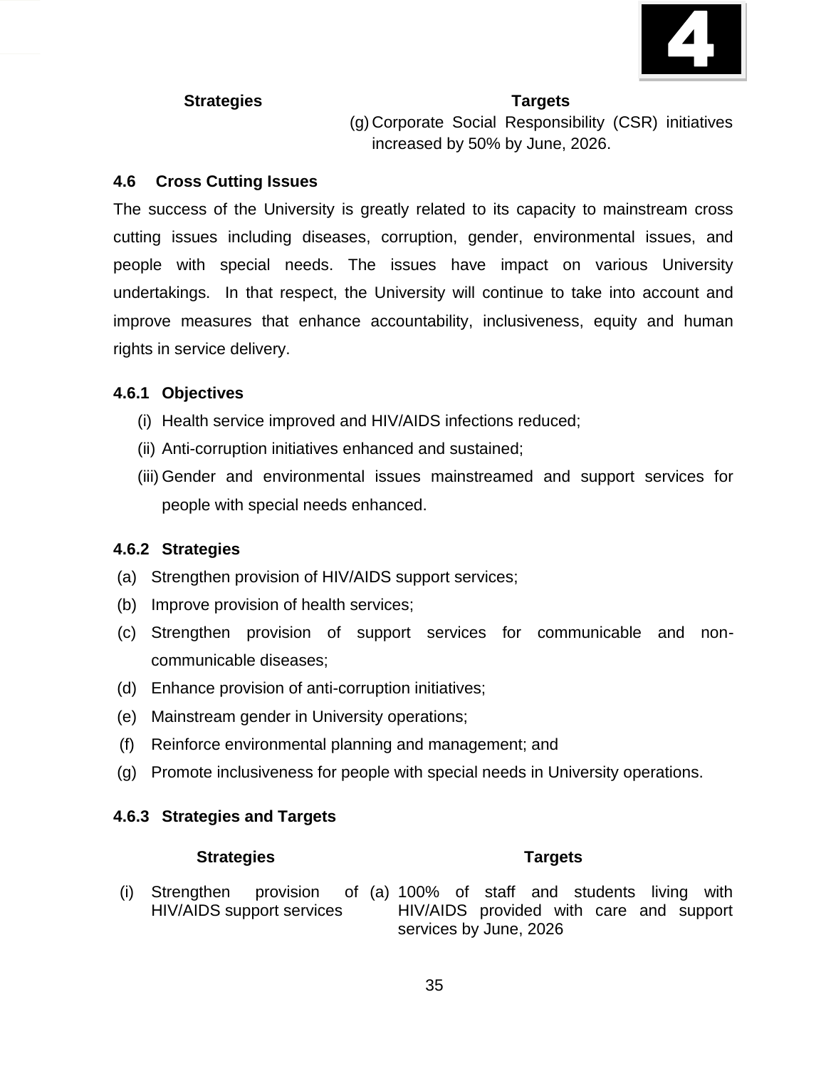| Strategies | Targets |
|---|---|
| | (g) Corporate Social Responsibility (CSR) initiatives increased by 50% by June, 2026. |

## 4.6 Cross Cutting Issues

The success of the University is greatly related to its capacity to mainstream cross cutting issues including diseases, corruption, gender, environmental issues, and people with special needs. The issues have impact on various University undertakings. In that respect, the University will continue to take into account and improve measures that enhance accountability, inclusiveness, equity and human rights in service delivery.

### 4.6.1 Objectives

(i) Health service improved and HIV/AIDS infections reduced;

(ii) Anti-corruption initiatives enhanced and sustained;

(iii) Gender and environmental issues mainstreamed and support services for people with special needs enhanced.

### 4.6.2 Strategies

(a) Strengthen provision of HIV/AIDS support services;

(b) Improve provision of health services;

(c) Strengthen provision of support services for communicable and non-communicable diseases;

(d) Enhance provision of anti-corruption initiatives;

(e) Mainstream gender in University operations;

(f) Reinforce environmental planning and management; and

(g) Promote inclusiveness for people with special needs in University operations.

### 4.6.3 Strategies and Targets

| Strategies | Targets |
|---|---|
| (i) Strengthen provision of HIV/AIDS support services | (a) 100% of staff and students living with HIV/AIDS provided with care and support services by June, 2026 |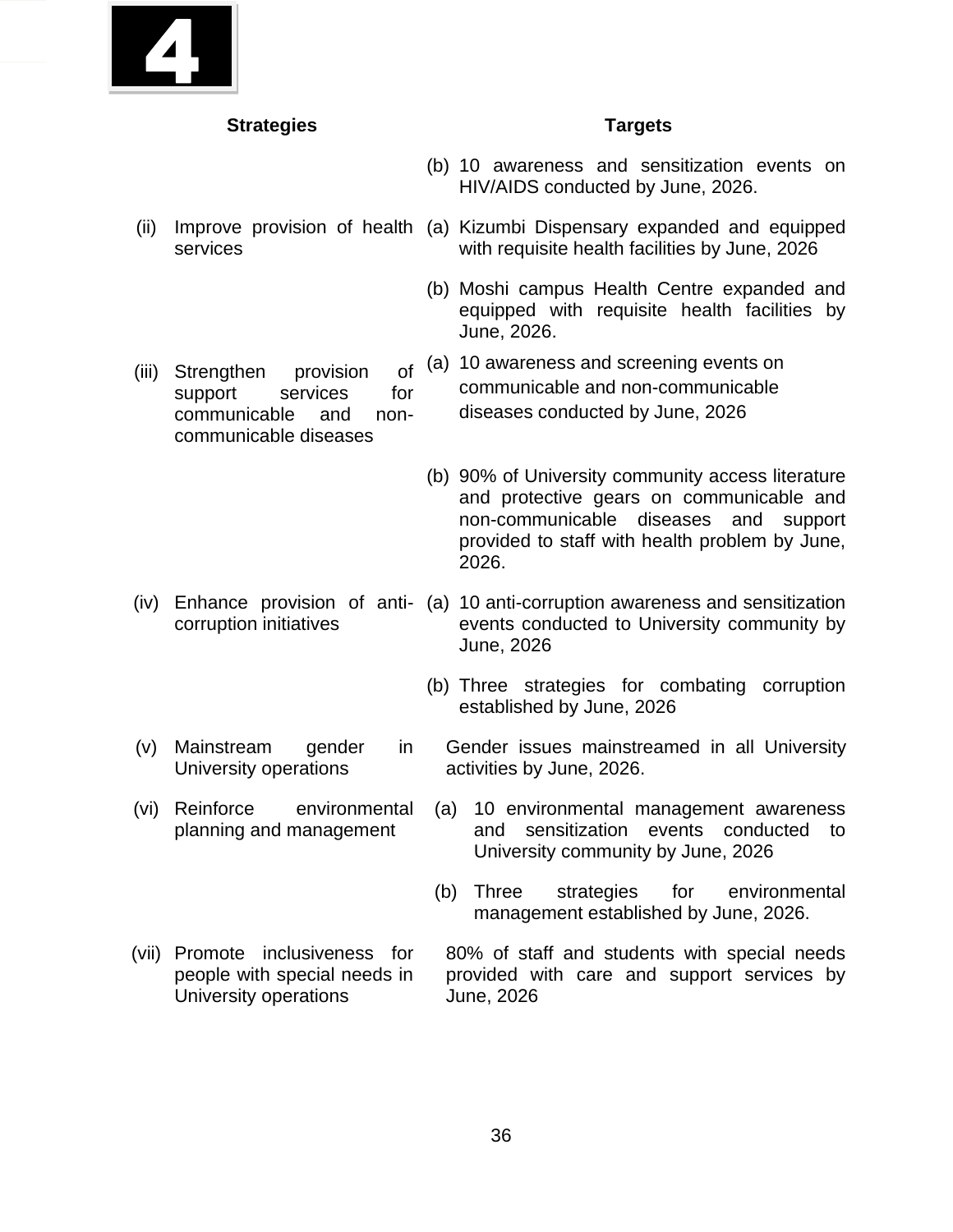| Strategies | Targets |
|---|---|
| | (b) 10 awareness and sensitization events on HIV/AIDS conducted by June, 2026. |
| (ii) Improve provision of health services | (a) Kizumbi Dispensary expanded and equipped with requisite health facilities by June, 2026 |
| | (b) Moshi campus Health Centre expanded and equipped with requisite health facilities by June, 2026. |
| (iii) Strengthen provision of support services for communicable and non-communicable diseases | (a) 10 awareness and screening events on communicable and non-communicable diseases conducted by June, 2026 |
| | (b) 90% of University community access literature and protective gears on communicable and non-communicable diseases and support provided to staff with health problem by June, 2026. |
| (iv) Enhance provision of anti-corruption initiatives | (a) 10 anti-corruption awareness and sensitization events conducted to University community by June, 2026 |
| | (b) Three strategies for combating corruption established by June, 2026 |
| (v) Mainstream gender in University operations | Gender issues mainstreamed in all University activities by June, 2026. |
| (vi) Reinforce environmental planning and management | (a) 10 environmental management awareness and sensitization events conducted to University community by June, 2026 |
| | (b) Three strategies for environmental management established by June, 2026. |
| (vii) Promote inclusiveness for people with special needs in University operations | 80% of staff and students with special needs provided with care and support services by June, 2026 |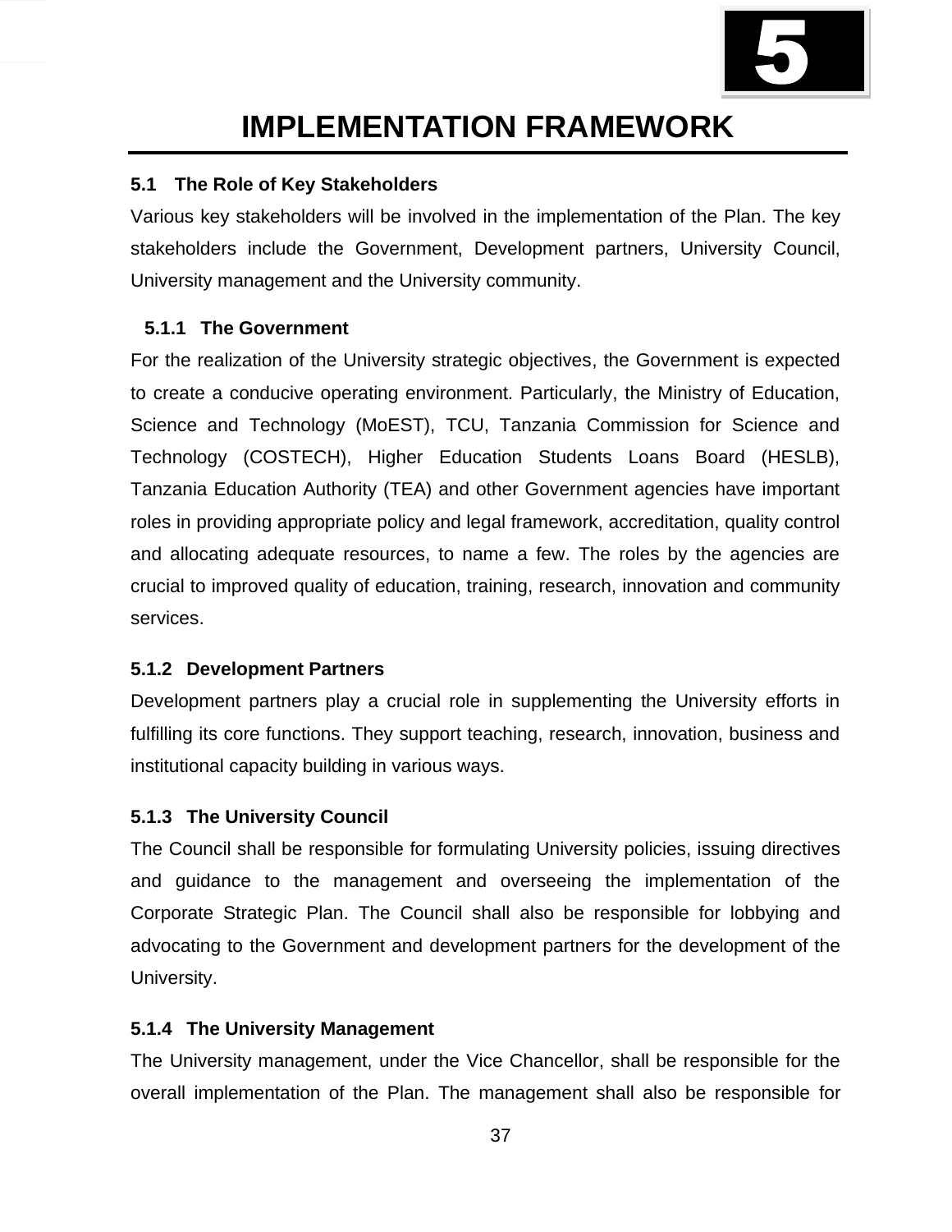# 5

# IMPLEMENTATION FRAMEWORK

## 5.1 The Role of Key Stakeholders

Various key stakeholders will be involved in the implementation of the Plan. The key stakeholders include the Government, Development partners, University Council, University management and the University community.

### 5.1.1 The Government

For the realization of the University strategic objectives, the Government is expected to create a conducive operating environment. Particularly, the Ministry of Education, Science and Technology (MoEST), TCU, Tanzania Commission for Science and Technology (COSTECH), Higher Education Students Loans Board (HESLB), Tanzania Education Authority (TEA) and other Government agencies have important roles in providing appropriate policy and legal framework, accreditation, quality control and allocating adequate resources, to name a few. The roles by the agencies are crucial to improved quality of education, training, research, innovation and community services.

### 5.1.2 Development Partners

Development partners play a crucial role in supplementing the University efforts in fulfilling its core functions. They support teaching, research, innovation, business and institutional capacity building in various ways.

### 5.1.3 The University Council

The Council shall be responsible for formulating University policies, issuing directives and guidance to the management and overseeing the implementation of the Corporate Strategic Plan. The Council shall also be responsible for lobbying and advocating to the Government and development partners for the development of the University.

### 5.1.4 The University Management

The University management, under the Vice Chancellor, shall be responsible for the overall implementation of the Plan. The management shall also be responsible for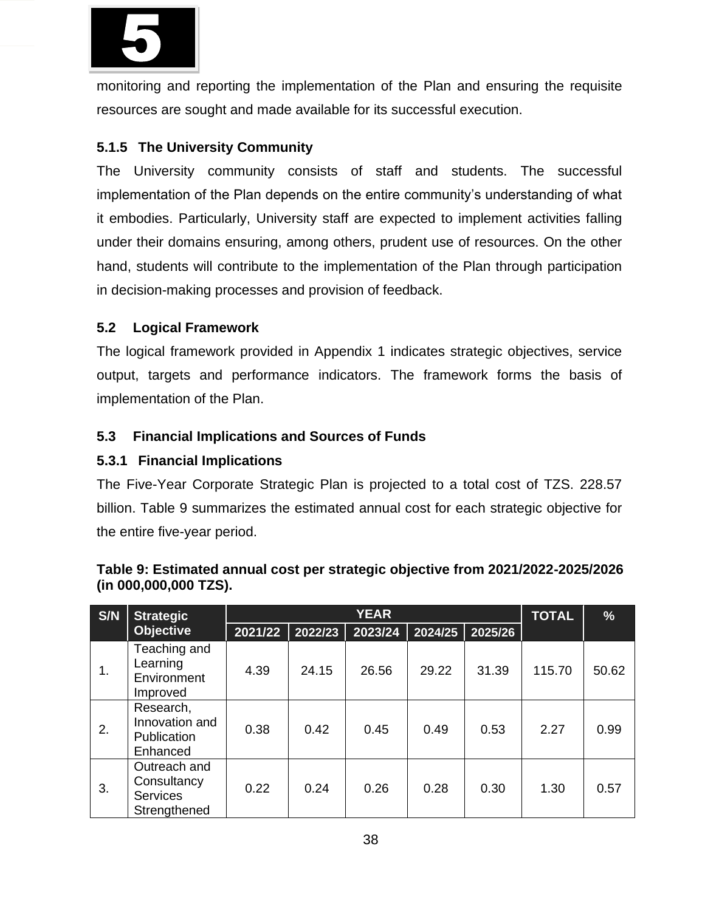monitoring and reporting the implementation of the Plan and ensuring the requisite resources are sought and made available for its successful execution.

### 5.1.5 The University Community

The University community consists of staff and students. The successful implementation of the Plan depends on the entire community's understanding of what it embodies. Particularly, University staff are expected to implement activities falling under their domains ensuring, among others, prudent use of resources. On the other hand, students will contribute to the implementation of the Plan through participation in decision-making processes and provision of feedback.

## 5.2 Logical Framework

The logical framework provided in Appendix 1 indicates strategic objectives, service output, targets and performance indicators. The framework forms the basis of implementation of the Plan.

## 5.3 Financial Implications and Sources of Funds

### 5.3.1 Financial Implications

The Five-Year Corporate Strategic Plan is projected to a total cost of TZS. 228.57 billion. Table 9 summarizes the estimated annual cost for each strategic objective for the entire five-year period.

**Table 9: Estimated annual cost per strategic objective from 2021/2022-2025/2026 (in 000,000,000 TZS).**

| S/N | Strategic Objective | YEAR | | | | | TOTAL | % |
|---|---|---|---|---|---|---|---|---|
| | | 2021/22 | 2022/23 | 2023/24 | 2024/25 | 2025/26 | | |
| 1. | Teaching and Learning Environment Improved | 4.39 | 24.15 | 26.56 | 29.22 | 31.39 | 115.70 | 50.62 |
| 2. | Research, Innovation and Publication Enhanced | 0.38 | 0.42 | 0.45 | 0.49 | 0.53 | 2.27 | 0.99 |
| 3. | Outreach and Consultancy Services Strengthened | 0.22 | 0.24 | 0.26 | 0.28 | 0.30 | 1.30 | 0.57 |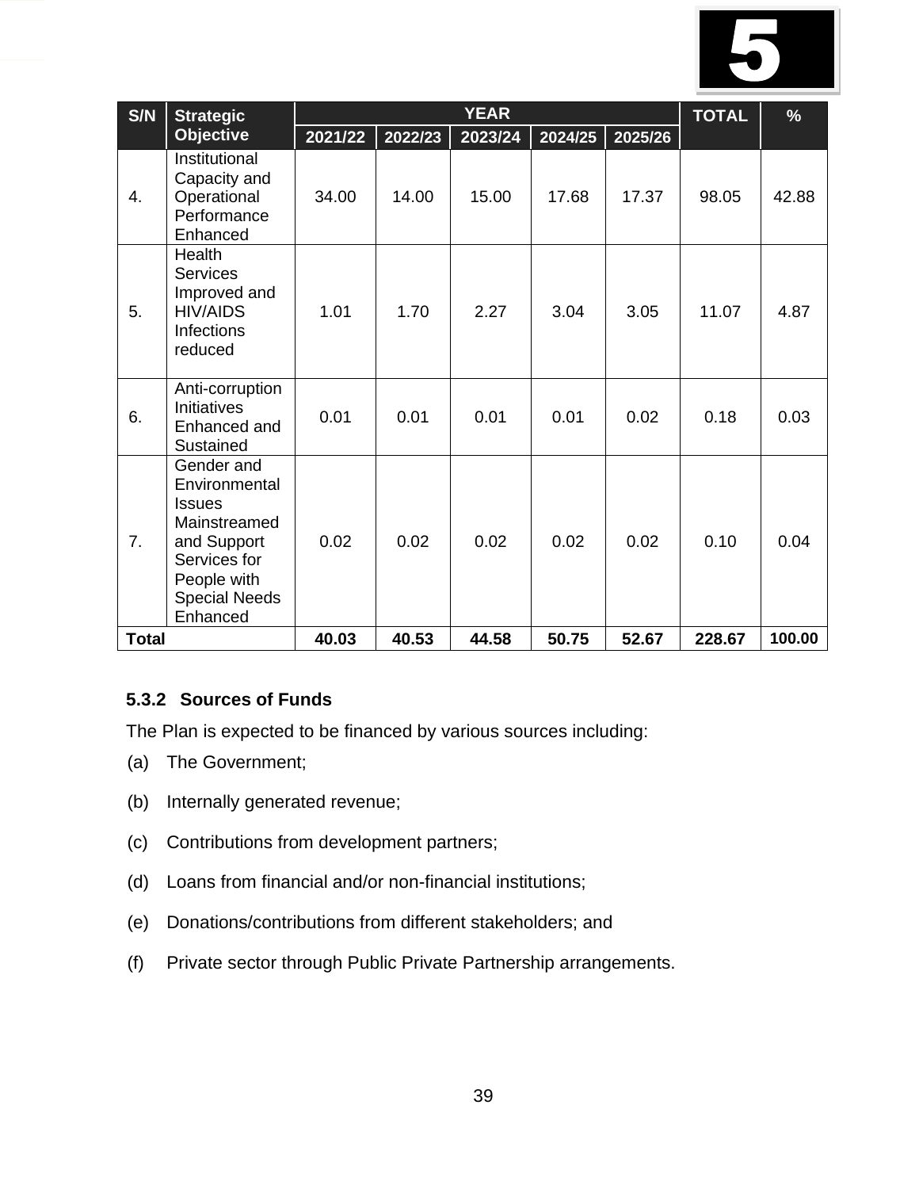| S/N | Strategic Objective | YEAR | | | | | TOTAL | % |
|---|---|---|---|---|---|---|---|---|
| | | 2021/22 | 2022/23 | 2023/24 | 2024/25 | 2025/26 | | |
| 4. | Institutional Capacity and Operational Performance Enhanced | 34.00 | 14.00 | 15.00 | 17.68 | 17.37 | 98.05 | 42.88 |
| 5. | Health Services Improved and HIV/AIDS Infections reduced | 1.01 | 1.70 | 2.27 | 3.04 | 3.05 | 11.07 | 4.87 |
| 6. | Anti-corruption Initiatives Enhanced and Sustained | 0.01 | 0.01 | 0.01 | 0.01 | 0.02 | 0.18 | 0.03 |
| 7. | Gender and Environmental Issues Mainstreamed and Support Services for People with Special Needs Enhanced | 0.02 | 0.02 | 0.02 | 0.02 | 0.02 | 0.10 | 0.04 |
| **Total** | | **40.03** | **40.53** | **44.58** | **50.75** | **52.67** | **228.67** | **100.00** |

### 5.3.2 Sources of Funds

The Plan is expected to be financed by various sources including:

(a) The Government;

(b) Internally generated revenue;

(c) Contributions from development partners;

(d) Loans from financial and/or non-financial institutions;

(e) Donations/contributions from different stakeholders; and

(f) Private sector through Public Private Partnership arrangements.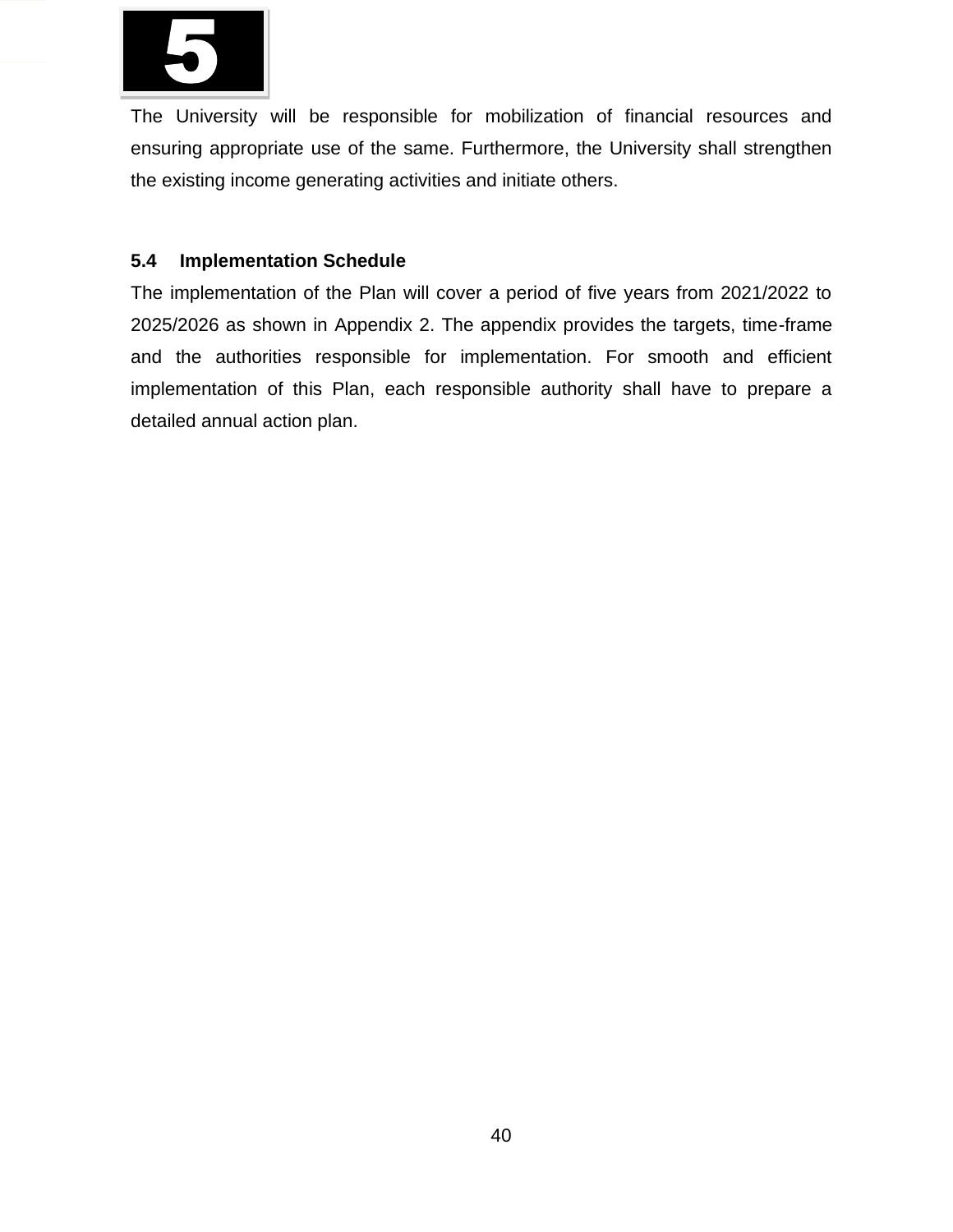The University will be responsible for mobilization of financial resources and ensuring appropriate use of the same. Furthermore, the University shall strengthen the existing income generating activities and initiate others.

### 5.4 Implementation Schedule

The implementation of the Plan will cover a period of five years from 2021/2022 to 2025/2026 as shown in Appendix 2. The appendix provides the targets, time-frame and the authorities responsible for implementation. For smooth and efficient implementation of this Plan, each responsible authority shall have to prepare a detailed annual action plan.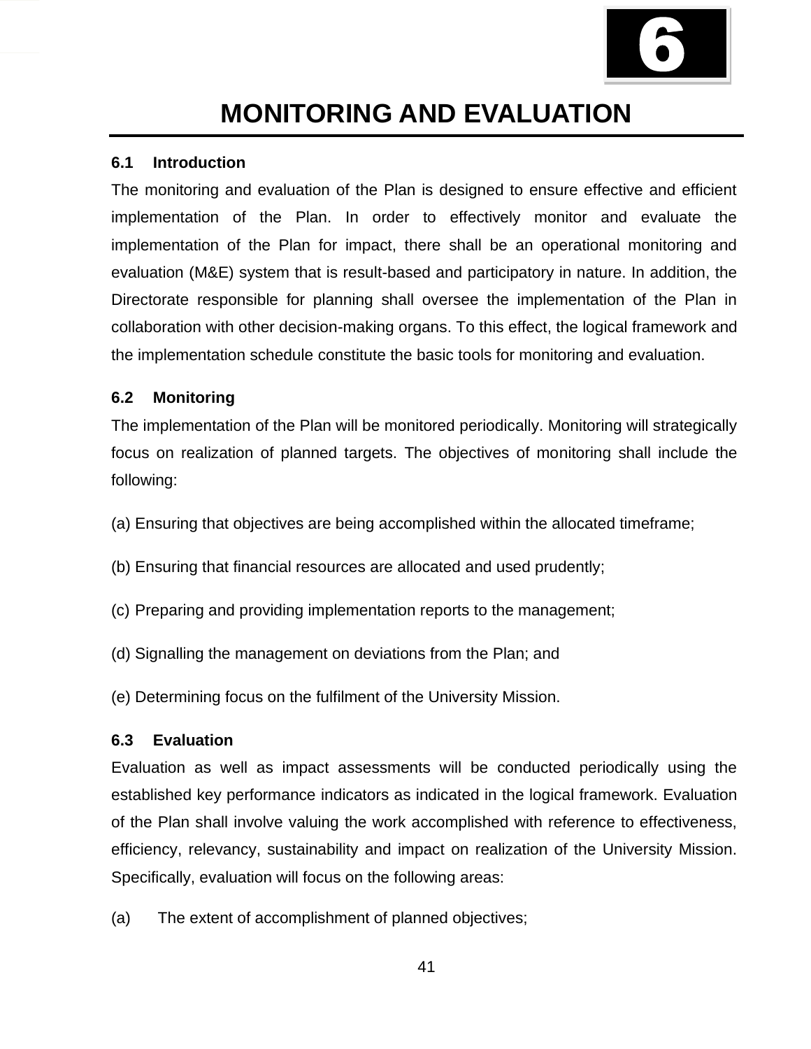# 6

# MONITORING AND EVALUATION

## 6.1 Introduction

The monitoring and evaluation of the Plan is designed to ensure effective and efficient implementation of the Plan. In order to effectively monitor and evaluate the implementation of the Plan for impact, there shall be an operational monitoring and evaluation (M&E) system that is result-based and participatory in nature. In addition, the Directorate responsible for planning shall oversee the implementation of the Plan in collaboration with other decision-making organs. To this effect, the logical framework and the implementation schedule constitute the basic tools for monitoring and evaluation.

## 6.2 Monitoring

The implementation of the Plan will be monitored periodically. Monitoring will strategically focus on realization of planned targets. The objectives of monitoring shall include the following:

(a) Ensuring that objectives are being accomplished within the allocated timeframe;

(b) Ensuring that financial resources are allocated and used prudently;

(c) Preparing and providing implementation reports to the management;

(d) Signalling the management on deviations from the Plan; and

(e) Determining focus on the fulfilment of the University Mission.

## 6.3 Evaluation

Evaluation as well as impact assessments will be conducted periodically using the established key performance indicators as indicated in the logical framework. Evaluation of the Plan shall involve valuing the work accomplished with reference to effectiveness, efficiency, relevancy, sustainability and impact on realization of the University Mission. Specifically, evaluation will focus on the following areas:

(a) The extent of accomplishment of planned objectives;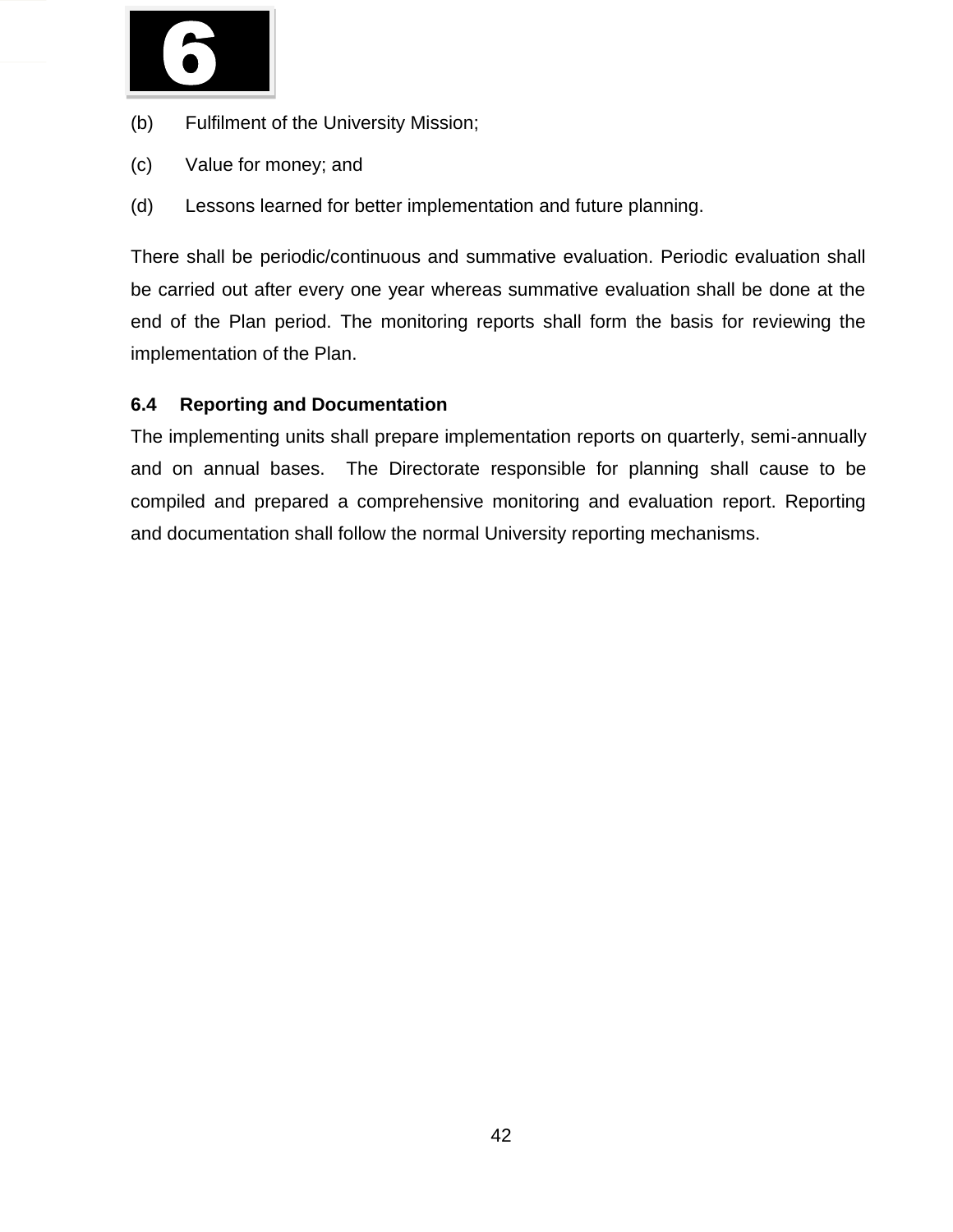(b) Fulfilment of the University Mission;

(c) Value for money; and

(d) Lessons learned for better implementation and future planning.

There shall be periodic/continuous and summative evaluation. Periodic evaluation shall be carried out after every one year whereas summative evaluation shall be done at the end of the Plan period. The monitoring reports shall form the basis for reviewing the implementation of the Plan.

### 6.4 Reporting and Documentation

The implementing units shall prepare implementation reports on quarterly, semi-annually and on annual bases. The Directorate responsible for planning shall cause to be compiled and prepared a comprehensive monitoring and evaluation report. Reporting and documentation shall follow the normal University reporting mechanisms.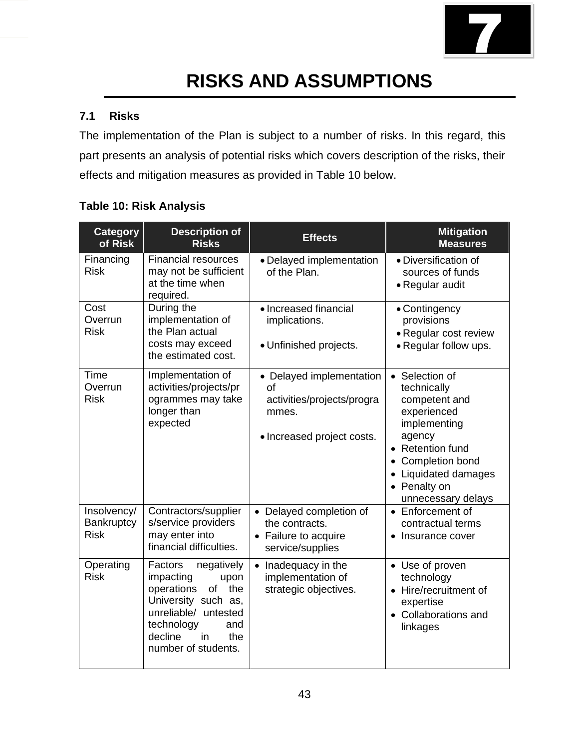# 7

# RISKS AND ASSUMPTIONS

## 7.1 Risks

The implementation of the Plan is subject to a number of risks. In this regard, this part presents an analysis of potential risks which covers description of the risks, their effects and mitigation measures as provided in Table 10 below.

**Table 10: Risk Analysis**

| Category of Risk | Description of Risks | Effects | Mitigation Measures |
|---|---|---|---|
| Financing Risk | Financial resources may not be sufficient at the time when required. | • Delayed implementation of the Plan. | • Diversification of sources of funds<br>• Regular audit |
| Cost Overrun Risk | During the implementation of the Plan actual costs may exceed the estimated cost. | • Increased financial implications.<br>• Unfinished projects. | • Contingency provisions<br>• Regular cost review<br>• Regular follow ups. |
| Time Overrun Risk | Implementation of activities/projects/programmes may take longer than expected | • Delayed implementation of activities/projects/programmes.<br>• Increased project costs. | • Selection of technically competent and experienced implementing agency<br>• Retention fund<br>• Completion bond<br>• Liquidated damages<br>• Penalty on unnecessary delays |
| Insolvency/ Bankruptcy Risk | Contractors/suppliers/service providers may enter into financial difficulties. | • Delayed completion of the contracts.<br>• Failure to acquire service/supplies | • Enforcement of contractual terms<br>• Insurance cover |
| Operating Risk | Factors negatively impacting upon operations of the University such as, unreliable/ untested technology and decline in the number of students. | • Inadequacy in the implementation of strategic objectives. | • Use of proven technology<br>• Hire/recruitment of expertise<br>• Collaborations and linkages |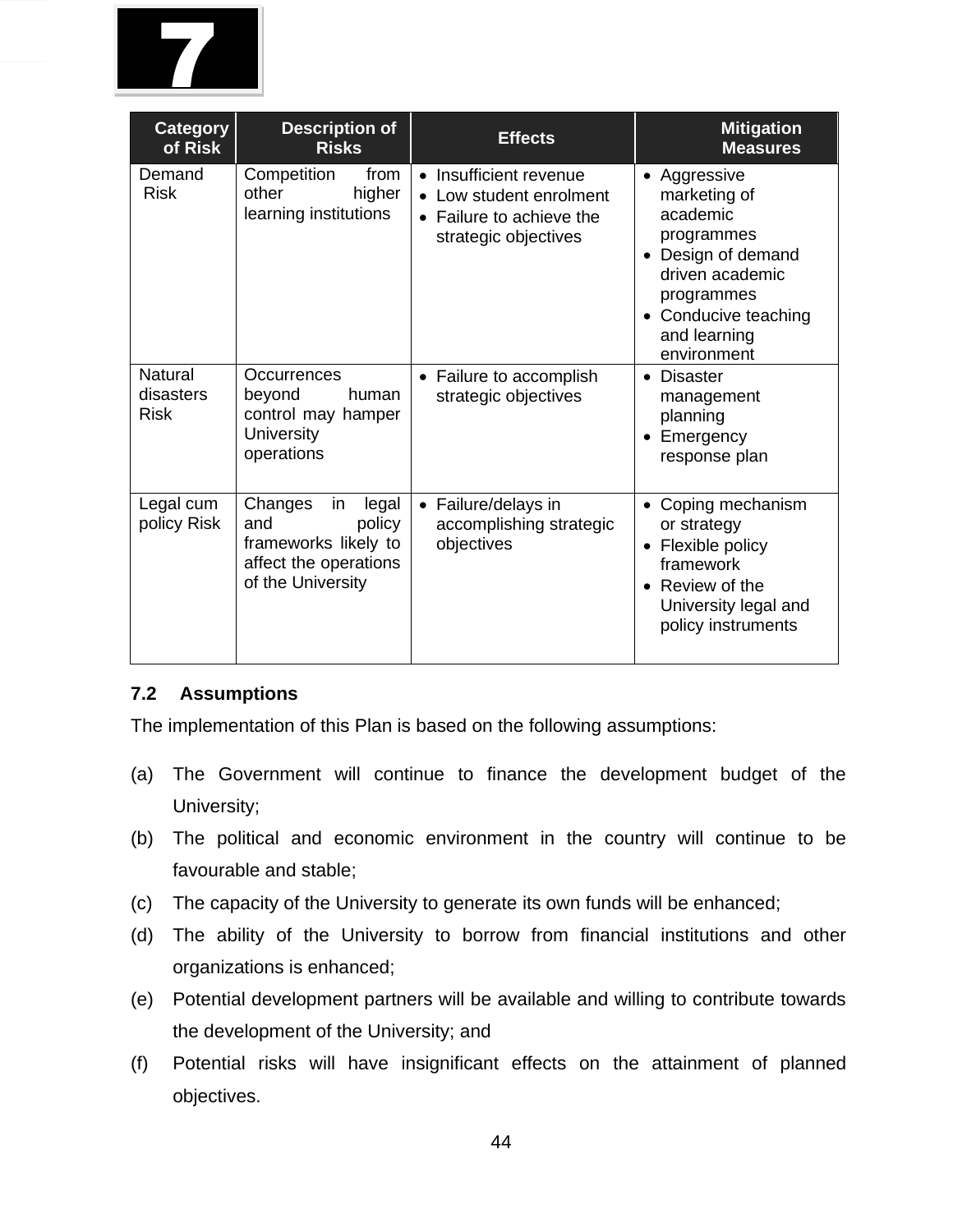| Category of Risk | Description of Risks | Effects | Mitigation Measures |
|---|---|---|---|
| Demand Risk | Competition from other higher learning institutions | • Insufficient revenue<br>• Low student enrolment<br>• Failure to achieve the strategic objectives | • Aggressive marketing of academic programmes<br>• Design of demand driven academic programmes<br>• Conducive teaching and learning environment |
| Natural disasters Risk | Occurrences beyond human control may hamper University operations | • Failure to accomplish strategic objectives | • Disaster management planning<br>• Emergency response plan |
| Legal cum policy Risk | Changes in legal and policy frameworks likely to affect the operations of the University | • Failure/delays in accomplishing strategic objectives | • Coping mechanism or strategy<br>• Flexible policy framework<br>• Review of the University legal and policy instruments |

### 7.2 Assumptions

The implementation of this Plan is based on the following assumptions:

(a) The Government will continue to finance the development budget of the University;

(b) The political and economic environment in the country will continue to be favourable and stable;

(c) The capacity of the University to generate its own funds will be enhanced;

(d) The ability of the University to borrow from financial institutions and other organizations is enhanced;

(e) Potential development partners will be available and willing to contribute towards the development of the University; and

(f) Potential risks will have insignificant effects on the attainment of planned objectives.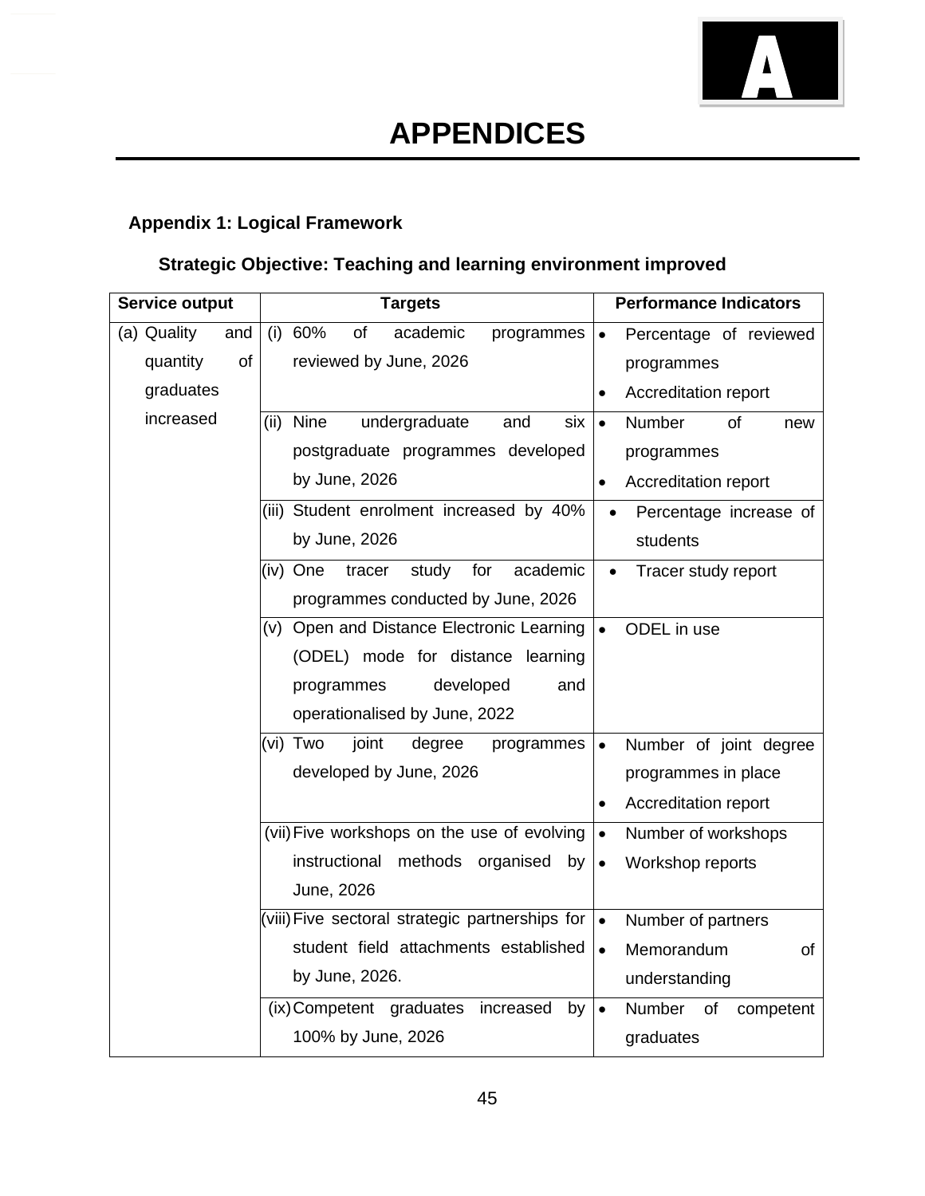# APPENDICES

## Appendix 1: Logical Framework

### Strategic Objective: Teaching and learning environment improved

| Service output | Targets | Performance Indicators |
|---|---|---|
| (a) Quality and quantity of graduates increased | (i) 60% of academic programmes reviewed by June, 2026 | • Percentage of reviewed programmes<br>• Accreditation report |
| | (ii) Nine undergraduate and six postgraduate programmes developed by June, 2026 | • Number of new programmes<br>• Accreditation report |
| | (iii) Student enrolment increased by 40% by June, 2026 | • Percentage increase of students |
| | (iv) One tracer study for academic programmes conducted by June, 2026 | • Tracer study report |
| | (v) Open and Distance Electronic Learning (ODEL) mode for distance learning programmes developed and operationalised by June, 2022 | • ODEL in use |
| | (vi) Two joint degree programmes developed by June, 2026 | • Number of joint degree programmes in place<br>• Accreditation report |
| | (vii) Five workshops on the use of evolving instructional methods organised by June, 2026 | • Number of workshops<br>• Workshop reports |
| | (viii) Five sectoral strategic partnerships for student field attachments established by June, 2026. | • Number of partners<br>• Memorandum of understanding |
| | (ix) Competent graduates increased by 100% by June, 2026 | • Number of competent graduates |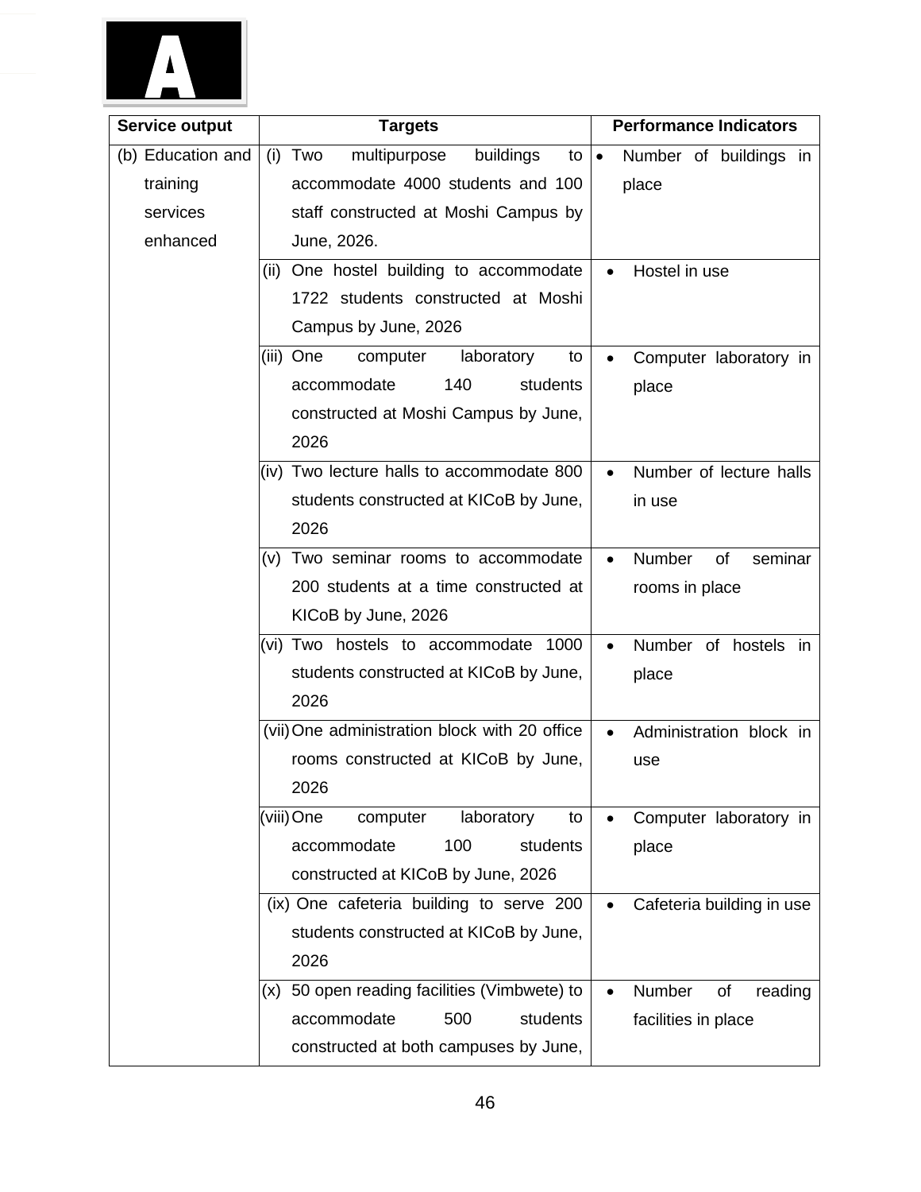A

| Service output | Targets | Performance Indicators |
|---|---|---|
| (b) Education and training services enhanced | (i) Two multipurpose buildings to accommodate 4000 students and 100 staff constructed at Moshi Campus by June, 2026. | • Number of buildings in place |
| | (ii) One hostel building to accommodate 1722 students constructed at Moshi Campus by June, 2026 | • Hostel in use |
| | (iii) One computer laboratory to accommodate 140 students constructed at Moshi Campus by June, 2026 | • Computer laboratory in place |
| | (iv) Two lecture halls to accommodate 800 students constructed at KICoB by June, 2026 | • Number of lecture halls in use |
| | (v) Two seminar rooms to accommodate 200 students at a time constructed at KICoB by June, 2026 | • Number of seminar rooms in place |
| | (vi) Two hostels to accommodate 1000 students constructed at KICoB by June, 2026 | • Number of hostels in place |
| | (vii) One administration block with 20 office rooms constructed at KICoB by June, 2026 | • Administration block in use |
| | (viii) One computer laboratory to accommodate 100 students constructed at KICoB by June, 2026 | • Computer laboratory in place |
| | (ix) One cafeteria building to serve 200 students constructed at KICoB by June, 2026 | • Cafeteria building in use |
| | (x) 50 open reading facilities (Vimbwete) to accommodate 500 students constructed at both campuses by June, | • Number of reading facilities in place |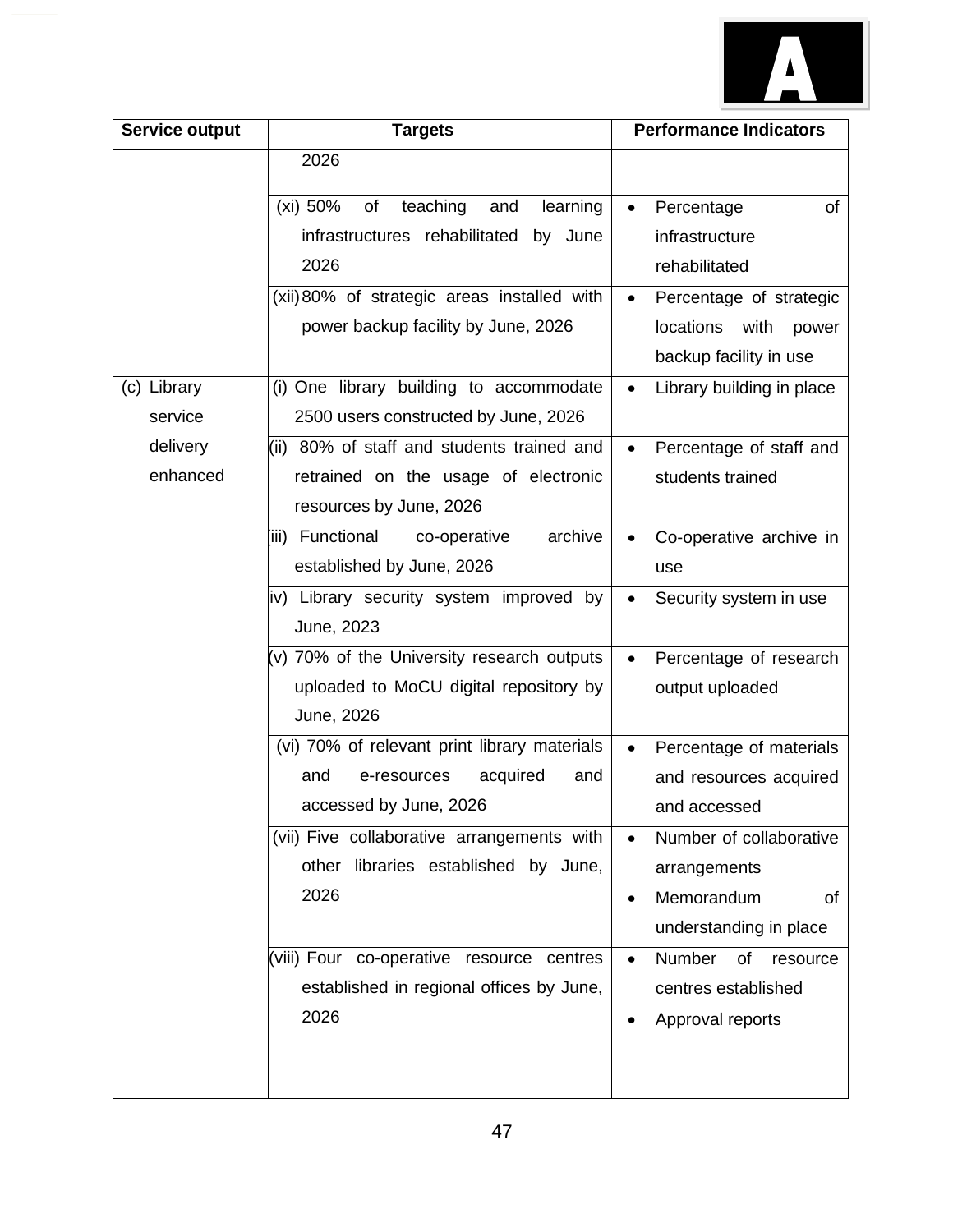| Service output | Targets | Performance Indicators |
|---|---|---|
| | 2026 | |
| | (xi) 50% of teaching and learning infrastructures rehabilitated by June 2026 | • Percentage of infrastructure rehabilitated |
| | (xii) 80% of strategic areas installed with power backup facility by June, 2026 | • Percentage of strategic locations with power backup facility in use |
| (c) Library service delivery enhanced | (i) One library building to accommodate 2500 users constructed by June, 2026 | • Library building in place |
| | (ii) 80% of staff and students trained and retrained on the usage of electronic resources by June, 2026 | • Percentage of staff and students trained |
| | (iii) Functional co-operative archive established by June, 2026 | • Co-operative archive in use |
| | iv) Library security system improved by June, 2023 | • Security system in use |
| | (v) 70% of the University research outputs uploaded to MoCU digital repository by June, 2026 | • Percentage of research output uploaded |
| | (vi) 70% of relevant print library materials and e-resources acquired and accessed by June, 2026 | • Percentage of materials and resources acquired and accessed |
| | (vii) Five collaborative arrangements with other libraries established by June, 2026 | • Number of collaborative arrangements<br>• Memorandum of understanding in place |
| | (viii) Four co-operative resource centres established in regional offices by June, 2026 | • Number of resource centres established<br>• Approval reports |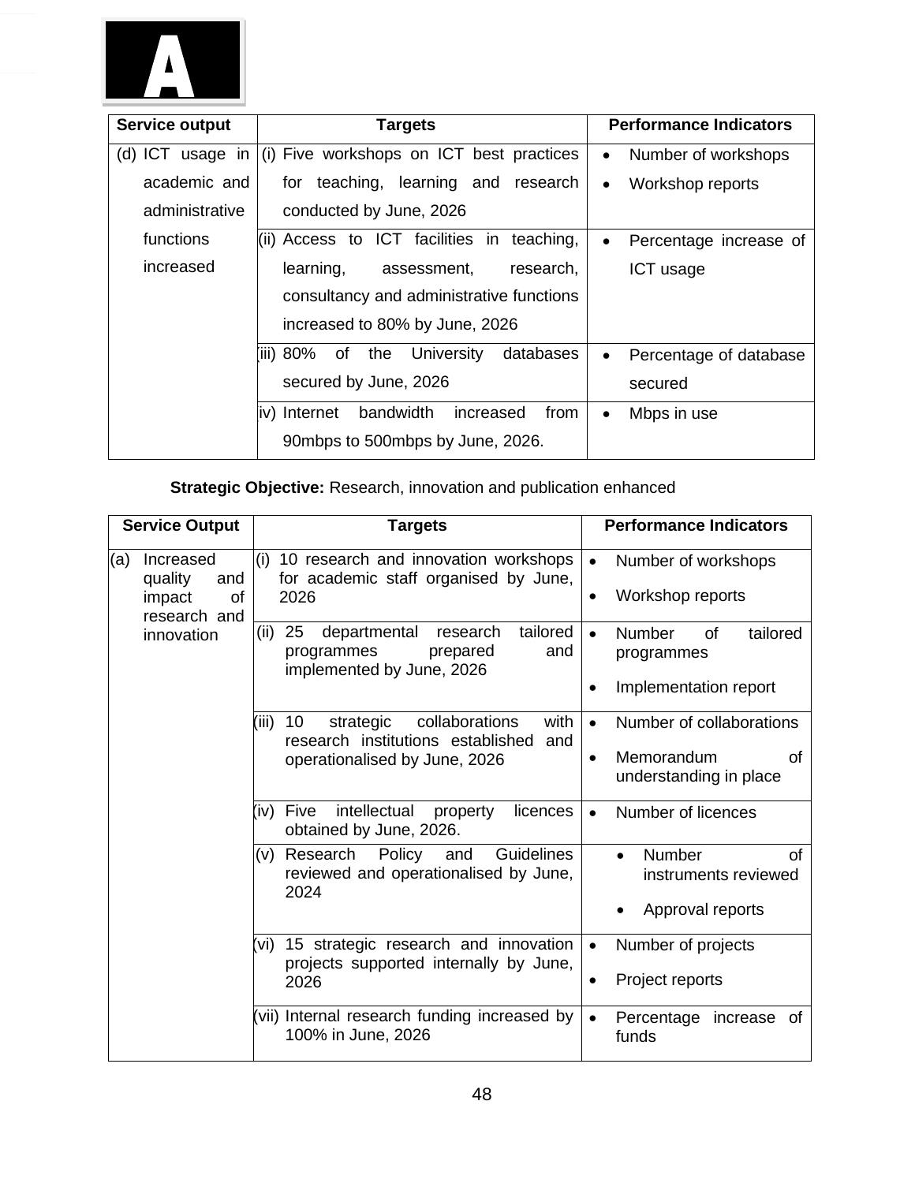| Service output | Targets | Performance Indicators |
|---|---|---|
| (d) ICT usage in academic and administrative functions increased | (i) Five workshops on ICT best practices for teaching, learning and research conducted by June, 2026 | • Number of workshops<br>• Workshop reports |
| | (ii) Access to ICT facilities in teaching, learning, assessment, research, consultancy and administrative functions increased to 80% by June, 2026 | • Percentage increase of ICT usage |
| | (iii) 80% of the University databases secured by June, 2026 | • Percentage of database secured |
| | (iv) Internet bandwidth increased from 90mbps to 500mbps by June, 2026. | • Mbps in use |

**Strategic Objective:** Research, innovation and publication enhanced

| Service Output | Targets | Performance Indicators |
|---|---|---|
| (a) Increased quality and impact of research and innovation | (i) 10 research and innovation workshops for academic staff organised by June, 2026 | • Number of workshops<br>• Workshop reports |
| | (ii) 25 departmental research tailored programmes prepared and implemented by June, 2026 | • Number of tailored programmes<br>• Implementation report |
| | (iii) 10 strategic collaborations with research institutions established and operationalised by June, 2026 | • Number of collaborations<br>• Memorandum of understanding in place |
| | (iv) Five intellectual property licences obtained by June, 2026. | • Number of licences |
| | (v) Research Policy and Guidelines reviewed and operationalised by June, 2024 | • Number of instruments reviewed<br>• Approval reports |
| | (vi) 15 strategic research and innovation projects supported internally by June, 2026 | • Number of projects<br>• Project reports |
| | (vii) Internal research funding increased by 100% in June, 2026 | • Percentage increase of funds |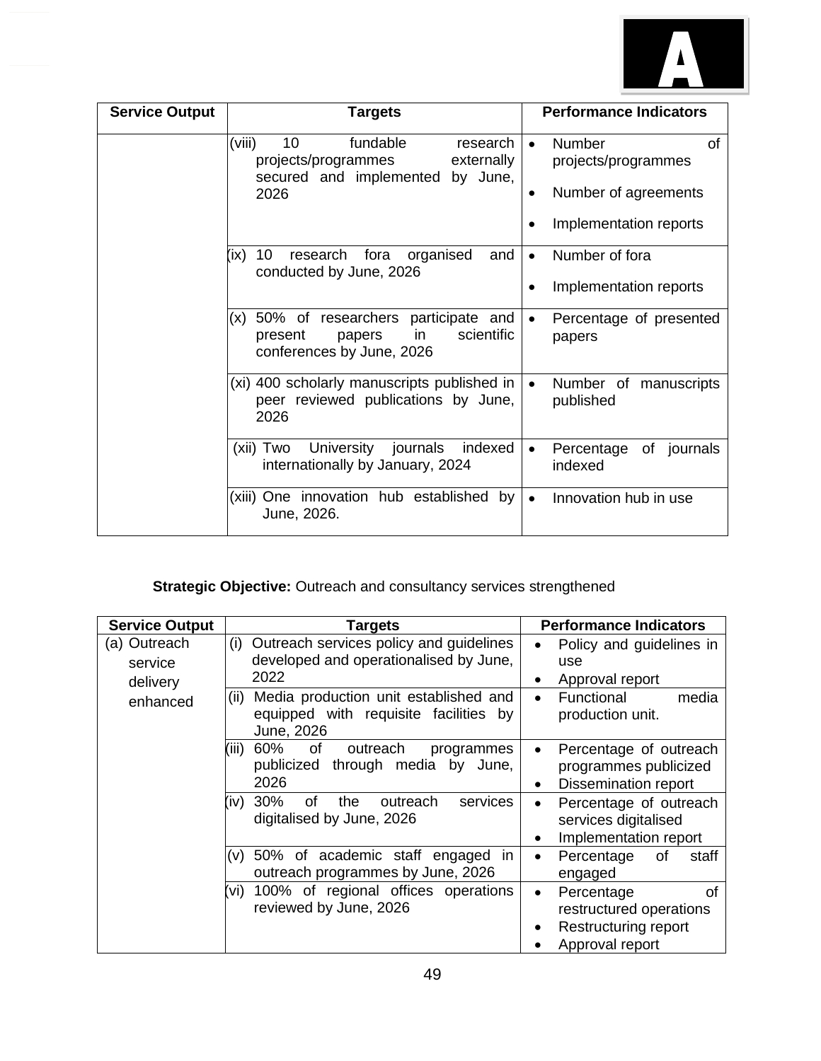| Service Output | Targets | Performance Indicators |
|---|---|---|
| | (viii) 10 fundable research projects/programmes externally secured and implemented by June, 2026 | • Number of projects/programmes<br>• Number of agreements<br>• Implementation reports |
| | (ix) 10 research fora organised and conducted by June, 2026 | • Number of fora<br>• Implementation reports |
| | (x) 50% of researchers participate and present papers in scientific conferences by June, 2026 | • Percentage of presented papers |
| | (xi) 400 scholarly manuscripts published in peer reviewed publications by June, 2026 | • Number of manuscripts published |
| | (xii) Two University journals indexed internationally by January, 2024 | • Percentage of journals indexed |
| | (xiii) One innovation hub established by June, 2026. | • Innovation hub in use |

**Strategic Objective:** Outreach and consultancy services strengthened

| Service Output | Targets | Performance Indicators |
|---|---|---|
| (a) Outreach service delivery enhanced | (i) Outreach services policy and guidelines developed and operationalised by June, 2022 | • Policy and guidelines in use<br>• Approval report |
| | (ii) Media production unit established and equipped with requisite facilities by June, 2026 | • Functional media production unit. |
| | (iii) 60% of outreach programmes publicized through media by June, 2026 | • Percentage of outreach programmes publicized<br>• Dissemination report |
| | (iv) 30% of the outreach services digitalised by June, 2026 | • Percentage of outreach services digitalised<br>• Implementation report |
| | (v) 50% of academic staff engaged in outreach programmes by June, 2026 | • Percentage of staff engaged |
| | (vi) 100% of regional offices operations reviewed by June, 2026 | • Percentage of restructured operations<br>• Restructuring report<br>• Approval report |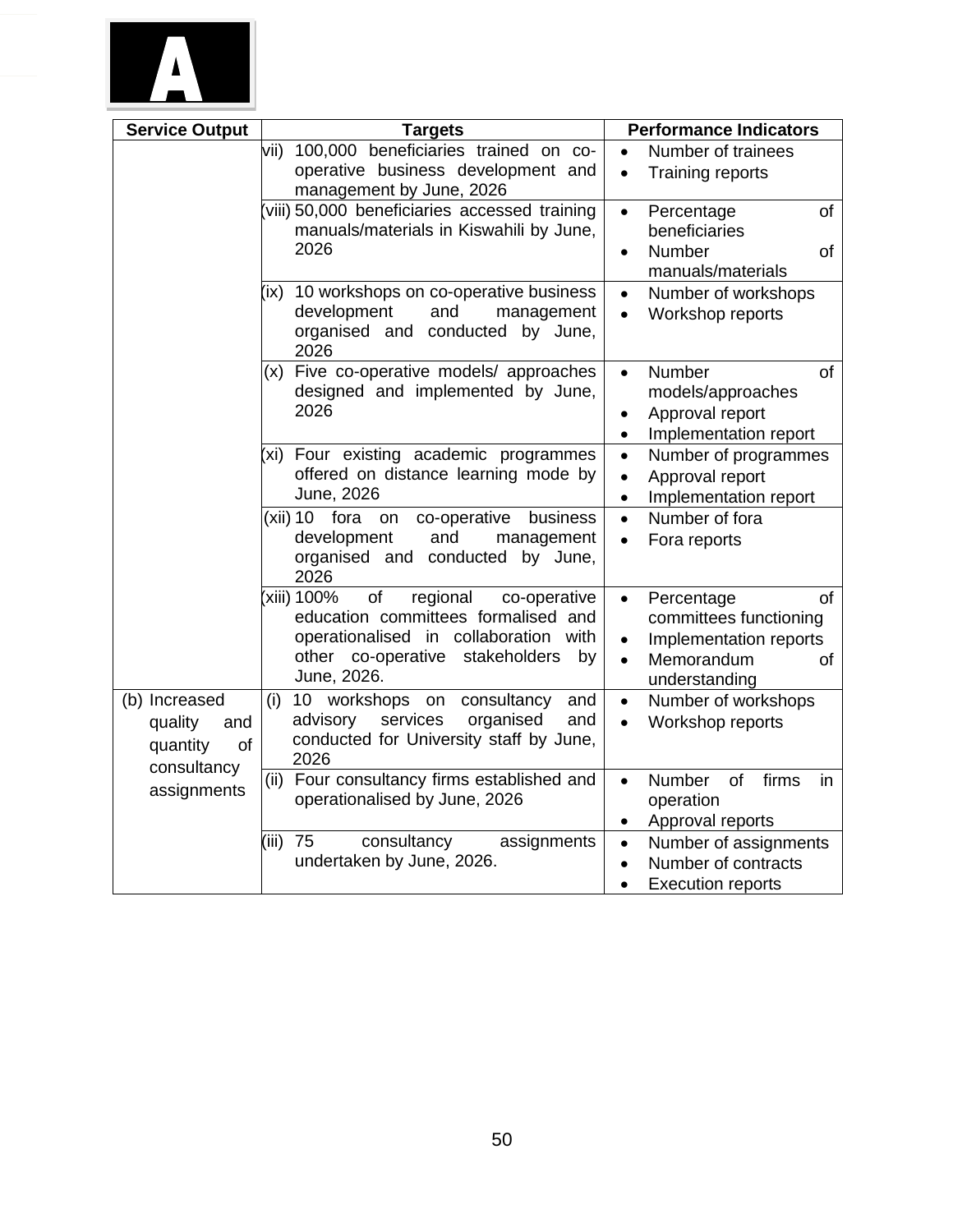| Service Output | Targets | Performance Indicators |
|---|---|---|
| | vii) 100,000 beneficiaries trained on co-operative business development and management by June, 2026 | • Number of trainees<br>• Training reports |
| | (viii) 50,000 beneficiaries accessed training manuals/materials in Kiswahili by June, 2026 | • Percentage of beneficiaries<br>• Number of manuals/materials |
| | (ix) 10 workshops on co-operative business development and management organised and conducted by June, 2026 | • Number of workshops<br>• Workshop reports |
| | (x) Five co-operative models/ approaches designed and implemented by June, 2026 | • Number of models/approaches<br>• Approval report<br>• Implementation report |
| | (xi) Four existing academic programmes offered on distance learning mode by June, 2026 | • Number of programmes<br>• Approval report<br>• Implementation report |
| | (xii) 10 fora on co-operative business development and management organised and conducted by June, 2026 | • Number of fora<br>• Fora reports |
| | (xiii) 100% of regional co-operative education committees formalised and operationalised in collaboration with other co-operative stakeholders by June, 2026. | • Percentage of committees functioning<br>• Implementation reports<br>• Memorandum of understanding |
| (b) Increased quality and quantity of consultancy assignments | (i) 10 workshops on consultancy and advisory services organised and conducted for University staff by June, 2026 | • Number of workshops<br>• Workshop reports |
| | (ii) Four consultancy firms established and operationalised by June, 2026 | • Number of firms in operation<br>• Approval reports |
| | (iii) 75 consultancy assignments undertaken by June, 2026. | • Number of assignments<br>• Number of contracts<br>• Execution reports |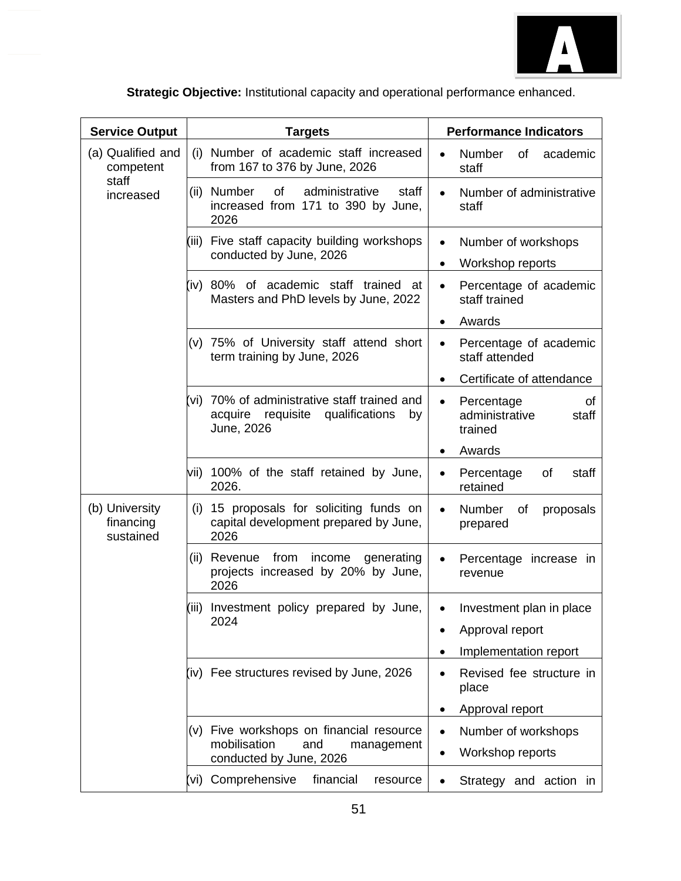**Strategic Objective:** Institutional capacity and operational performance enhanced.

| Service Output | Targets | Performance Indicators |
|---|---|---|
| (a) Qualified and competent staff increased | (i) Number of academic staff increased from 167 to 376 by June, 2026 | • Number of academic staff |
| | (ii) Number of administrative staff increased from 171 to 390 by June, 2026 | • Number of administrative staff |
| | (iii) Five staff capacity building workshops conducted by June, 2026 | • Number of workshops<br>• Workshop reports |
| | (iv) 80% of academic staff trained at Masters and PhD levels by June, 2022 | • Percentage of academic staff trained<br>• Awards |
| | (v) 75% of University staff attend short term training by June, 2026 | • Percentage of academic staff attended<br>• Certificate of attendance |
| | (vi) 70% of administrative staff trained and acquire requisite qualifications by June, 2026 | • Percentage of administrative staff trained<br>• Awards |
| | (vii) 100% of the staff retained by June, 2026. | • Percentage of staff retained |
| (b) University financing sustained | (i) 15 proposals for soliciting funds on capital development prepared by June, 2026 | • Number of proposals prepared |
| | (ii) Revenue from income generating projects increased by 20% by June, 2026 | • Percentage increase in revenue |
| | (iii) Investment policy prepared by June, 2024 | • Investment plan in place<br>• Approval report<br>• Implementation report |
| | (iv) Fee structures revised by June, 2026 | • Revised fee structure in place<br>• Approval report |
| | (v) Five workshops on financial resource mobilisation and management conducted by June, 2026 | • Number of workshops<br>• Workshop reports |
| | (vi) Comprehensive financial resource | • Strategy and action in |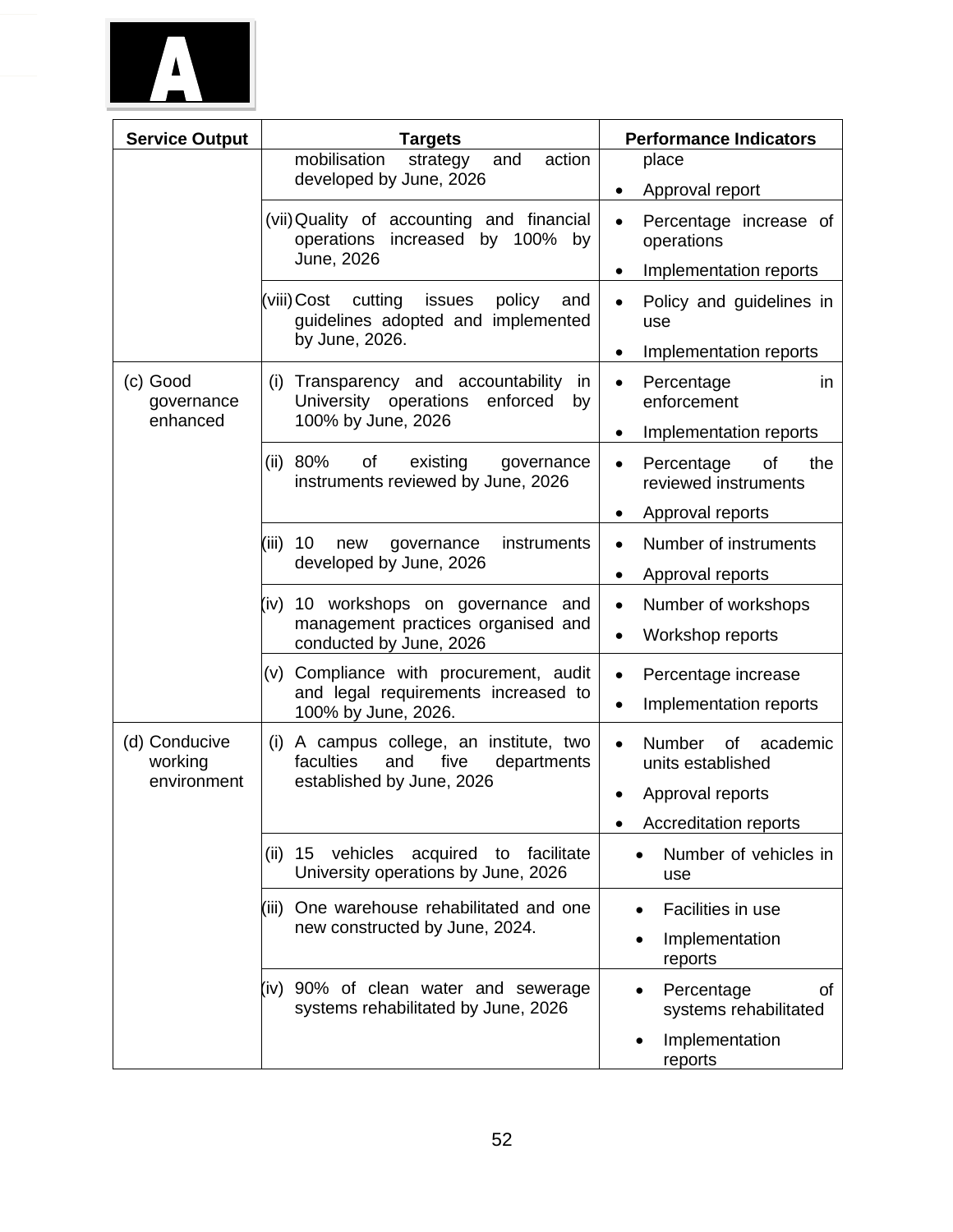**A**

| Service Output | Targets | Performance Indicators |
|---|---|---|
| | mobilisation strategy and action developed by June, 2026 | place<br>• Approval report |
| | (vii) Quality of accounting and financial operations increased by 100% by June, 2026 | • Percentage increase of operations<br>• Implementation reports |
| | (viii) Cost cutting issues policy and guidelines adopted and implemented by June, 2026. | • Policy and guidelines in use<br>• Implementation reports |
| (c) Good governance enhanced | (i) Transparency and accountability in University operations enforced by 100% by June, 2026 | • Percentage in enforcement<br>• Implementation reports |
| | (ii) 80% of existing governance instruments reviewed by June, 2026 | • Percentage of the reviewed instruments<br>• Approval reports |
| | (iii) 10 new governance instruments developed by June, 2026 | • Number of instruments<br>• Approval reports |
| | (iv) 10 workshops on governance and management practices organised and conducted by June, 2026 | • Number of workshops<br>• Workshop reports |
| | (v) Compliance with procurement, audit and legal requirements increased to 100% by June, 2026. | • Percentage increase<br>• Implementation reports |
| (d) Conducive working environment | (i) A campus college, an institute, two faculties and five departments established by June, 2026 | • Number of academic units established<br>• Approval reports<br>• Accreditation reports |
| | (ii) 15 vehicles acquired to facilitate University operations by June, 2026 | • Number of vehicles in use |
| | (iii) One warehouse rehabilitated and one new constructed by June, 2024. | • Facilities in use<br>• Implementation reports |
| | (iv) 90% of clean water and sewerage systems rehabilitated by June, 2026 | • Percentage of systems rehabilitated<br>• Implementation reports |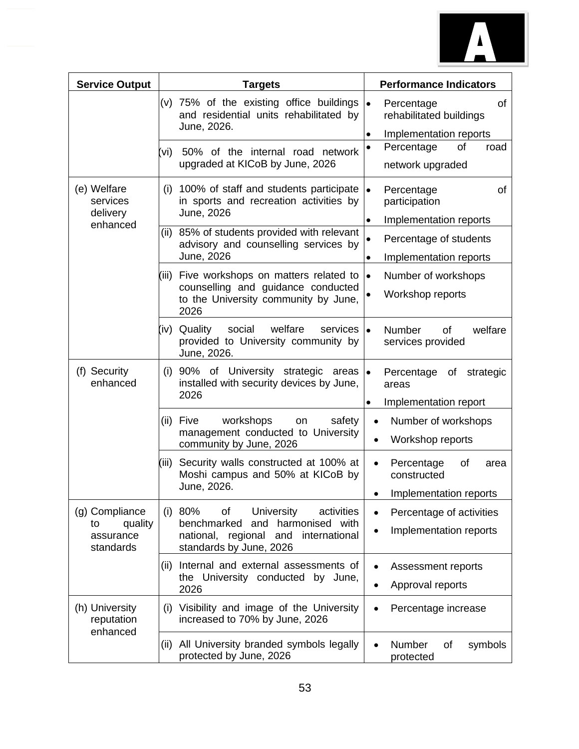| Service Output | Targets | Performance Indicators |
|---|---|---|
| | (v) 75% of the existing office buildings and residential units rehabilitated by June, 2026. | • Percentage of rehabilitated buildings<br>• Implementation reports |
| | (vi) 50% of the internal road network upgraded at KICoB by June, 2026 | • Percentage of road network upgraded |
| (e) Welfare services delivery enhanced | (i) 100% of staff and students participate in sports and recreation activities by June, 2026 | • Percentage of participation<br>• Implementation reports |
| | (ii) 85% of students provided with relevant advisory and counselling services by June, 2026 | • Percentage of students<br>• Implementation reports |
| | (iii) Five workshops on matters related to counselling and guidance conducted to the University community by June, 2026 | • Number of workshops<br>• Workshop reports |
| | (iv) Quality social welfare services provided to University community by June, 2026. | • Number of welfare services provided |
| (f) Security enhanced | (i) 90% of University strategic areas installed with security devices by June, 2026 | • Percentage of strategic areas<br>• Implementation report |
| | (ii) Five workshops on safety management conducted to University community by June, 2026 | • Number of workshops<br>• Workshop reports |
| | (iii) Security walls constructed at 100% at Moshi campus and 50% at KICoB by June, 2026. | • Percentage of area constructed<br>• Implementation reports |
| (g) Compliance to quality assurance standards | (i) 80% of University activities benchmarked and harmonised with national, regional and international standards by June, 2026 | • Percentage of activities<br>• Implementation reports |
| | (ii) Internal and external assessments of the University conducted by June, 2026 | • Assessment reports<br>• Approval reports |
| (h) University reputation enhanced | (i) Visibility and image of the University increased to 70% by June, 2026 | • Percentage increase |
| | (ii) All University branded symbols legally protected by June, 2026 | • Number of symbols protected |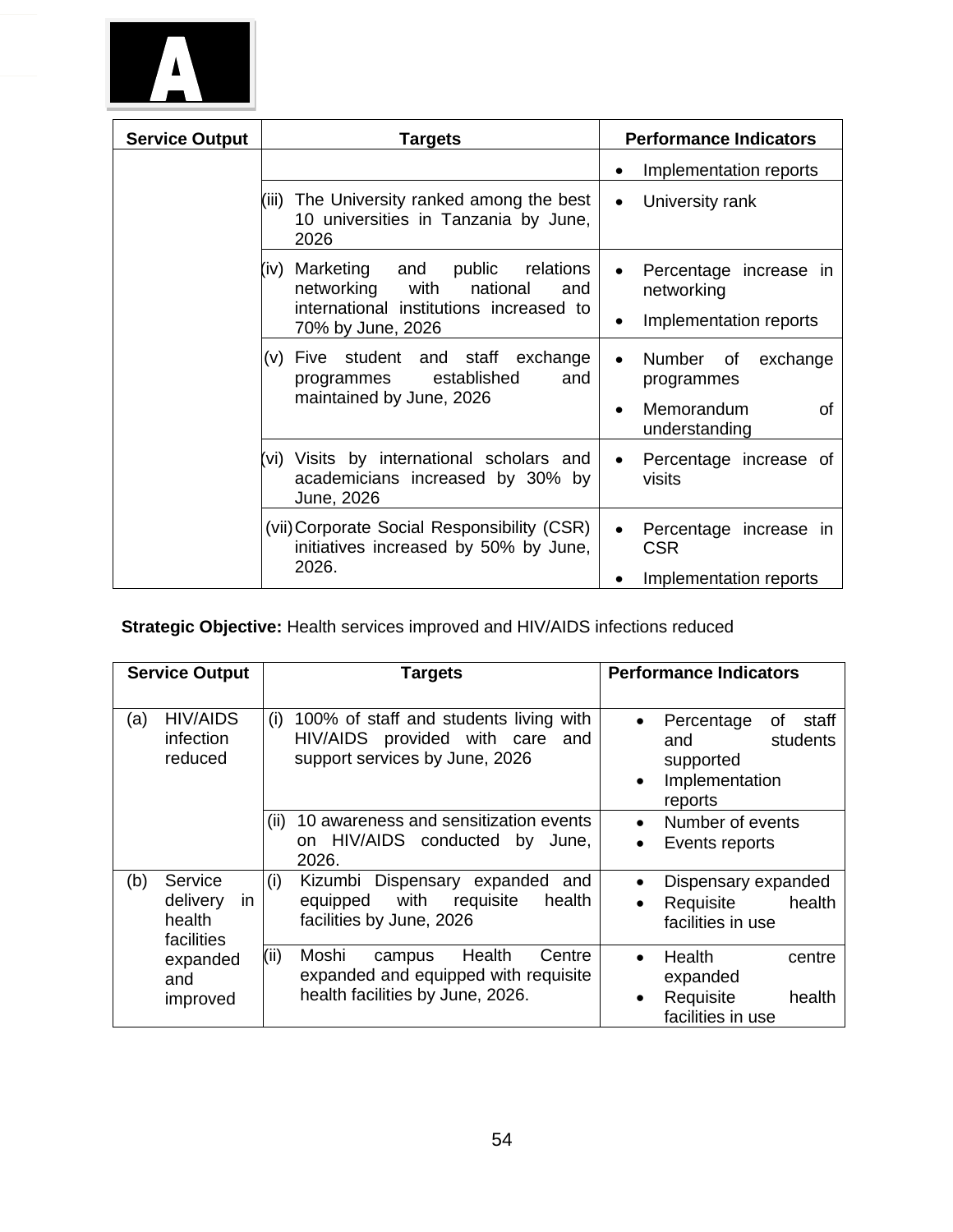| Service Output | Targets | Performance Indicators |
|---|---|---|
| | | • Implementation reports |
| | (iii) The University ranked among the best 10 universities in Tanzania by June, 2026 | • University rank |
| | (iv) Marketing and public relations networking with national and international institutions increased to 70% by June, 2026 | • Percentage increase in networking<br>• Implementation reports |
| | (v) Five student and staff exchange programmes established and maintained by June, 2026 | • Number of exchange programmes<br>• Memorandum of understanding |
| | (vi) Visits by international scholars and academicians increased by 30% by June, 2026 | • Percentage increase of visits |
| | (vii) Corporate Social Responsibility (CSR) initiatives increased by 50% by June, 2026. | • Percentage increase in CSR<br>• Implementation reports |

**Strategic Objective:** Health services improved and HIV/AIDS infections reduced

| Service Output | Targets | Performance Indicators |
|---|---|---|
| (a) HIV/AIDS infection reduced | (i) 100% of staff and students living with HIV/AIDS provided with care and support services by June, 2026 | • Percentage of staff and students supported<br>• Implementation reports |
| | (ii) 10 awareness and sensitization events on HIV/AIDS conducted by June, 2026. | • Number of events<br>• Events reports |
| (b) Service delivery in health facilities expanded and improved | (i) Kizumbi Dispensary expanded and equipped with requisite health facilities by June, 2026 | • Dispensary expanded<br>• Requisite health facilities in use |
| | (ii) Moshi campus Health Centre expanded and equipped with requisite health facilities by June, 2026. | • Health centre expanded<br>• Requisite health facilities in use |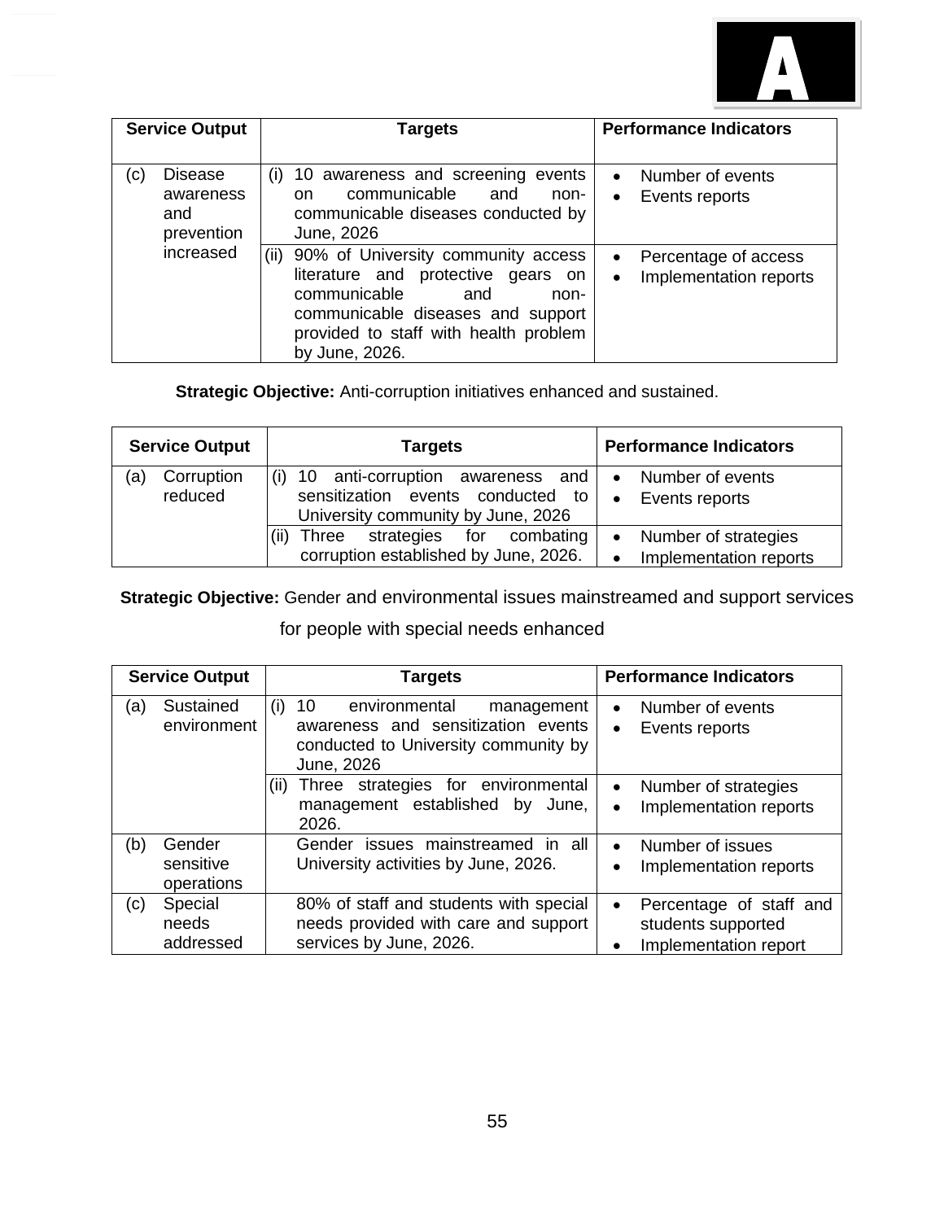| Service Output | Targets | Performance Indicators |
|---|---|---|
| (c) Disease awareness and prevention increased | (i) 10 awareness and screening events on communicable and non-communicable diseases conducted by June, 2026 | • Number of events<br>• Events reports |
| | (ii) 90% of University community access literature and protective gears on communicable and non-communicable diseases and support provided to staff with health problem by June, 2026. | • Percentage of access<br>• Implementation reports |

**Strategic Objective:** Anti-corruption initiatives enhanced and sustained.

| Service Output | Targets | Performance Indicators |
|---|---|---|
| (a) Corruption reduced | (i) 10 anti-corruption awareness and sensitization events conducted to University community by June, 2026 | • Number of events<br>• Events reports |
| | (ii) Three strategies for combating corruption established by June, 2026. | • Number of strategies<br>• Implementation reports |

**Strategic Objective:** Gender and environmental issues mainstreamed and support services for people with special needs enhanced

| Service Output | Targets | Performance Indicators |
|---|---|---|
| (a) Sustained environment | (i) 10 environmental management awareness and sensitization events conducted to University community by June, 2026 | • Number of events<br>• Events reports |
| | (ii) Three strategies for environmental management established by June, 2026. | • Number of strategies<br>• Implementation reports |
| (b) Gender sensitive operations | Gender issues mainstreamed in all University activities by June, 2026. | • Number of issues<br>• Implementation reports |
| (c) Special needs addressed | 80% of staff and students with special needs provided with care and support services by June, 2026. | • Percentage of staff and students supported<br>• Implementation report |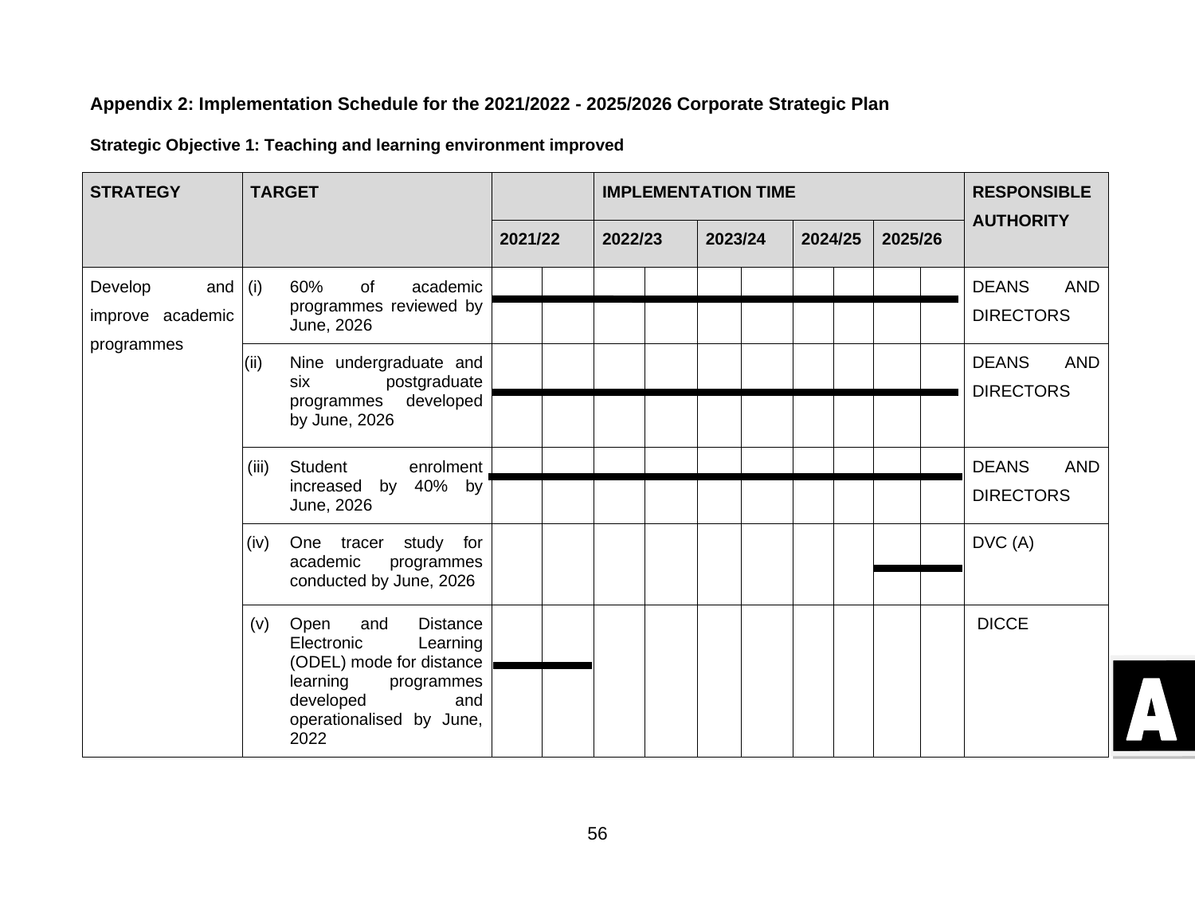## Appendix 2: Implementation Schedule for the 2021/2022 - 2025/2026 Corporate Strategic Plan

**Strategic Objective 1: Teaching and learning environment improved**

| STRATEGY | TARGET | IMPLEMENTATION TIME | | | | | RESPONSIBLE AUTHORITY |
|---|---|---|---|---|---|---|---|
| | | 2021/22 | 2022/23 | 2023/24 | 2024/25 | 2025/26 | |
| Develop and improve academic programmes | (i) 60% of academic programmes reviewed by June, 2026 | ▬ | ▬ | ▬ | ▬ | ▬ | DEANS AND DIRECTORS |
| | (ii) Nine undergraduate and six postgraduate programmes developed by June, 2026 | ▬ | ▬ | ▬ | ▬ | ▬ | DEANS AND DIRECTORS |
| | (iii) Student enrolment increased by 40% by June, 2026 | ▬ | ▬ | ▬ | ▬ | ▬ | DEANS AND DIRECTORS |
| | (iv) One tracer study for academic programmes conducted by June, 2026 | | | | | ▬ | DVC (A) |
| | (v) Open and Distance Electronic Learning (ODEL) mode for distance learning programmes developed and operationalised by June, 2022 | ▬ | | | | | DICCE |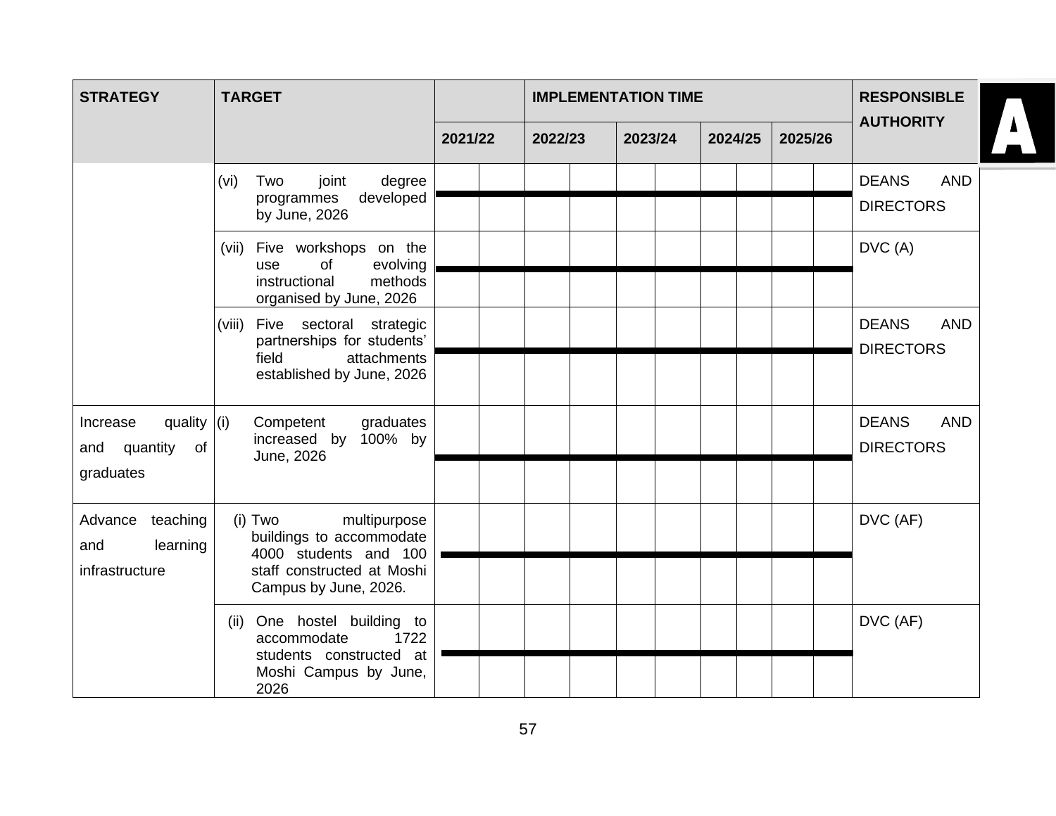| STRATEGY | TARGET | IMPLEMENTATION TIME | | | | | RESPONSIBLE AUTHORITY |
|---|---|---|---|---|---|---|---|
| | | 2021/22 | 2022/23 | 2023/24 | 2024/25 | 2025/26 | |
| | (vi) Two joint degree programmes developed by June, 2026 | ▬ | ▬ | ▬ | ▬ | ▬ | DEANS AND DIRECTORS |
| | (vii) Five workshops on the use of evolving instructional methods organised by June, 2026 | ▬ | ▬ | ▬ | ▬ | ▬ | DVC (A) |
| | (viii) Five sectoral strategic partnerships for students' field attachments established by June, 2026 | ▬ | ▬ | ▬ | ▬ | ▬ | DEANS AND DIRECTORS |
| Increase quality and quantity of graduates | (i) Competent graduates increased by 100% by June, 2026 | ▬ | ▬ | ▬ | ▬ | ▬ | DEANS AND DIRECTORS |
| Advance teaching and learning infrastructure | (i) Two multipurpose buildings to accommodate 4000 students and 100 staff constructed at Moshi Campus by June, 2026. | ▬ | ▬ | ▬ | ▬ | ▬ | DVC (AF) |
| | (ii) One hostel building to accommodate 1722 students constructed at Moshi Campus by June, 2026 | ▬ | ▬ | ▬ | ▬ | ▬ | DVC (AF) |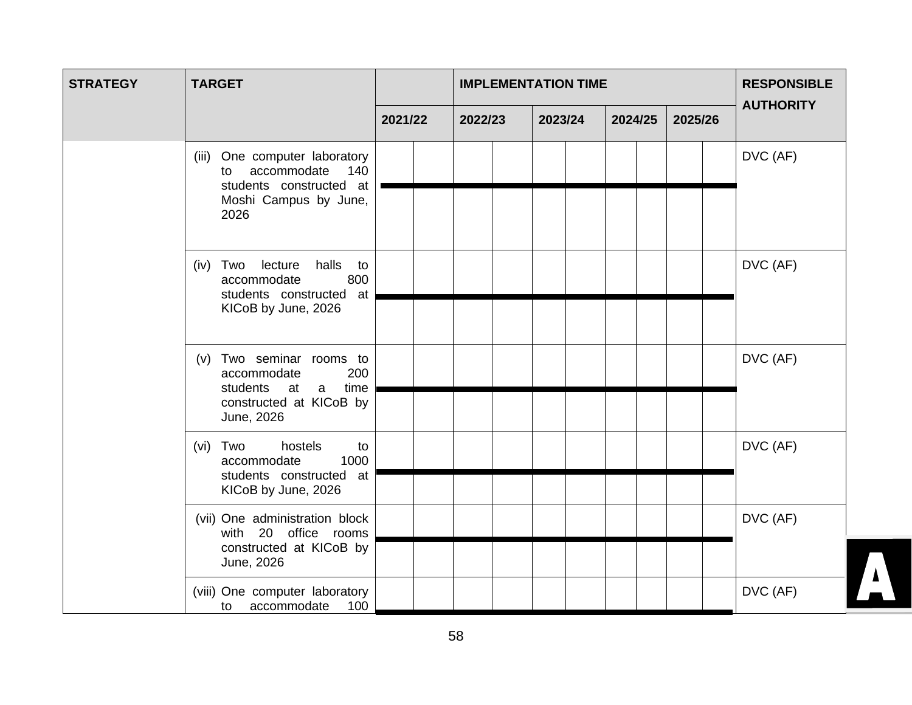| STRATEGY | TARGET | IMPLEMENTATION TIME | | | | | RESPONSIBLE AUTHORITY |
|---|---|---|---|---|---|---|---|
| | | 2021/22 | 2022/23 | 2023/24 | 2024/25 | 2025/26 | |
| | (iii) One computer laboratory to accommodate 140 students constructed at Moshi Campus by June, 2026 | | | | | | DVC (AF) |
| | (iv) Two lecture halls to accommodate 800 students constructed at KICoB by June, 2026 | | | | | | DVC (AF) |
| | (v) Two seminar rooms to accommodate 200 students at a time constructed at KICoB by June, 2026 | | | | | | DVC (AF) |
| | (vi) Two hostels to accommodate 1000 students constructed at KICoB by June, 2026 | | | | | | DVC (AF) |
| | (vii) One administration block with 20 office rooms constructed at KICoB by June, 2026 | | | | | | DVC (AF) |
| | (viii) One computer laboratory to accommodate 100 | | | | | | DVC (AF) |